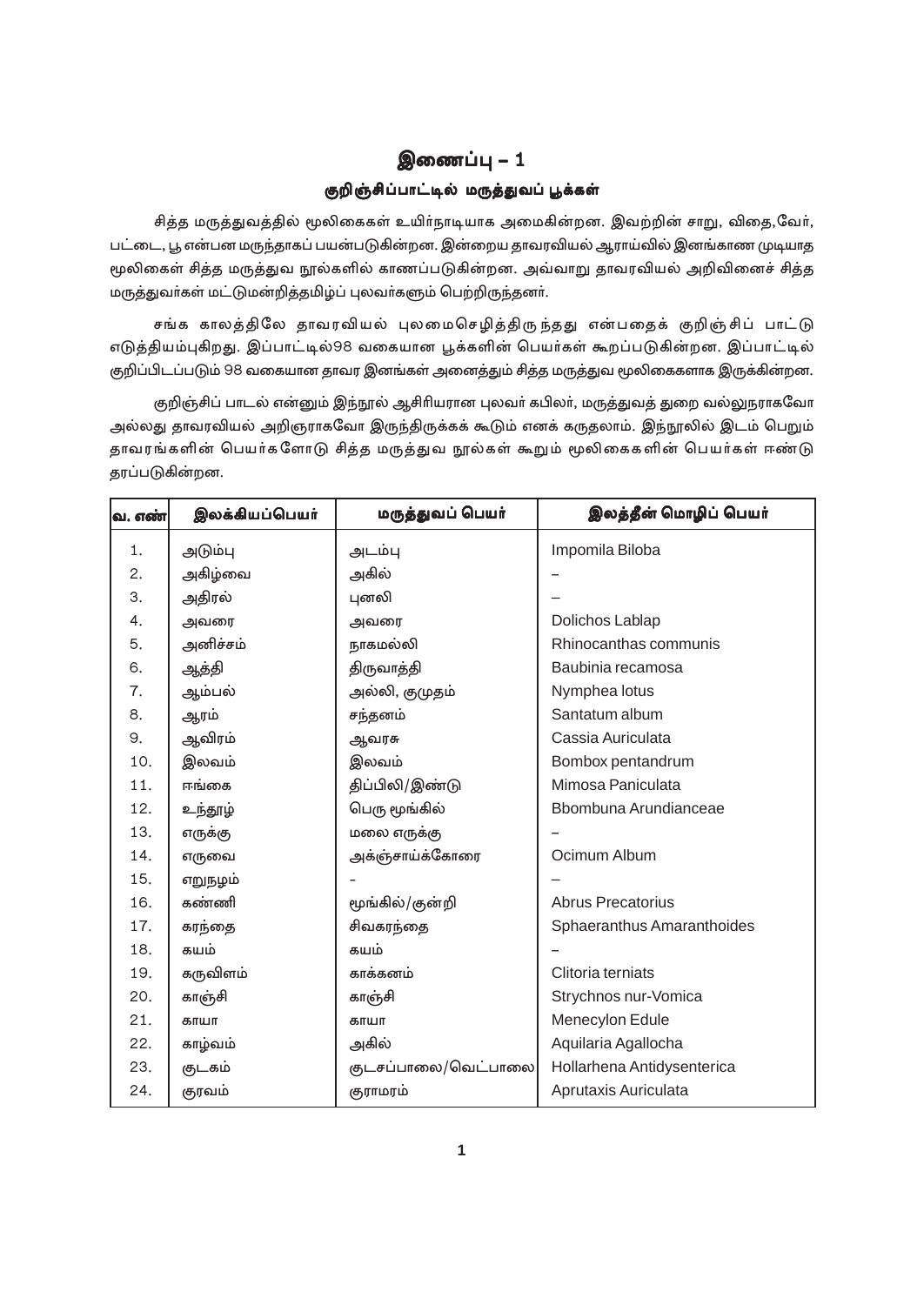# இணைப்பு – 1

## குறிஞ்சிப்பாட்டில் மருத்துவப் பூக்கள்

சித்த மருத்துவத்தில் மூலிகைகள் உயிர்நாடியாக அமைகின்றன. இவற்றின் சாறு, விதை,வேர், பட்டை, பூ என்பன மருந்தாகப் பயன்படுகின்றன. இன்றைய தாவரவியல் ஆராய்வில் இனங்காண முடியாத மூலிகைள் சித்த மருத்துவ நூல்களில் காணப்படுகின்றன. அவ்வாறு தாவரவியல் அறிவினைச் சித்த மருத்துவர்கள் மட்டுமன்றித்தமிழ்ப் புலவர்களும் பெற்றிருந்தனர்.

சங்க காலத்திலே தாவரவியல் புலமைசெழித்திருந்தது என்பதைக் குறிஞ்சிப் பாட்டு எடுத்தியம்புகிறது. இப்பாட்டில்98 வகையான பூக்களின் பெயர்கள் கூறப்படுகின்றன. இப்பாட்டில் குறிப்பிடப்படும் 98 வகையான தாவர இனங்கள் அனைத்தும் சித்த மருத்துவ மூலிகைகளாக இருக்கின்றன.

குறிஞ்சிப் பாடல் என்னும் இந்நூல் ஆசிரியரான புலவர் கபிலர், மருத்துவத் துறை வல்லுநராகவோ அல்லது தாவரவியல் அறிஞராகவோ இருந்திருக்கக் கூடும் எனக் கருதலாம். இந்நூலில் இடம் பெறும் தாவரங்களின் பெயர்களோடு சித்த மருத்துவ நூல்கள் கூறும் மூலிகைகளின் பெயர்கள் ஈண்டு தரப்படுகின்றன.

| வ. எண் | இலக்கியப்பெயர் | மருத்துவப் பெயர் | இலத்தீன் மொழிப் பெயர் |
|---|---|---|---|
| 1. | அடும்பு | அடம்பு | Impomila Biloba |
| 2. | அகிழ்வை | அகில் | – |
| 3. | அதிரல் | புனலி | – |
| 4. | அவரை | அவரை | Dolichos Lablap |
| 5. | அனிச்சம் | நாகமல்லி | Rhinocanthas communis |
| 6. | ஆத்தி | திருவாத்தி | Baubinia recamosa |
| 7. | ஆம்பல் | அல்லி, குமுதம் | Nymphea lotus |
| 8. | ஆரம் | சந்தனம் | Santatum album |
| 9. | ஆவிரம் | ஆவரசு | Cassia Auriculata |
| 10. | இலவம் | இலவம் | Bombox pentandrum |
| 11. | ஈங்கை | திப்பிலி/இண்டு | Mimosa Paniculata |
| 12. | உந்தூழ் | பெரு மூங்கில் | Bbombuna Arundianceae |
| 13. | எருக்கு | மலை எருக்கு | – |
| 14. | எருவை | அக்ஞ்சாய்க்கோரை | Ocimum Album |
| 15. | எறுநழம் | - | – |
| 16. | கண்ணி | மூங்கில்/குன்றி | Abrus Precatorius |
| 17. | கரந்தை | சிவகரந்தை | Sphaeranthus Amaranthoides |
| 18. | கயம் | கயம் | – |
| 19. | கருவிளம் | காக்கனம் | Clitoria terniats |
| 20. | காஞ்சி | காஞ்சி | Strychnos nur-Vomica |
| 21. | காயா | காயா | Menecylon Edule |
| 22. | காழ்வம் | அகில் | Aquilaria Agallocha |
| 23. | குடகம் | குடசப்பாலை/வெட்பாலை | Hollarhena Antidysenterica |
| 24. | குரவம் | குராமரம் | Aprutaxis Auriculata |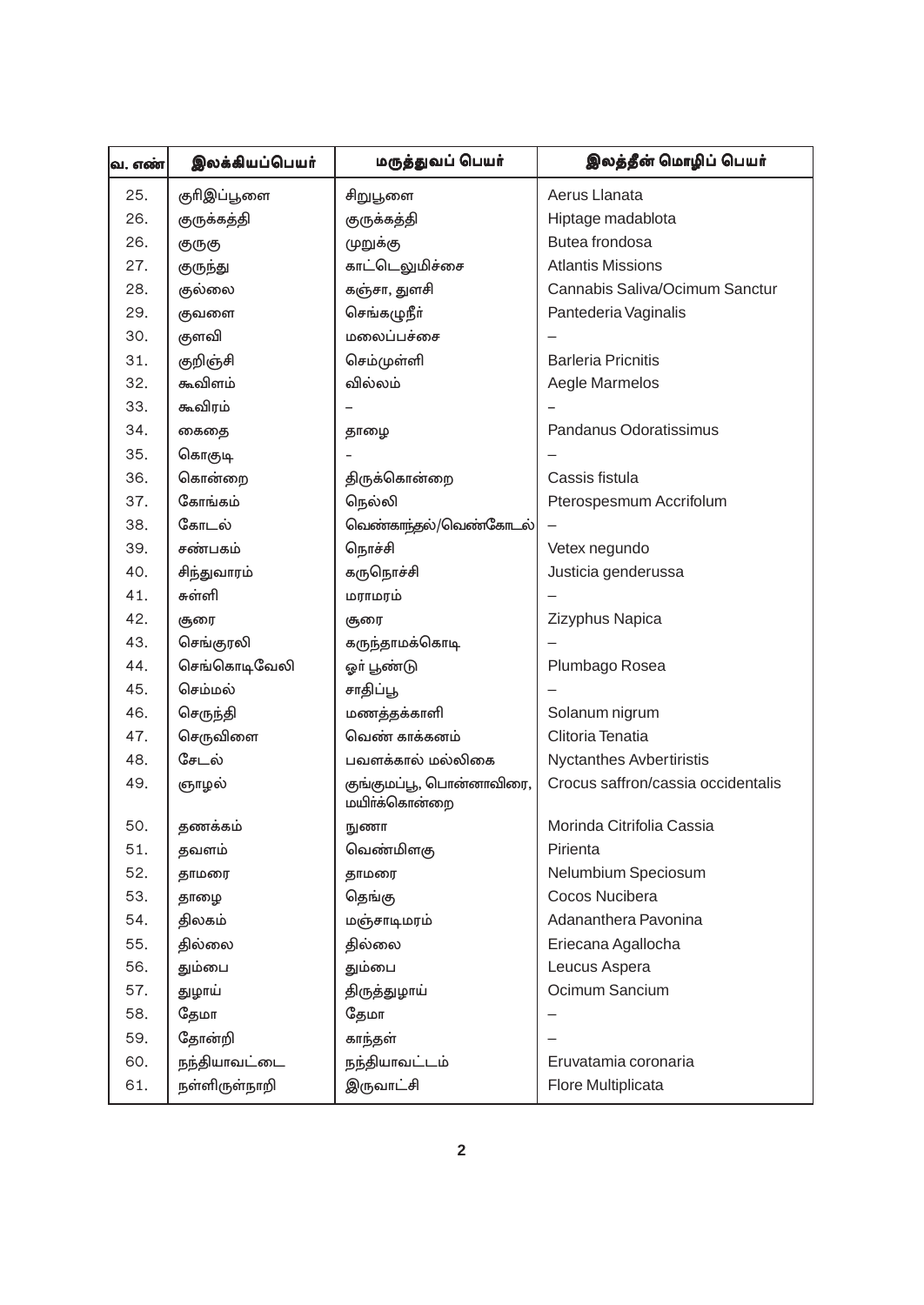| வ. எண் | இலக்கியப்பெயர் | மருத்துவப் பெயர் | இலத்தீன் மொழிப் பெயர் |
|---|---|---|---|
| 25. | குரிஇப்பூளை | சிறுபூளை | Aerus Llanata |
| 26. | குருக்கத்தி | குருக்கத்தி | Hiptage madablota |
| 26. | குருகு | முறுக்கு | Butea frondosa |
| 27. | குருந்து | காட்டெலுமிச்சை | Atlantis Missions |
| 28. | குல்லை | கஞ்சா, துளசி | Cannabis Saliva/Ocimum Sanctur |
| 29. | குவளை | செங்கழுநீர் | Pantederia Vaginalis |
| 30. | குளவி | மலைப்பச்சை | – |
| 31. | குறிஞ்சி | செம்முள்ளி | Barleria Pricnitis |
| 32. | கூவிளம் | வில்லம் | Aegle Marmelos |
| 33. | கூவிரம் | – | – |
| 34. | கைதை | தாழை | Pandanus Odoratissimus |
| 35. | கொகுடி | - | – |
| 36. | கொன்றை | திருக்கொன்றை | Cassis fistula |
| 37. | கோங்கம் | நெல்லி | Pterospespmum Accrifolum |
| 38. | கோடல் | வெண்காந்தல்/வெண்கோடல் | – |
| 39. | சண்பகம் | நொச்சி | Vetex negundo |
| 40. | சிந்துவாரம் | கருநொச்சி | Justicia genderussa |
| 41. | சுள்ளி | மராமரம் | – |
| 42. | சூரை | சூரை | Zizyphus Napica |
| 43. | செங்குரலி | கருந்தாமக்கொடி | – |
| 44. | செங்கொடிவேலி | ஓர் பூண்டு | Plumbago Rosea |
| 45. | செம்மல் | சாதிப்பூ | – |
| 46. | செருந்தி | மணத்தக்காளி | Solanum nigrum |
| 47. | செருவிளை | வெண் காக்கனம் | Clitoria Tenatia |
| 48. | சேடல் | பவளக்கால் மல்லிகை | Nyctanthes Avbertiristis |
| 49. | ஞாழல் | குங்குமப்பூ, பொன்னாவிரை, மயிர்க்கொன்றை | Crocus saffron/cassia occidentalis |
| 50. | தணக்கம் | நுணா | Morinda Citrifolia Cassia |
| 51. | தவளம் | வெண்மிளகு | Pirienta |
| 52. | தாமரை | தாமரை | Nelumbium Speciosum |
| 53. | தாழை | தெங்கு | Cocos Nucibera |
| 54. | திலகம் | மஞ்சாடிமரம் | Adananthera Pavonina |
| 55. | தில்லை | தில்லை | Eriecana Agallocha |
| 56. | தும்பை | தும்பை | Leucus Aspera |
| 57. | துழாய் | திருத்துழாய் | Ocimum Sancium |
| 58. | தேமா | தேமா | – |
| 59. | தோன்றி | காந்தள் | – |
| 60. | நந்தியாவட்டை | நந்தியாவட்டம் | Eruvatamia coronaria |
| 61. | நள்ளிருள்நாறி | இருவாட்சி | Flore Multiplicata |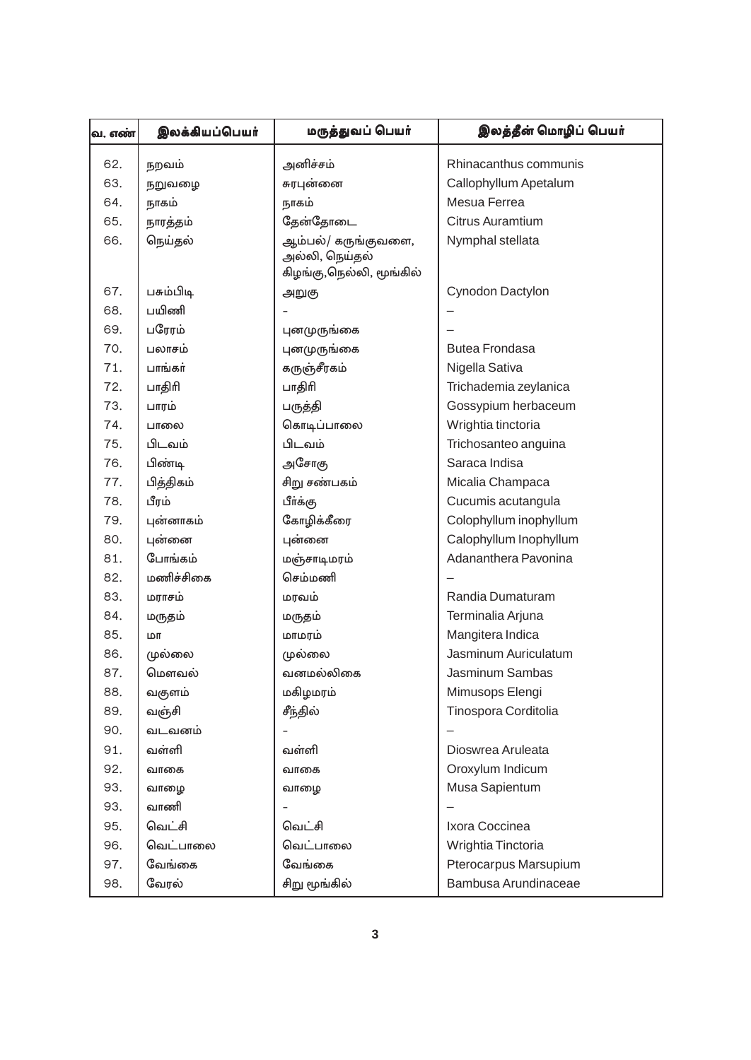| வ. எண் | இலக்கியப்பெயர் | மருத்துவப் பெயர் | இலத்தீன் மொழிப் பெயர் |
|---|---|---|---|
| 62. | நறவம் | அனிச்சம் | Rhinacanthus communis |
| 63. | நறுவழை | சுரபுன்னை | Callophyllum Apetalum |
| 64. | நாகம் | நாகம் | Mesua Ferrea |
| 65. | நாரத்தம் | தேன்தோடை | Citrus Auramtium |
| 66. | நெய்தல் | ஆம்பல்/ கருங்குவளை, அல்லி, நெய்தல் கிழங்கு,நெல்லி, மூங்கில் | Nymphal stellata |
| 67. | பசும்பிடி | அறுகு | Cynodon Dactylon |
| 68. | பயிணி | - | – |
| 69. | பரேரம் | புனமுருங்கை | – |
| 70. | பலாசம் | புனமுருங்கை | Butea Frondasa |
| 71. | பாங்கர் | கருஞ்சீரகம் | Nigella Sativa |
| 72. | பாதிரி | பாதிரி | Trichademia zeylanica |
| 73. | பாரம் | பருத்தி | Gossypium herbaceum |
| 74. | பாலை | கொடிப்பாலை | Wrightia tinctoria |
| 75. | பிடவம் | பிடவம் | Trichosanteo anguina |
| 76. | பிண்டி | அசோகு | Saraca Indisa |
| 77. | பித்திகம் | சிறு சண்பகம் | Micalia Champaca |
| 78. | பீரம் | பீர்க்கு | Cucumis acutangula |
| 79. | புன்னாகம் | கோழிக்கீரை | Colophyllum inophyllum |
| 80. | புன்னை | புன்னை | Calophyllum Inophyllum |
| 81. | போங்கம் | மஞ்சாடிமரம் | Adananthera Pavonina |
| 82. | மணிச்சிகை | செம்மணி | – |
| 83. | மராசம் | மரவம் | Randia Dumaturam |
| 84. | மருதம் | மருதம் | Terminalia Arjuna |
| 85. | மா | மாமரம் | Mangitera Indica |
| 86. | முல்லை | முல்லை | Jasminum Auriculatum |
| 87. | மௌவல் | வனமல்லிகை | Jasminum Sambas |
| 88. | வகுளம் | மகிழமரம் | Mimusops Elengi |
| 89. | வஞ்சி | சீந்தில் | Tinospora Corditolia |
| 90. | வடவனம் | - | – |
| 91. | வள்ளி | வள்ளி | Dioswrea Aruleata |
| 92. | வாகை | வாகை | Oroxylum Indicum |
| 93. | வாழை | வாழை | Musa Sapientum |
| 93. | வாணி | - | – |
| 95. | வெட்சி | வெட்சி | Ixora Coccinea |
| 96. | வெட்பாலை | வெட்பாலை | Wrightia Tinctoria |
| 97. | வேங்கை | வேங்கை | Pterocarpus Marsupium |
| 98. | வேரல் | சிறு மூங்கில் | Bambusa Arundinaceae |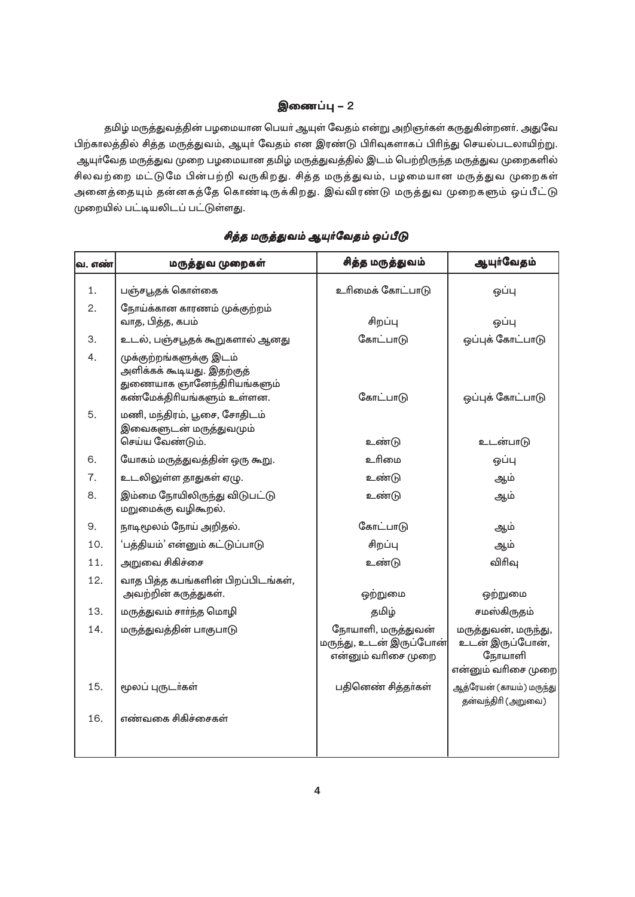## இணைப்பு – 2

தமிழ் மருத்துவத்தின் பழமையான பெயர் ஆயுள் வேதம் என்று அறிஞர்கள் கருதுகின்றனர். அதுவே பிற்காலத்தில் சித்த மருத்துவம், ஆயுர் வேதம் என இரண்டு பிரிவுகளாகப் பிரிந்து செயல்படலாயிற்று. ஆயுர்வேத மருத்துவ முறை பழமையான தமிழ் மருத்துவத்தில் இடம் பெற்றிருந்த மருத்துவ முறைகளில் சிலவற்றை மட்டுமே பின்பற்றி வருகிறது. சித்த மருத்துவம், பழமையான மருத்துவ முறைகள் அனைத்தையும் தன்னகத்தே கொண்டிருக்கிறது. இவ்விரண்டு மருத்துவ முறைகளும் ஒப்பீட்டு முறையில் பட்டியலிடப் பட்டுள்ளது.

***சித்த மருத்துவம் ஆயுர்வேதம் ஒப்பீடு***

| வ. எண் | மருத்துவ முறைகள் | சித்த மருத்துவம் | ஆயுர்வேதம் |
|---|---|---|---|
| 1. | பஞ்சபூதக் கொள்கை | உரிமைக் கோட்பாடு | ஒப்பு |
| 2. | நோய்க்கான காரணம் முக்குற்றம் வாத, பித்த, கபம் | சிறப்பு | ஒப்பு |
| 3. | உடல், பஞ்சபூதக் கூறுகளால் ஆனது | கோட்பாடு | ஒப்புக் கோட்பாடு |
| 4. | முக்குற்றங்களுக்கு இடம் அளிக்கக் கூடியது. இதற்குத் துணையாக ஞானேந்திரியங்களும் கன்மேந்திரியங்களும் உள்ளன. | கோட்பாடு | ஒப்புக் கோட்பாடு |
| 5. | மணி, மந்திரம், பூசை, சோதிடம் இவைகளுடன் மருத்துவமும் செய்ய வேண்டும். | உண்டு | உடன்பாடு |
| 6. | யோகம் மருத்துவத்தின் ஒரு கூறு. | உரிமை | ஒப்பு |
| 7. | உடலிலுள்ள தாதுகள் ஏழு. | உண்டு | ஆம் |
| 8. | இம்மை நோயிலிருந்து விடுபட்டு மறுமைக்கு வழிகூறல். | உண்டு | ஆம் |
| 9. | நாடிமூலம் நோய் அறிதல். | கோட்பாடு | ஆம் |
| 10. | 'பத்தியம்' என்னும் கட்டுப்பாடு | சிறப்பு | ஆம் |
| 11. | அறுவை சிகிச்சை | உண்டு | விரிவு |
| 12. | வாத பித்த கபங்களின் பிறப்பிடங்கள், அவற்றின் கருத்துகள். | ஒற்றுமை | ஒற்றுமை |
| 13. | மருத்துவம் சார்ந்த மொழி | தமிழ் | சமஸ்கிருதம் |
| 14. | மருத்துவத்தின் பாகுபாடு | நோயாளி, மருத்துவன் மருந்து, உடன் இருப்போன் என்னும் வரிசை முறை | மருத்துவன், மருந்து, உடன் இருப்போன், நோயாளி என்னும் வரிசை முறை |
| 15. | மூலப் புருடர்கள் | பதினெண் சித்தர்கள் | ஆத்ரேயன் (காயம்) மருந்து தன்வந்திரி (அறுவை) |
| 16. | எண்வகை சிகிச்சைகள் | | |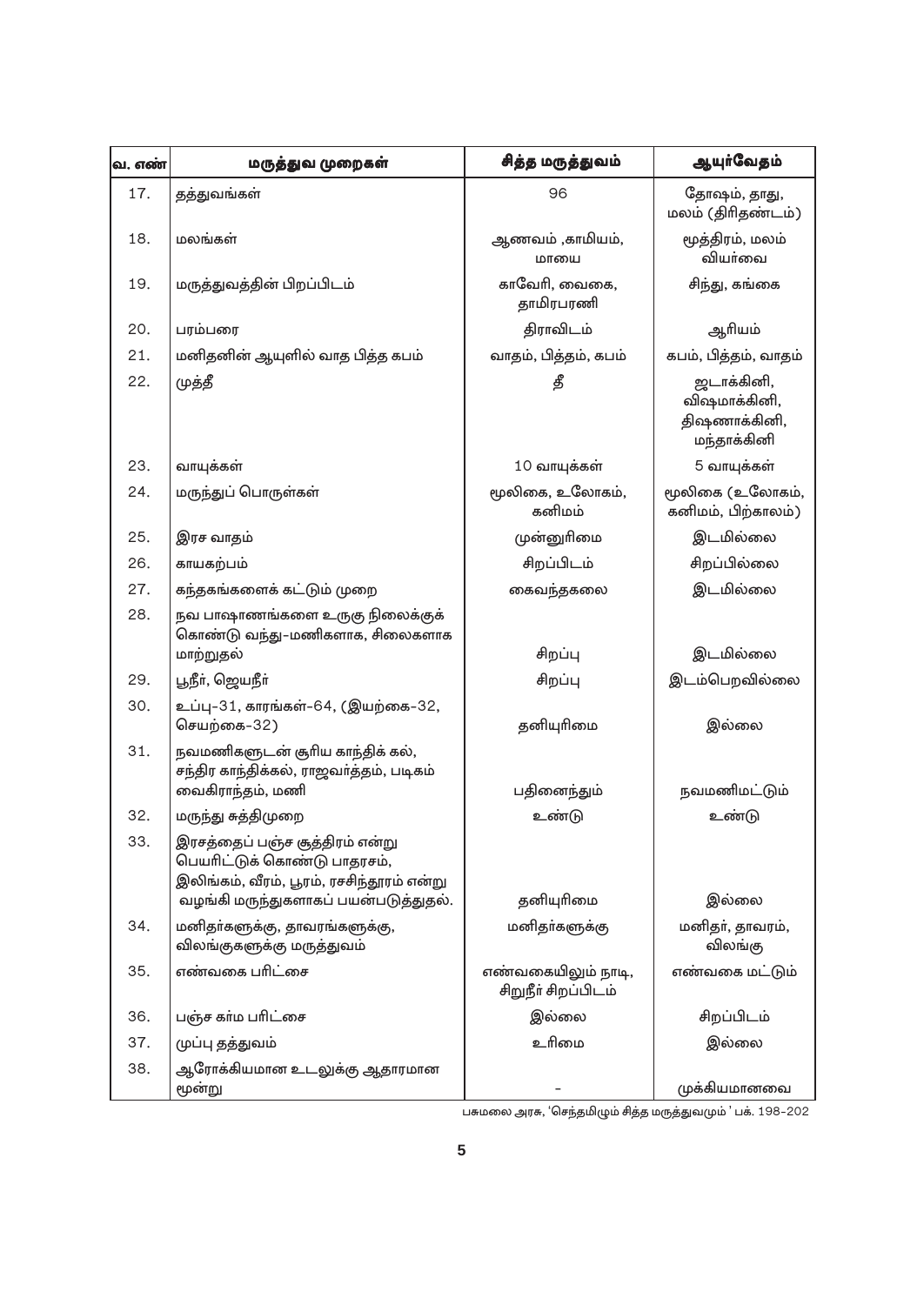| வ. எண் | மருத்துவ முறைகள் | சித்த மருத்துவம் | ஆயுர்வேதம் |
|---|---|---|---|
| 17. | தத்துவங்கள் | 96 | தோஷம், தாது, மலம் (திரிதண்டம்) |
| 18. | மலங்கள் | ஆணவம் ,காமியம், மாயை | மூத்திரம், மலம் வியர்வை |
| 19. | மருத்துவத்தின் பிறப்பிடம் | காவேரி, வைகை, தாமிரபரணி | சிந்து, கங்கை |
| 20. | பரம்பரை | திராவிடம் | ஆரியம் |
| 21. | மனிதனின் ஆயுளில் வாத பித்த கபம் | வாதம், பித்தம், கபம் | கபம், பித்தம், வாதம் |
| 22. | முத்தீ | தீ | ஜடாக்கினி, விஷமாக்கினி, திஷணாக்கினி, மந்தாக்கினி |
| 23. | வாயுக்கள் | 10 வாயுக்கள் | 5 வாயுக்கள் |
| 24. | மருந்துப் பொருள்கள் | மூலிகை, உலோகம், கனிமம் | மூலிகை (உலோகம், கனிமம், பிற்காலம்) |
| 25. | இரச வாதம் | முன்னுரிமை | இடமில்லை |
| 26. | காயகற்பம் | சிறப்பிடம் | சிறப்பில்லை |
| 27. | கந்தகங்களைக் கட்டும் முறை | கைவந்தகலை | இடமில்லை |
| 28. | நவ பாஷாணங்களை உருகு நிலைக்குக் கொண்டு வந்து-மணிகளாக, சிலைகளாக மாற்றுதல் | சிறப்பு | இடமில்லை |
| 29. | பூநீர், ஜெயநீர் | சிறப்பு | இடம்பெறவில்லை |
| 30. | உப்பு-31, காரங்கள்-64, (இயற்கை-32, செயற்கை-32) | தனியுரிமை | இல்லை |
| 31. | நவமணிகளுடன் சூரிய காந்திக் கல், சந்திர காந்திக்கல், ராஜவர்த்தம், படிகம் வைகிராந்தம், மணி | பதினைந்தும் | நவமணிமட்டும் |
| 32. | மருந்து சுத்திமுறை | உண்டு | உண்டு |
| 33. | இரசத்தைப் பஞ்ச சூத்திரம் என்று பெயரிட்டுக் கொண்டு பாதரசம், இலிங்கம், வீரம், பூரம், ரசசிந்தூரம் என்று வழங்கி மருந்துகளாகப் பயன்படுத்துதல். | தனியுரிமை | இல்லை |
| 34. | மனிதர்களுக்கு, தாவரங்களுக்கு, விலங்குகளுக்கு மருத்துவம் | மனிதர்களுக்கு | மனிதர், தாவரம், விலங்கு |
| 35. | எண்வகை பரிட்சை | எண்வகையிலும் நாடி, சிறுநீர் சிறப்பிடம் | எண்வகை மட்டும் |
| 36. | பஞ்ச கா்ம பரிட்சை | இல்லை | சிறப்பிடம் |
| 37. | முப்பு தத்துவம் | உரிமை | இல்லை |
| 38. | ஆரோக்கியமான உடலுக்கு ஆதாரமான மூன்று | - | முக்கியமானவை |

பசுமலை அரசு, 'செந்தமிழும் சித்த மருத்துவமும்' பக். 198-202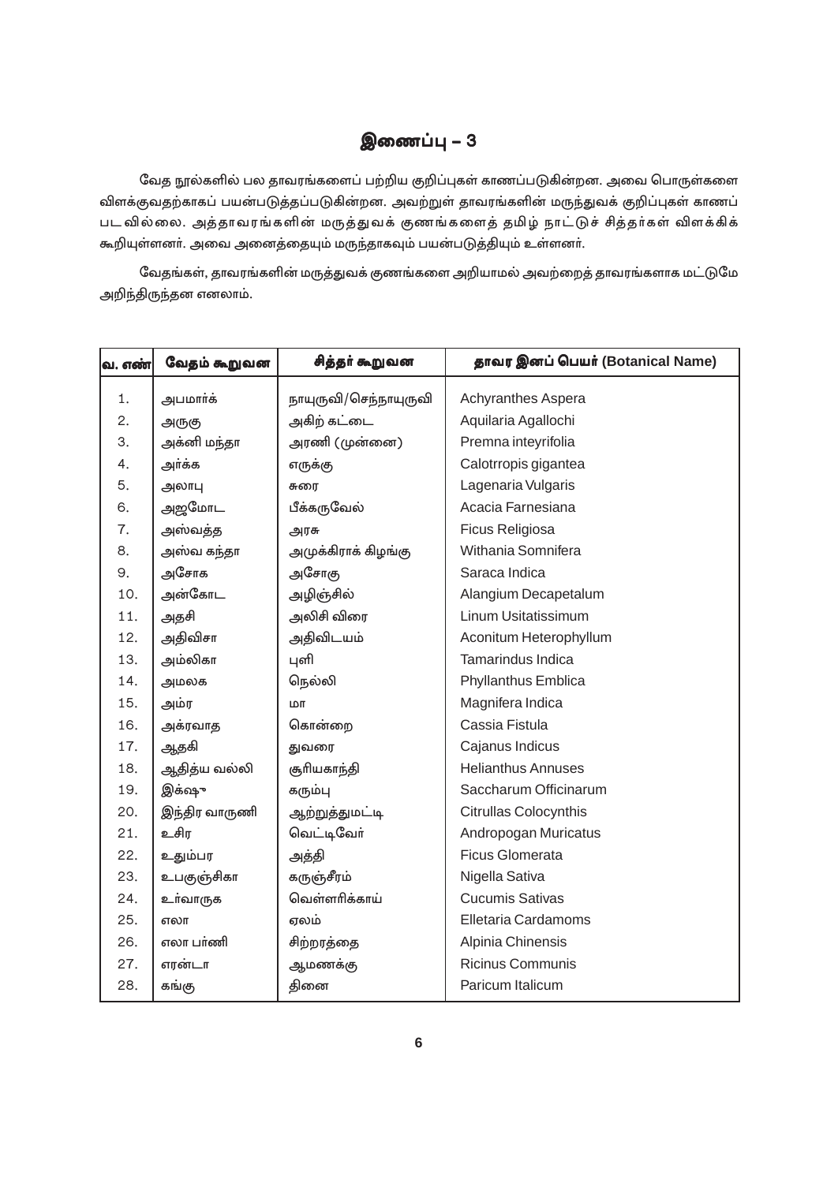# இணைப்பு – 3

வேத நூல்களில் பல தாவரங்களைப் பற்றிய குறிப்புகள் காணப்படுகின்றன. அவை பொருள்களை விளக்குவதற்காகப் பயன்படுத்தப்படுகின்றன. அவற்றுள் தாவரங்களின் மருந்துவக் குறிப்புகள் காணப் படவில்லை. அத்தாவரங்களின் மருத்துவக் குணங்களைத் தமிழ் நாட்டுச் சித்தர்கள் விளக்கிக் கூறியுள்ளனர். அவை அனைத்தையும் மருந்தாகவும் பயன்படுத்தியும் உள்ளனர்.

வேதங்கள், தாவரங்களின் மருத்துவக் குணங்களை அறியாமல் அவற்றைத் தாவரங்களாக மட்டுமே அறிந்திருந்தன எனலாம்.

| வ. எண் | வேதம் கூறுவன | சித்தர் கூறுவன | தாவர இனப் பெயர் (Botanical Name) |
|---|---|---|---|
| 1. | அபமார்க் | நாயுருவி/செந்நாயுருவி | Achyranthes Aspera |
| 2. | அருகு | அகிற் கட்டை | Aquilaria Agallochi |
| 3. | அக்னி மந்தா | அரணி (முன்னை) | Premna inteyrifolia |
| 4. | அர்க்க | எருக்கு | Calotrropis gigantea |
| 5. | அலாபு | சுரை | Lagenaria Vulgaris |
| 6. | அஜமோட | பீக்கருவேல் | Acacia Farnesiana |
| 7. | அஸ்வத்த | அரசு | Ficus Religiosa |
| 8. | அஸ்வ கந்தா | அமுக்கிராக் கிழங்கு | Withania Somnifera |
| 9. | அசோக | அசோகு | Saraca Indica |
| 10. | அன்கோட | அழிஞ்சில் | Alangium Decapetalum |
| 11. | அதசி | அலிசி விரை | Linum Usitatissimum |
| 12. | அதிவிசா | அதிவிடயம் | Aconitum Heterophyllum |
| 13. | அம்லிகா | புளி | Tamarindus Indica |
| 14. | அமலக | நெல்லி | Phyllanthus Emblica |
| 15. | அம்ர | மா | Magnifera Indica |
| 16. | அக்ரவாத | கொன்றை | Cassia Fistula |
| 17. | ஆதகி | துவரை | Cajanus Indicus |
| 18. | ஆதித்ய வல்லி | சூரியகாந்தி | Helianthus Annuses |
| 19. | இக்ஷு | கரும்பு | Saccharum Officinarum |
| 20. | இந்திர வாருணி | ஆற்றுத்துமட்டி | Citrullas Colocynthis |
| 21. | உசிர | வெட்டிவேர் | Andropogan Muricatus |
| 22. | உதும்பர | அத்தி | Ficus Glomerata |
| 23. | உபகுஞ்சிகா | கருஞ்சீரம் | Nigella Sativa |
| 24. | உர்வாருக | வெள்ளரிக்காய் | Cucumis Sativas |
| 25. | எலா | ஏலம் | Elletaria Cardamoms |
| 26. | எலா பர்ணி | சிற்றரத்தை | Alpinia Chinensis |
| 27. | எரன்டா | ஆமணக்கு | Ricinus Communis |
| 28. | கங்கு | தினை | Paricum Italicum |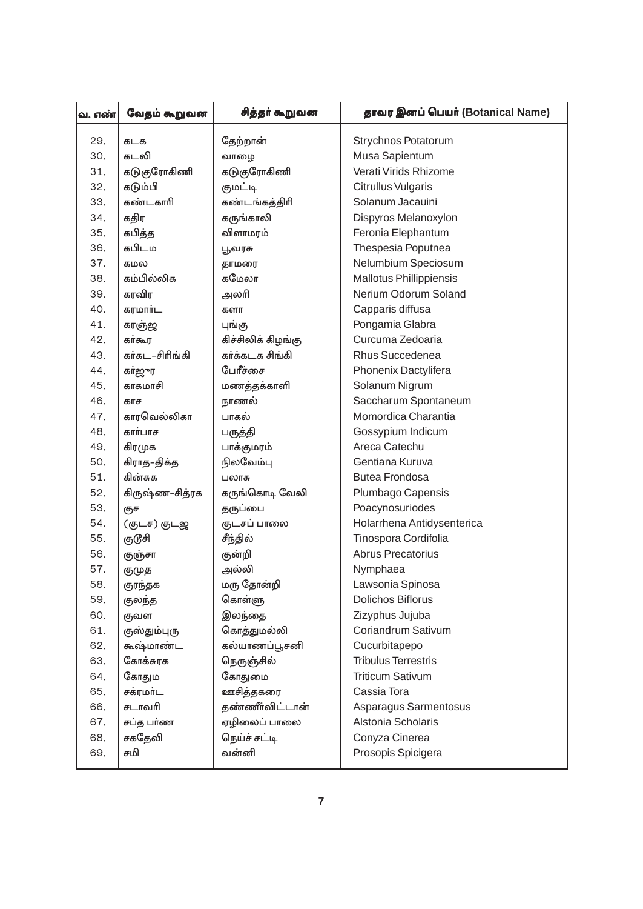| வ. எண் | வேதம் கூறுவன | சித்தர் கூறுவன | தாவர இனப் பெயர் (Botanical Name) |
|---|---|---|---|
| 29. | கடக | தேற்றான் | Strychnos Potatorum |
| 30. | கடலி | வாழை | Musa Sapientum |
| 31. | கடுகுரோகிணி | கடுகுரோகிணி | Verati Virids Rhizome |
| 32. | கடும்பி | குமட்டி | Citrullus Vulgaris |
| 33. | கண்டகாரி | கண்டங்கத்திரி | Solanum Jacauini |
| 34. | கதிர | கருங்காலி | Dispyros Melanoxylon |
| 35. | கபித்த | விளாமரம் | Feronia Elephantum |
| 36. | கபிடம | பூவரசு | Thespesia Poputnea |
| 37. | கமல | தாமரை | Nelumbium Speciosum |
| 38. | கம்பில்லிக | கமேலா | Mallotus Phillippiensis |
| 39. | கரவிர | அலரி | Nerium Odorum Soland |
| 40. | கரமார்ட | களா | Capparis diffusa |
| 41. | கரஞ்ஜ | புங்கு | Pongamia Glabra |
| 42. | கர்கூர | கிச்சிலிக் கிழங்கு | Curcuma Zedoaria |
| 43. | கர்கட-சிரிங்கி | கர்க்கடக சிங்கி | Rhus Succedenea |
| 44. | கர்ஜுர | பேரீச்சை | Phonenix Dactylifera |
| 45. | காகமாசி | மணத்தக்காளி | Solanum Nigrum |
| 46. | காச | நாணல் | Saccharum Spontaneum |
| 47. | காரவெல்லிகா | பாகல் | Momordica Charantia |
| 48. | கார்பாச | பருத்தி | Gossypium Indicum |
| 49. | கிரமுக | பாக்குமரம் | Areca Catechu |
| 50. | கிராத-திக்த | நிலவேம்பு | Gentiana Kuruva |
| 51. | கின்சுக | பலாசு | Butea Frondosa |
| 52. | கிருஷ்ண-சித்ரக | கருங்கொடி வேலி | Plumbago Capensis |
| 53. | குச | தருப்பை | Poacynosuriodes |
| 54. | (குடச) குடஜ | குடசப் பாலை | Holarrhena Antidysenterica |
| 55. | குடூசி | சீந்தில் | Tinospora Cordifolia |
| 56. | குஞ்சா | குன்றி | Abrus Precatorius |
| 57. | குமுத | அல்லி | Nymphaea |
| 58. | குரந்தக | மரு தோன்றி | Lawsonia Spinosa |
| 59. | குலந்த | கொள்ளு | Dolichos Biflorus |
| 60. | குவள | இலந்தை | Zizyphus Jujuba |
| 61. | குஸ்தும்புரு | கொத்துமல்லி | Coriandrum Sativum |
| 62. | கூஷ்மாண்ட | கல்யாணப்பூசனி | Cucurbitapepo |
| 63. | கோக்சுரக | நெருஞ்சில் | Tribulus Terrestris |
| 64. | கோதும | கோதுமை | Triticum Sativum |
| 65. | சக்ரமர்ட | ஊசித்தகரை | Cassia Tora |
| 66. | சடாவரி | தண்ணீர்விட்டான் | Asparagus Sarmentosus |
| 67. | சப்த பர்ண | ஏழிலைப் பாலை | Alstonia Scholaris |
| 68. | சகதேவி | நெய்ச் சட்டி | Conyza Cinerea |
| 69. | சமி | வன்னி | Prosopis Spicigera |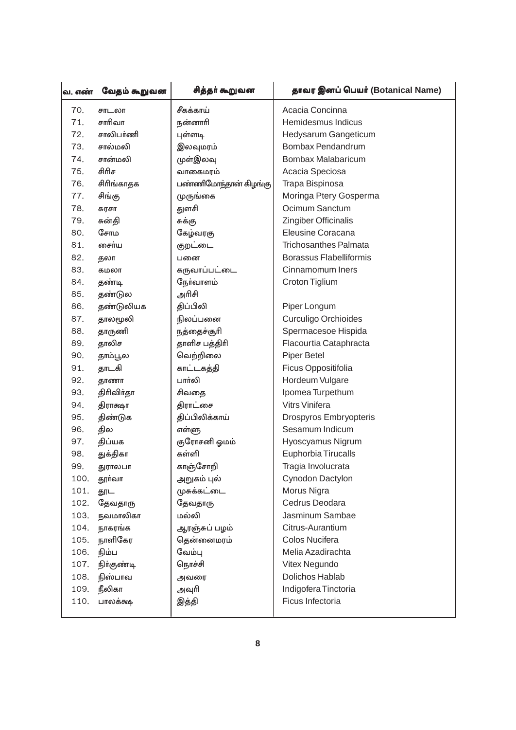| வ. எண் | வேதம் கூறுவன | சித்தர் கூறுவன | தாவர இனப் பெயர் (Botanical Name) |
|---|---|---|---|
| 70. | சாடலா | சீகக்காய் | Acacia Concinna |
| 71. | சாரிவா | நன்னாரி | Hemidesmus Indicus |
| 72. | சாலிபர்ணி | புள்ளடி | Hedysarum Gangeticum |
| 73. | சால்மலி | இலவுமரம் | Bombax Pendandrum |
| 74. | சான்மலி | முள்இலவு | Bombax Malabaricum |
| 75. | சிரிச | வாகைமரம் | Acacia Speciosa |
| 76. | சிரிங்காதக | பண்ணிமோந்தான் கிழங்கு | Trapa Bispinosa |
| 77. | சிங்கு | முருங்கை | Moringa Ptery Gosperma |
| 78. | சுரசா | துளசி | Ocimum Sanctum |
| 79. | சுன்தி | சுக்கு | Zingiber Officinalis |
| 80. | சோம | கேழ்வரகு | Eleusine Coracana |
| 81. | சைர்ய | குறட்டை | Trichosanthes Palmata |
| 82. | தலா | பனை | Borassus Flabelliformis |
| 83. | கமலா | கருவாப்பட்டை | Cinnamomum Iners |
| 84. | தண்டி | நேர்வாளம் | Croton Tiglium |
| 85. | தண்டுல | அரிசி | |
| 86. | தண்டுலியக | திப்பிலி | Piper Longum |
| 87. | தாலமூலி | நிலப்பனை | Curculigo Orchioides |
| 88. | தாருணி | நத்தைச்சூரி | Spermacesoe Hispida |
| 89. | தாலிச | தாளிச பத்திரி | Flacourtia Cataphracta |
| 90. | தாம்பூல | வெற்றிலை | Piper Betel |
| 91. | தாடகி | காட்டகத்தி | Ficus Oppositifolia |
| 92. | தாணா | பார்லி | Hordeum Vulgare |
| 93. | திரிவிர்தா | சிவதை | Ipomea Turpethum |
| 94. | திராக்ஷா | திராட்சை | Vitrs Vinifera |
| 95. | திண்டுக | திப்பிலிக்காய் | Drospyros Embryopteris |
| 96. | தில | எள்ளு | Sesamum Indicum |
| 97. | திப்யக | குரோசனி ஓமம் | Hyoscyamus Nigrum |
| 98. | துக்திகா | கள்ளி | Euphorbia Tirucalls |
| 99. | துராலபா | காஞ்சோறி | Tragia Involucrata |
| 100. | தூர்வா | அறுகம் புல் | Cynodon Dactylon |
| 101. | தூட | முசுக்கட்டை | Morus Nigra |
| 102. | தேவதாரு | தேவதாரு | Cedrus Deodara |
| 103. | நவமாலிகா | மல்லி | Jasminum Sambae |
| 104. | நாகரங்க | ஆரஞ்சுப் பழம் | Citrus-Aurantium |
| 105. | நாளிகேர | தென்னைமரம் | Colos Nucifera |
| 106. | நிம்ப | வேம்பு | Melia Azadirachta |
| 107. | நிர்குண்டி | நொச்சி | Vitex Negundo |
| 108. | நிஸ்பாவ | அவரை | Dolichos Hablab |
| 109. | நீலிகா | அவுரி | Indigofera Tinctoria |
| 110. | பாலக்க்ஷ | இத்தி | Ficus Infectoria |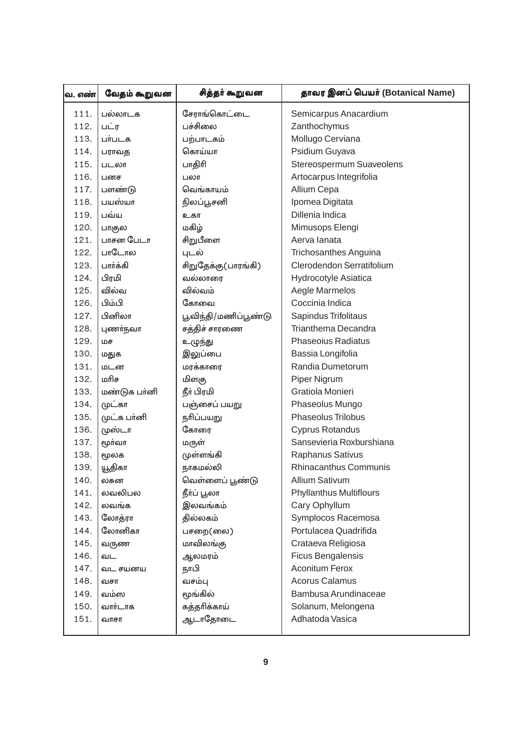| வ. எண் | வேதம் கூறுவன | சித்தர் கூறுவன | தாவர இனப் பெயர் (Botanical Name) |
|---|---|---|---|
| 111. | பல்லாடக | சேராங்கொட்டை | Semicarpus Anacardium |
| 112. | பட்ர | பச்சிலை | Zanthochymus |
| 113. | பர்படக | பற்பாடகம் | Mollugo Cerviana |
| 114. | பராவத | கொய்யா | Psidium Guyava |
| 115. | படலா | பாதிரி | Stereospermum Suaveolens |
| 116. | பனச | பலா | Artocarpus Integrifolia |
| 117. | பளண்டு | வெங்காயம் | Allium Cepa |
| 118. | பயஸ்யா | நிலப்பூசனி | Ipomea Digitata |
| 119. | பவ்ய | உகா | Dillenia Indica |
| 120. | பாகுல | மகிழ் | Mimusops Elengi |
| 121. | பாசன பேடா | சிறுபீளை | Aerva lanata |
| 122. | பாடோல | புடல் | Trichosanthes Anguina |
| 123. | பார்க்கி | சிறுதேக்கு(பாரங்கி) | Clerodendon Serratifolium |
| 124. | பிரமி | வல்லாரை | Hydrocotyle Asiatica |
| 125. | வில்வ | வில்வம் | Aegle Marmelos |
| 126. | பிம்பி | கோவை | Coccinia Indica |
| 127. | பினிலா | பூவிந்தி/மணிப்பூண்டு | Sapindus Trifolitaus |
| 128. | புணர்நவா | சத்திச் சாரணை | Trianthema Decandra |
| 129. | மச | உழுந்து | Phaseoius Radiatus |
| 130. | மதுக | இலுப்பை | Bassia Longifolia |
| 131. | மடன | மரக்காரை | Randia Dumetorum |
| 132. | மரிச | மிளகு | Piper Nigrum |
| 133. | மண்டுக பர்னி | நீர் பிரமி | Gratiola Monieri |
| 134. | முட்கா | பஞ்சைப் பயறு | Phaseolus Mungo |
| 135. | முட்க பர்னி | நரிப்பயறு | Phaseolus Trilobus |
| 136. | முஸ்டா | கோரை | Cyprus Rotandus |
| 137. | மூர்வா | மருள் | Sansevieria Roxburshiana |
| 138. | மூலக | முள்ளங்கி | Raphanus Sativus |
| 139. | யூதிகா | நாகமல்லி | Rhinacanthus Communis |
| 140. | லசுன | வெள்ளைப் பூண்டு | Allium Sativum |
| 141. | லவலிபல | நீர்ப் பூலா | Phyllanthus Multiflours |
| 142. | லவங்க | இலவங்கம் | Cary Ophyllum |
| 143. | லோத்ரா | தில்லகம் | Symplocos Racemosa |
| 144. | லோனிகா | பசறை(லை) | Portulacea Quadrifida |
| 145. | வருண | மாவிலங்கு | Crataeva Religiosa |
| 146. | வட | ஆலமரம் | Ficus Bengalensis |
| 147. | வட சயனய | நாபி | Aconitum Ferox |
| 148. | வசா | வசம்பு | Acorus Calamus |
| 149. | வம்ஸ | மூங்கில் | Bambusa Arundinaceae |
| 150. | வார்டாக | கத்தரிக்காய் | Solanum, Melongena |
| 151. | வாசா | ஆடாதோடை | Adhatoda Vasica |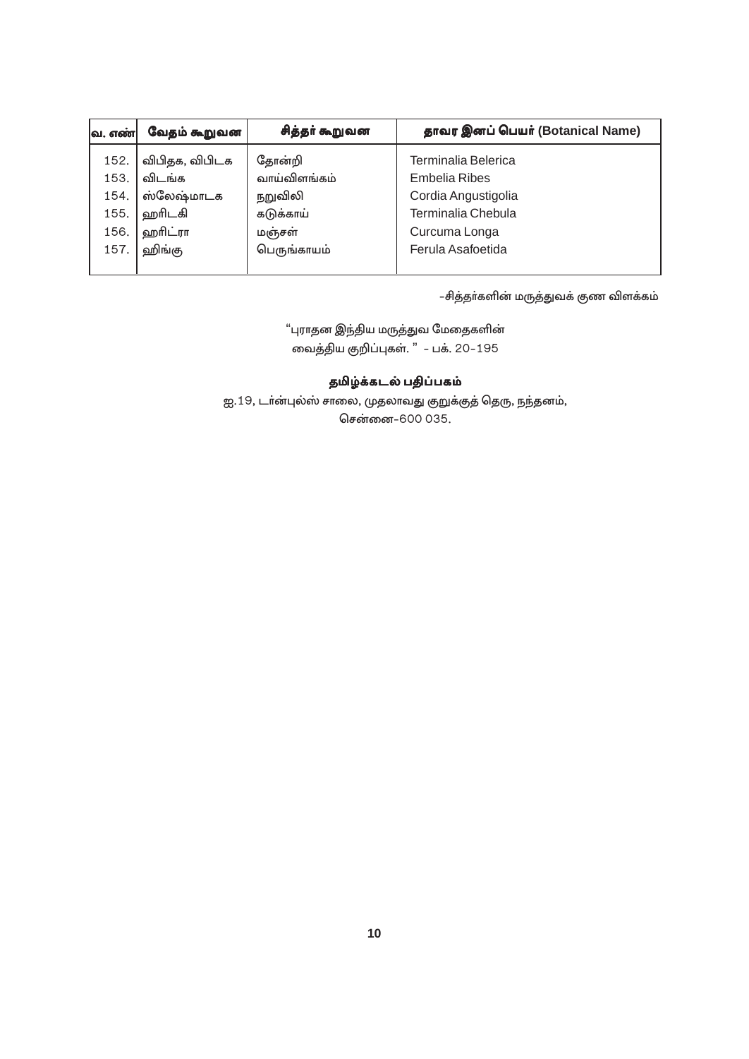| வ. எண் | வேதம் கூறுவன | சித்தர் கூறுவன | தாவர இனப் பெயர் (Botanical Name) |
|---|---|---|---|
| 152. | விபிதக, விபிடக | தோன்றி | Terminalia Belerica |
| 153. | விடங்க | வாய்விளங்கம் | Embelia Ribes |
| 154. | ஸ்லேஷ்மாடக | நறுவிலி | Cordia Angustigolia |
| 155. | ஹரிடகி | கடுக்காய் | Terminalia Chebula |
| 156. | ஹரிட்ரா | மஞ்சள் | Curcuma Longa |
| 157. | ஹிங்கு | பெருங்காயம் | Ferula Asafoetida |

-சித்தர்களின் மருத்துவக் குண விளக்கம்

"புராதன இந்திய மருத்துவ மேதைகளின்
வைத்திய குறிப்புகள். " - பக். 20-195

**தமிழ்க்கடல் பதிப்பகம்**

ஐ.19, டர்ன்புல்ஸ் சாலை, முதலாவது குறுக்குத் தெரு, நந்தனம்,
சென்னை-600 035.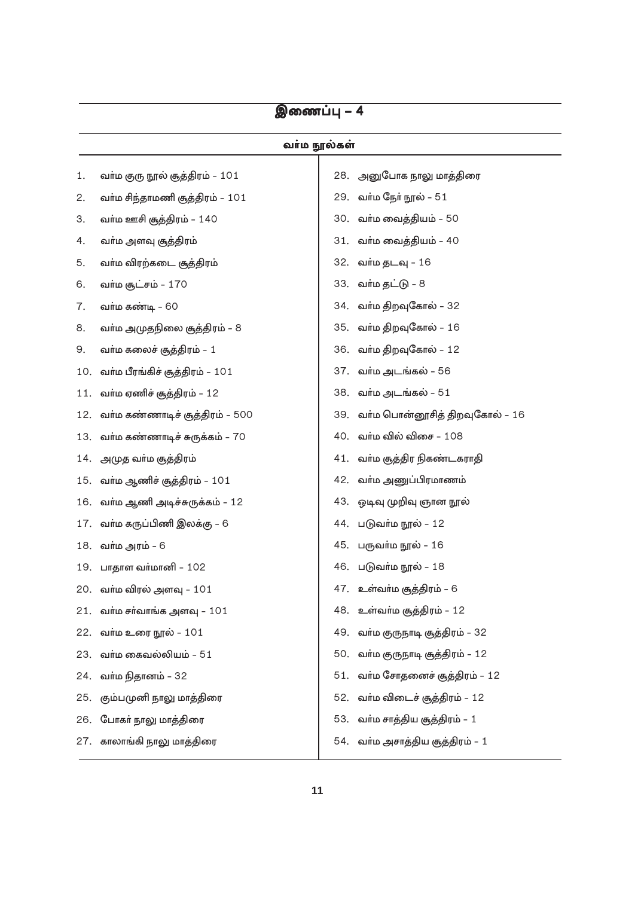# இணைப்பு – 4

## வர்ம நூல்கள்

1. வர்ம குரு நூல் சூத்திரம் - 101
2. வர்ம சிந்தாமணி சூத்திரம் - 101
3. வர்ம ஊசி சூத்திரம் - 140
4. வர்ம அளவு சூத்திரம்
5. வர்ம விரற்கடை சூத்திரம்
6. வர்ம சூட்சம் - 170
7. வர்ம கண்டி - 60
8. வர்ம அமுதநிலை சூத்திரம் - 8
9. வர்ம கலைச் சூத்திரம் - 1
10. வர்ம பீரங்கிச் சூத்திரம் - 101
11. வர்ம ஏணிச் சூத்திரம் - 12
12. வர்ம கண்ணாடிச் சூத்திரம் - 500
13. வர்ம கண்ணாடிச் சுருக்கம் - 70
14. அமுத வர்ம சூத்திரம்
15. வர்ம ஆணிச் சூத்திரம் - 101
16. வர்ம ஆணி அடிச்சுருக்கம் - 12
17. வர்ம கருப்பிணி இலக்கு - 6
18. வர்ம அரம் - 6
19. பாதாள வர்மாணி - 102
20. வர்ம விரல் அளவு - 101
21. வர்ம சர்வாங்க அளவு - 101
22. வர்ம உரை நூல் - 101
23. வர்ம கைவல்லியம் - 51
24. வர்ம நிதானம் - 32
25. கும்பமுனி நாலு மாத்திரை
26. போகர் நாலு மாத்திரை
27. காலாங்கி நாலு மாத்திரை
28. அனுபோக நாலு மாத்திரை
29. வர்ம நேர் நூல் - 51
30. வர்ம வைத்தியம் - 50
31. வர்ம வைத்தியம் - 40
32. வர்ம தடவு - 16
33. வர்ம தட்டு - 8
34. வர்ம திறவுகோல் - 32
35. வர்ம திறவுகோல் - 16
36. வர்ம திறவுகோல் - 12
37. வர்ம அடங்கல் - 56
38. வர்ம அடங்கல் - 51
39. வர்ம பொன்னூசித் திறவுகோல் - 16
40. வர்ம வில் விசை - 108
41. வர்ம சூத்திர நிகண்டகராதி
42. வர்ம அணுப்பிரமாணம்
43. ஒடிவு முறிவு ஞான நூல்
44. படுவர்ம நூல் - 12
45. பருவர்ம நூல் - 16
46. படுவர்ம நூல் - 18
47. உள்வர்ம சூத்திரம் - 6
48. உள்வர்ம சூத்திரம் - 12
49. வர்ம குருநாடி சூத்திரம் - 32
50. வர்ம குருநாடி சூத்திரம் - 12
51. வர்ம சோதனைச் சூத்திரம் - 12
52. வர்ம விடைச் சூத்திரம் - 12
53. வர்ம சாத்திய சூத்திரம் - 1
54. வர்ம அசாத்திய சூத்திரம் - 1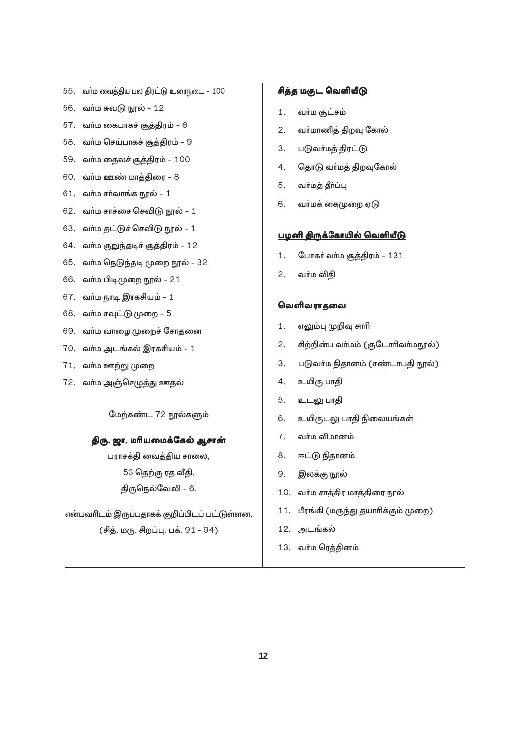55. வர்ம வைத்திய பல திரட்டு உரைநடை - 100
56. வர்ம சுவடு நூல் - 12
57. வர்ம கைபாகச் சூத்திரம் - 6
58. வர்ம செய்பாகச் சூத்திரம் - 9
59. வர்ம தைலச் சூத்திரம் - 100
60. வர்ம ஊண் மாத்திரை - 8
61. வர்ம சர்வாங்க நூல் - 1
62. வர்ம சாச்சை செவிடு நூல் - 1
63. வர்ம தட்டுச் செவிடு நூல் - 1
64. வர்ம குறுந்தடிச் சூத்திரம் - 12
65. வர்ம நெடுந்தடி முறை நூல் - 32
66. வர்ம பிடிமுறை நூல் - 21
67. வர்ம நாடி இரகசியம் - 1
68. வர்ம சவுட்டு முறை - 5
69. வர்ம வாழை முறைச் சோதனை
70. வர்ம அடங்கல் இரகசியம் - 1
71. வர்ம ஊற்று முறை
72. வர்ம அஞ்செழுத்து ஊதல்

மேற்கண்ட 72 நூல்களும்

**திரு. ஜா. மரியமைக்கேல் ஆசான்**

பராசக்தி வைத்திய சாலை,
53 தெற்கு ரத வீதி,
திருநெல்வேலி - 6.

என்பவரிடம் இருப்பதாகக் குறிப்பிடப் பட்டுள்ளன.
(சித். மரு. சிறப்பு. பக். 91 - 94)

**சித்த மருட வெளியீடு**

1. வர்ம சூட்சம்
2. வர்மாணித் திறவு கோல்
3. படுவர்மத் திரட்டு
4. தொடு வர்மத் திறவுகோல்
5. வர்மத் தீர்ப்பு
6. வர்மக் கைமுறை ஏடு

**பழனி திருக்கோயில் வெளியீடு**

1. போகர் வர்ம சூத்திரம் - 131
2. வர்ம விதி

**வெளிவராதவை**

1. எலும்பு முறிவு சாரி
2. சிற்றின்ப வர்மம் (குடோரிவர்மநூல்)
3. படுவர்ம நிதானம் (சண்டாபதி நூல்)
4. உயிரு பாதி
5. உடலு பாதி
6. உயிருடலு பாதி நிலையங்கள்
7. வர்ம விமானம்
8. ஈட்டு நிதானம்
9. இலக்கு நூல்
10. வர்ம சாத்திர மாத்திரை நூல்
11. பீரங்கி (மருந்து தயாரிக்கும் முறை)
12. அடங்கல்
13. வர்ம ரெத்தினம்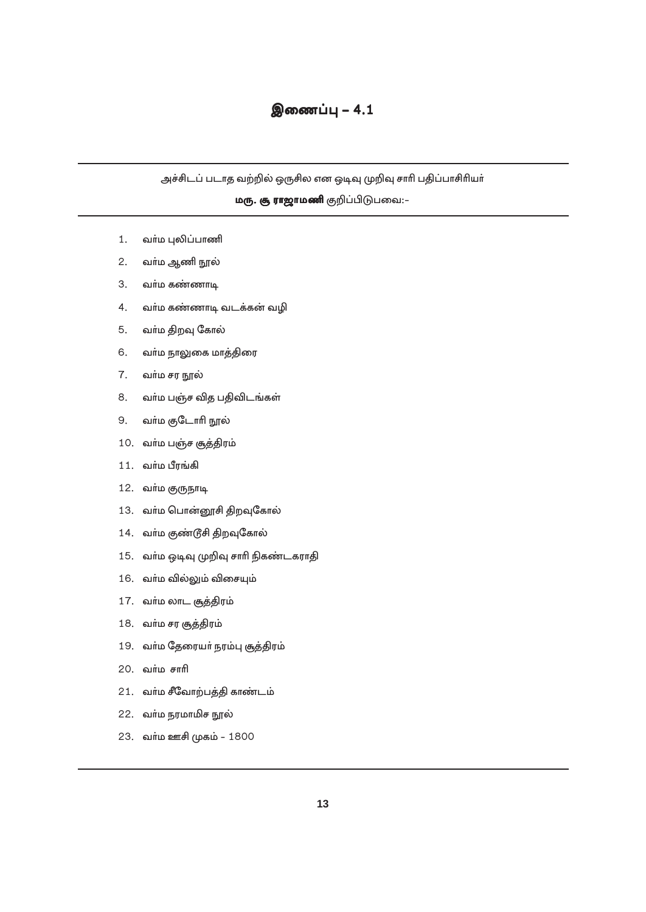# இணைப்பு – 4.1

அச்சிடப் படாத வற்றில் ஒருசில என ஒடிவு முறிவு சாரி பதிப்பாசிரியர்

**மரு. சூ ராஜாமணி** குறிப்பிடுபவை:-

1. வர்ம புலிப்பாணி
2. வர்ம ஆணி நூல்
3. வர்ம கண்ணாடி
4. வர்ம கண்ணாடி வடக்கன் வழி
5. வர்ம திறவு கோல்
6. வர்ம நாலுகை மாத்திரை
7. வர்ம சர நூல்
8. வர்ம பஞ்ச வித பதிவிடங்கள்
9. வர்ம குடோரி நூல்
10. வர்ம பஞ்ச சூத்திரம்
11. வர்ம பீரங்கி
12. வர்ம குருநாடி
13. வர்ம பொன்னூசி திறவுகோல்
14. வர்ம குண்டூசி திறவுகோல்
15. வர்ம ஒடிவு முறிவு சாரி நிகண்டகராதி
16. வர்ம வில்லும் விசையும்
17. வர்ம லாட சூத்திரம்
18. வர்ம சர சூத்திரம்
19. வர்ம தேரையர் நரம்பு சூத்திரம்
20. வர்ம சாரி
21. வர்ம சீவோற்பத்தி காண்டம்
22. வர்ம நரமாமிச நூல்
23. வர்ம ஊசி முகம் - 1800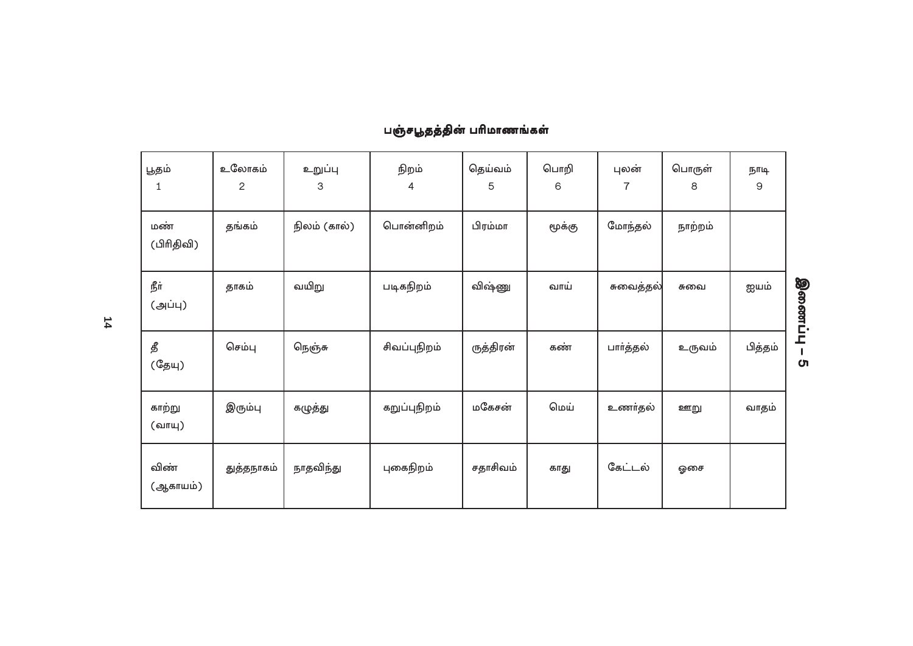## இணைப்பு – 5

### பஞ்சபூதத்தின் பரிமாணங்கள்

| பூதம் 1 | உலோகம் 2 | உறுப்பு 3 | நிறம் 4 | தெய்வம் 5 | பொறி 6 | புலன் 7 | பொருள் 8 | நாடி 9 |
|---|---|---|---|---|---|---|---|---|
| மண் (பிரிதிவி) | தங்கம் | நிலம் (கால்) | பொன்னிறம் | பிரம்மா | மூக்கு | மோந்தல் | நாற்றம் | |
| நீர் (அப்பு) | தாகம் | வயிறு | படிகநிறம் | விஷ்ணு | வாய் | சுவைத்தல் | சுவை | ஐயம் |
| தீ (தேயு) | செம்பு | நெஞ்சு | சிவப்புநிறம் | ருத்திரன் | கண் | பார்த்தல் | உருவம் | பித்தம் |
| காற்று (வாயு) | இரும்பு | கழுத்து | கறுப்புநிறம் | மகேசன் | மெய் | உணர்தல் | ஊறு | வாதம் |
| விண் (ஆகாயம்) | துத்தநாகம் | நாதவிந்து | புகைநிறம் | சதாசிவம் | காது | கேட்டல் | ஓசை | |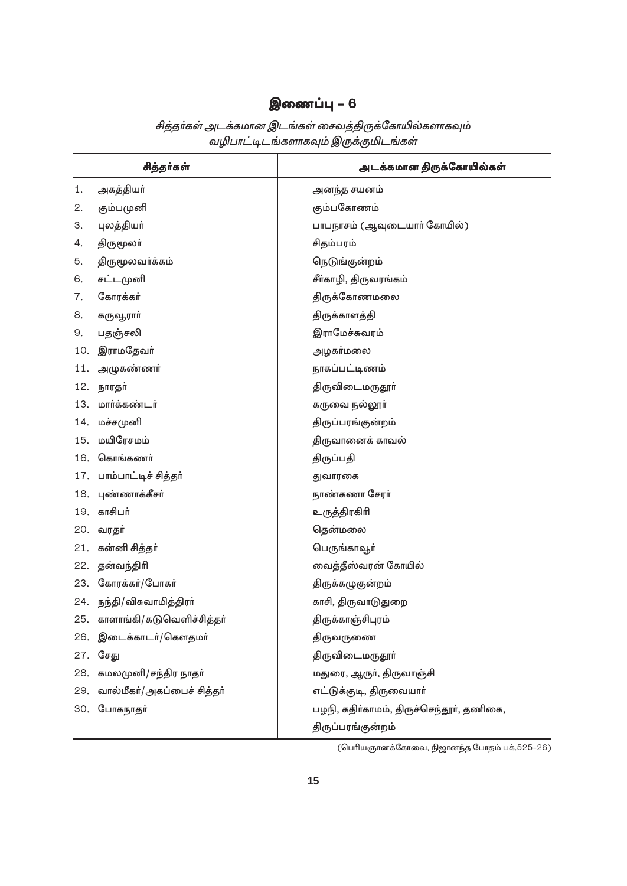# இணைப்பு – 6

*சித்தர்கள் அடக்கமான இடங்கள் சைவத்திருக்கோயில்களாகவும் வழிபாட்டிடங்களாகவும் இருக்குமிடங்கள்*

| சித்தர்கள் | அடக்கமான திருக்கோயில்கள் |
|---|---|
| 1. அகத்தியர் | அனந்த சயனம் |
| 2. கும்பமுனி | கும்பகோணம் |
| 3. புலத்தியர் | பாபநாசம் (ஆவுடையார் கோயில்) |
| 4. திருமூலர் | சிதம்பரம் |
| 5. திருமூலவர்க்கம் | நெடுங்குன்றம் |
| 6. சட்டமுனி | சீர்காழி, திருவரங்கம் |
| 7. கோரக்கர் | திருக்கோணமலை |
| 8. கருவூரார் | திருக்காளத்தி |
| 9. பதஞ்சலி | இராமேச்சுவரம் |
| 10. இராமதேவர் | அழகர்மலை |
| 11. அழுகண்ணர் | நாகப்பட்டிணம் |
| 12. நாரதர் | திருவிடைமருதூர் |
| 13. மார்க்கண்டர் | கருவை நல்லூர் |
| 14. மச்சமுனி | திருப்பரங்குன்றம் |
| 15. மயிரேசமம் | திருவானைக் காவல் |
| 16. கொங்கணர் | திருப்பதி |
| 17. பாம்பாட்டிச் சித்தர் | துவாரகை |
| 18. புண்ணாக்கீசர் | நாண்கணா சேரர் |
| 19. காசிபர் | உருத்திரகிரி |
| 20. வரதர் | தென்மலை |
| 21. கன்னி சித்தர் | பெருங்காவூர் |
| 22. தன்வந்திரி | வைத்தீஸ்வரன் கோயில் |
| 23. கோரக்கர்/போகர் | திருக்கழுகுன்றம் |
| 24. நந்தி/விசுவாமித்திரர் | காசி, திருவாடுதுறை |
| 25. காளாங்கி/கடுவெளிச்சித்தர் | திருக்காஞ்சிபுரம் |
| 26. இடைக்காடர்/கௌதமர் | திருவருணை |
| 27. சேது | திருவிடைமருதூர் |
| 28. கமலமுனி/சந்திர நாதர் | மதுரை, ஆரூர், திருவாஞ்சி |
| 29. வால்மீகர்/அகப்பைச் சித்தர் | எட்டுக்குடி, திருவையார் |
| 30. போகநாதர் | பழநி, கதிர்காமம், திருச்செந்தூர், தணிகை, திருப்பரங்குன்றம் |

(பெரியஞானக்கோவை, நிஜானந்த போதம் பக்.525-26)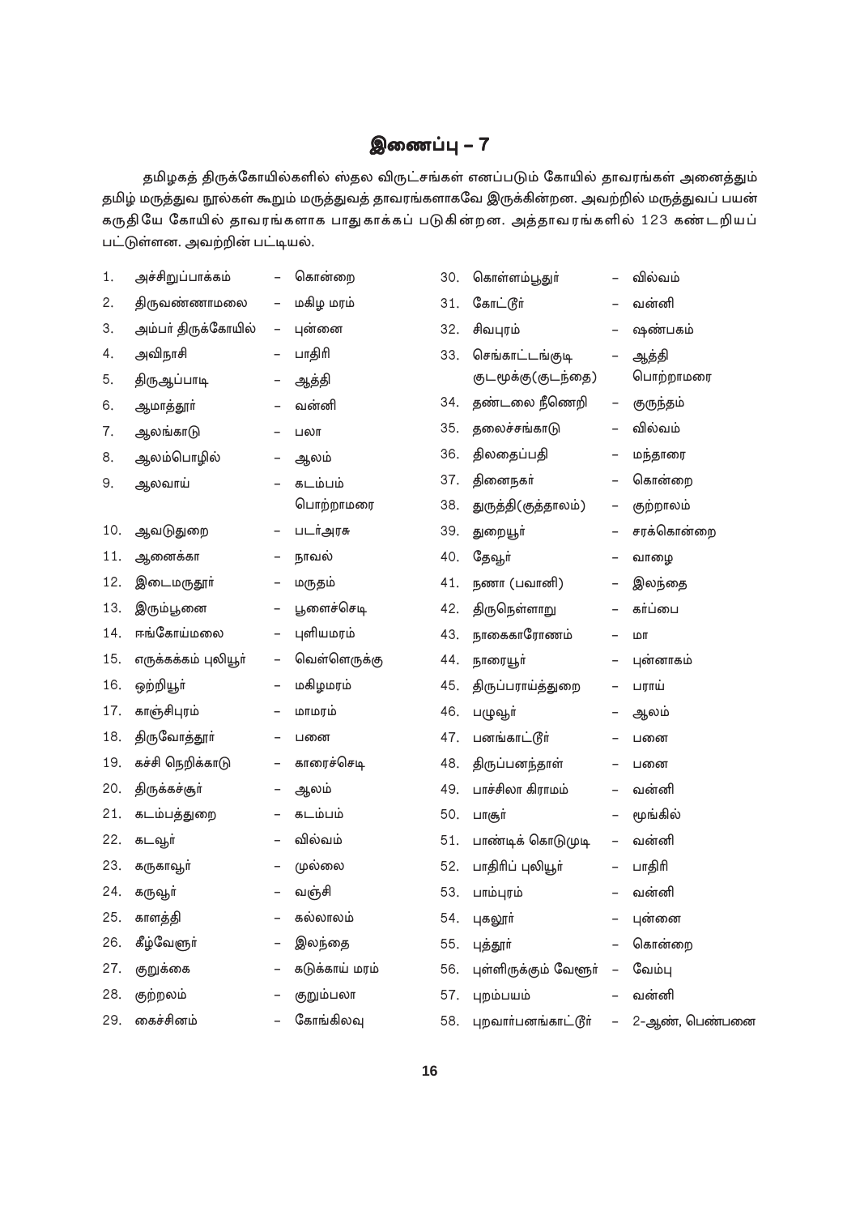## இணைப்பு – 7

தமிழகத் திருக்கோயில்களில் ஸ்தல விருட்சங்கள் எனப்படும் கோயில் தாவரங்கள் அனைத்தும் தமிழ் மருத்துவ நூல்கள் கூறும் மருத்துவத் தாவரங்களாகவே இருக்கின்றன. அவற்றில் மருத்துவப் பயன் கருதியே கோயில் தாவரங்களாக பாதுகாக்கப் படுகின்றன. அத்தாவரங்களில் 123 கண்டறியப் பட்டுள்ளன. அவற்றின் பட்டியல்.

1. அச்சிறுப்பாக்கம் – கொன்றை
2. திருவண்ணாமலை – மகிழ மரம்
3. அம்பர் திருக்கோயில் – புன்னை
4. அவிநாசி – பாதிரி
5. திருஆப்பாடி – ஆத்தி
6. ஆமாத்தூர் – வன்னி
7. ஆலங்காடு – பலா
8. ஆலம்பொழில் – ஆலம்
9. ஆலவாய் – கடம்பம் பொற்றாமரை
10. ஆவடுதுறை – படர்அரசு
11. ஆனைக்கா – நாவல்
12. இடைமருதூர் – மருதம்
13. இரும்பூளை – பூளைச்செடி
14. ஈங்கோய்மலை – புளியமரம்
15. எருக்கக்கம் புலியூர் – வெள்ளெருக்கு
16. ஒற்றியூர் – மகிழமரம்
17. காஞ்சிபுரம் – மாமரம்
18. திருவோத்தூர் – பனை
19. கச்சி நெறிக்காடு – காரைச்செடி
20. திருக்கச்சூர் – ஆலம்
21. கடம்பத்துறை – கடம்பம்
22. கடவூர் – வில்வம்
23. கருகாவூர் – முல்லை
24. கருவூர் – வஞ்சி
25. காளத்தி – கல்லாலம்
26. கீழ்வேளூர் – இலந்தை
27. குறுக்கை – கடுக்காய் மரம்
28. குற்றலம் – குறும்பலா
29. கைச்சினம் – கோங்கிலவு
30. கொள்ளம்பூதுர் – வில்வம்
31. கோட்டூர் – வன்னி
32. சிவபுரம் – ஷண்பகம்
33. செங்காட்டங்குடி குடமூக்கு(குடந்தை) – ஆத்தி பொற்றாமரை
34. தண்டலை நீணெறி – குருந்தம்
35. தலைச்சங்காடு – வில்வம்
36. திலதைப்பதி – மந்தாரை
37. தினைநகர் – கொன்றை
38. துருத்தி(குத்தாலம்) – குற்றாலம்
39. துறையூர் – சரக்கொன்றை
40. தேவூர் – வாழை
41. நணா (பவானி) – இலந்தை
42. திருநெள்ளாறு – கர்ப்பை
43. நாகைகாரோணம் – மா
44. நாரையூர் – புன்னாகம்
45. திருப்பராய்த்துறை – பராய்
46. பழுவூர் – ஆலம்
47. பனங்காட்டூர் – பனை
48. திருப்பனந்தாள் – பனை
49. பாச்சிலா கிராமம் – வன்னி
50. பாசூர் – மூங்கில்
51. பாண்டிக் கொடுமுடி – வன்னி
52. பாதிரிப் புலியூர் – பாதிரி
53. பாம்புரம் – வன்னி
54. புகலூர் – புன்னை
55. புத்தூர் – கொன்றை
56. புள்ளிருக்கும் வேளூர் – வேம்பு
57. புறம்பயம் – வன்னி
58. புறவார்பனங்காட்டூர் – 2-ஆண், பெண்பனை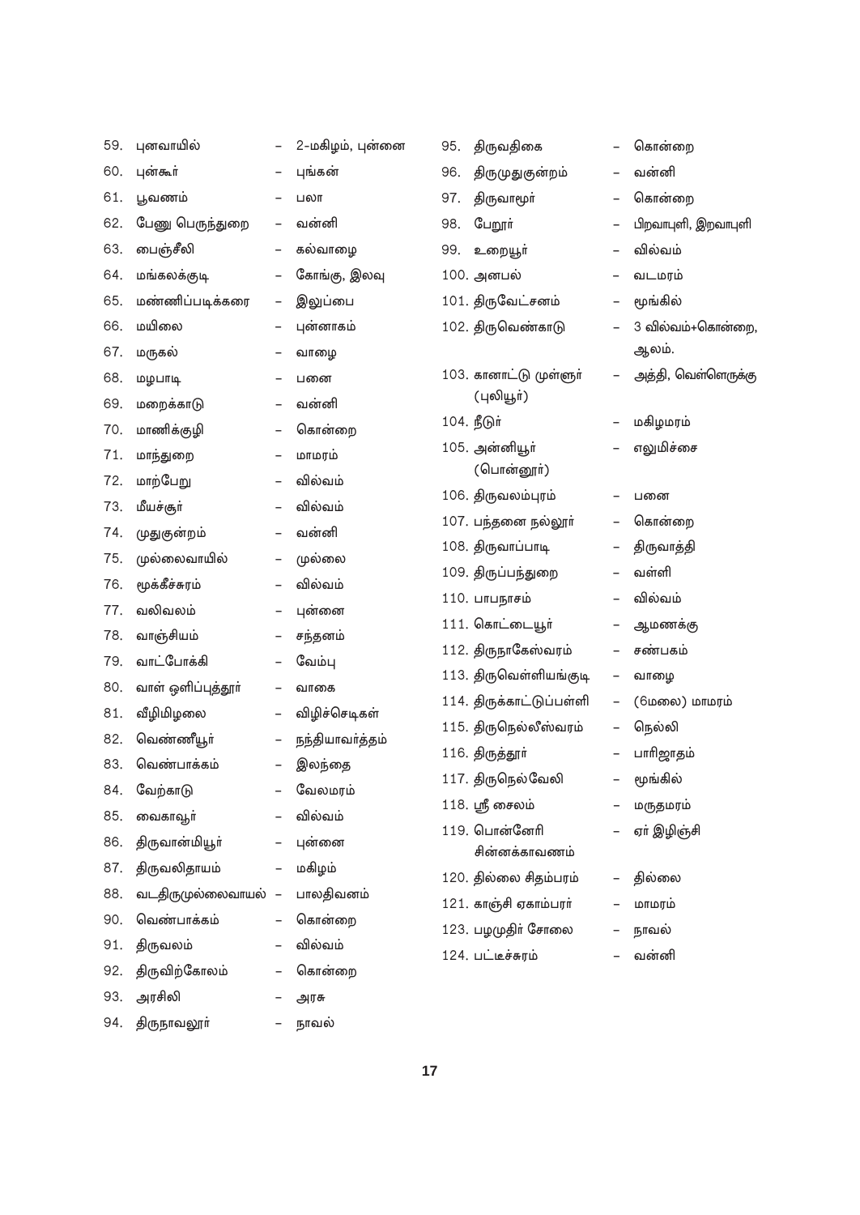59. புனவாயில் – 2-மகிழம், புன்னை
60. புன்கூர் – புங்கன்
61. பூவணம் – பலா
62. பேணு பெருந்துறை – வன்னி
63. பைஞ்சீலி – கல்வாழை
64. மங்கலக்குடி – கோங்கு, இலவு
65. மண்ணிப்படிக்கரை – இலுப்பை
66. மயிலை – புன்னாகம்
67. மருகல் – வாழை
68. மழபாடி – பனை
69. மறைக்காடு – வன்னி
70. மாணிக்குழி – கொன்றை
71. மாந்துறை – மாமரம்
72. மாற்பேறு – வில்வம்
73. மீயச்சூர் – வில்வம்
74. முதுகுன்றம் – வன்னி
75. முல்லைவாயில் – முல்லை
76. மூக்கீச்சுரம் – வில்வம்
77. வலிவலம் – புன்னை
78. வாஞ்சியம் – சந்தனம்
79. வாட்போக்கி – வேம்பு
80. வாள் ஒளிப்புத்தூர் – வாகை
81. வீழிமிழலை – விழிச்செடிகள்
82. வெண்ணியூர் – நந்தியாவர்த்தம்
83. வெண்பாக்கம் – இலந்தை
84. வேற்காடு – வேலமரம்
85. வைகாவூர் – வில்வம்
86. திருவான்மியூர் – புன்னை
87. திருவலிதாயம் – மகிழம்
88. வடதிருமுல்லைவாயல் – பாலதிவனம்
90. வெண்பாக்கம் – கொன்றை
91. திருவலம் – வில்வம்
92. திருவிற்கோலம் – கொன்றை
93. அரசிலி – அரசு
94. திருநாவலூர் – நாவல்
95. திருவதிகை – கொன்றை
96. திருமுதுகுன்றம் – வன்னி
97. திருவாமூர் – கொன்றை
98. பேறூர் – பிறவாபுளி, இறவாபுளி
99. உறையூர் – வில்வம்
100. அனபல் – வடமரம்
101. திருவேட்சனம் – மூங்கில்
102. திருவெண்காடு – 3 வில்வம்+கொன்றை, ஆலம்.
103. கானாட்டு முள்ளூர் (புலியூர்) – அத்தி, வெள்ளெருக்கு
104. நீடுர் – மகிழமரம்
105. அன்னியூர் (பொன்னூர்) – எலுமிச்சை
106. திருவலம்புரம் – பனை
107. பந்தனை நல்லூர் – கொன்றை
108. திருவாப்பாடி – திருவாத்தி
109. திருப்பந்துறை – வள்ளி
110. பாபநாசம் – வில்வம்
111. கொட்டையூர் – ஆமணக்கு
112. திருநாகேஸ்வரம் – சண்பகம்
113. திருவெள்ளியங்குடி – வாழை
114. திருக்காட்டுப்பள்ளி – (6மலை) மாமரம்
115. திருநெல்லீஸ்வரம் – நெல்லி
116. திருத்தூர் – பாரிஜாதம்
117. திருநெல்வேலி – மூங்கில்
118. ஸ்ரீ சைலம் – மருதமரம்
119. பொன்னேரி சின்னக்காவணம் – ஏர் இழிஞ்சி
120. தில்லை சிதம்பரம் – தில்லை
121. காஞ்சி ஏகாம்பரர் – மாமரம்
123. பழமுதிர் சோலை – நாவல்
124. பட்டீச்சுரம் – வன்னி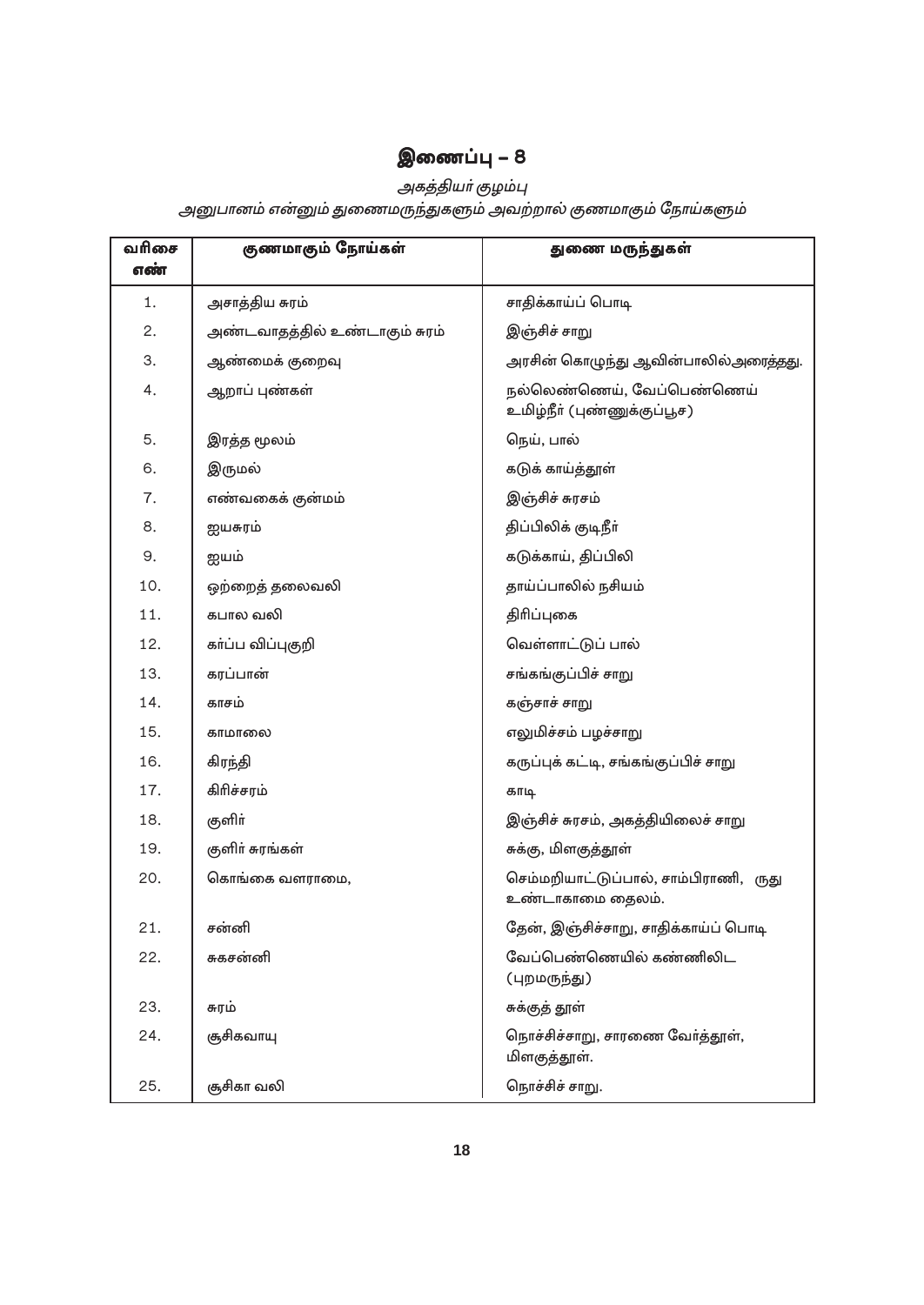# இணைப்பு – 8

*அகத்தியர் குழம்பு*

*அனுபானம் என்னும் துணைமருந்துகளும் அவற்றால் குணமாகும் நோய்களும்*

| வரிசை எண் | குணமாகும் நோய்கள் | துணை மருந்துகள் |
|---|---|---|
| 1. | அசாத்திய சுரம் | சாதிக்காய்ப் பொடி |
| 2. | அண்டவாதத்தில் உண்டாகும் சுரம் | இஞ்சிச் சாறு |
| 3. | ஆண்மைக் குறைவு | அரசின் கொழுந்து ஆவின்பாலில்அரைத்தது. |
| 4. | ஆறாப் புண்கள் | நல்லெண்ணெய், வேப்பெண்ணெய் உமிழ்நீர் (புண்ணுக்குப்பூச) |
| 5. | இரத்த மூலம் | நெய், பால் |
| 6. | இருமல் | கடுக் காய்த்தூள் |
| 7. | எண்வகைக் குன்மம் | இஞ்சிச் சுரசம் |
| 8. | ஐயசுரம் | திப்பிலிக் குடிநீர் |
| 9. | ஐயம் | கடுக்காய், திப்பிலி |
| 10. | ஒற்றைத் தலைவலி | தாய்ப்பாலில் நசியம் |
| 11. | கபால வலி | திரிப்புகை |
| 12. | கர்ப்ப விப்புகுறி | வெள்ளாட்டுப் பால் |
| 13. | கரப்பான் | சங்கங்குப்பிச் சாறு |
| 14. | காசம் | கஞ்சாச் சாறு |
| 15. | காமாலை | எலுமிச்சம் பழச்சாறு |
| 16. | கிரந்தி | கருப்புக் கட்டி, சங்கங்குப்பிச் சாறு |
| 17. | கிரிச்சரம் | காடி |
| 18. | குளிர் | இஞ்சிச் சுரசம், அகத்தியிலைச் சாறு |
| 19. | குளிர் சுரங்கள் | சுக்கு, மிளகுத்தூள் |
| 20. | கொங்கை வளராமை, | செம்மறியாட்டுப்பால், சாம்பிராணி, ருது உண்டாகாமை தைலம். |
| 21. | சன்னி | தேன், இஞ்சிச்சாறு, சாதிக்காய்ப் பொடி |
| 22. | சுகசன்னி | வேப்பெண்ணெயில் கண்ணிலிட (புறமருந்து) |
| 23. | சுரம் | சுக்குத் தூள் |
| 24. | சூசிகவாயு | நொச்சிச்சாறு, சாரணை வேர்த்தூள், மிளகுத்தூள். |
| 25. | சூசிகா வலி | நொச்சிச் சாறு. |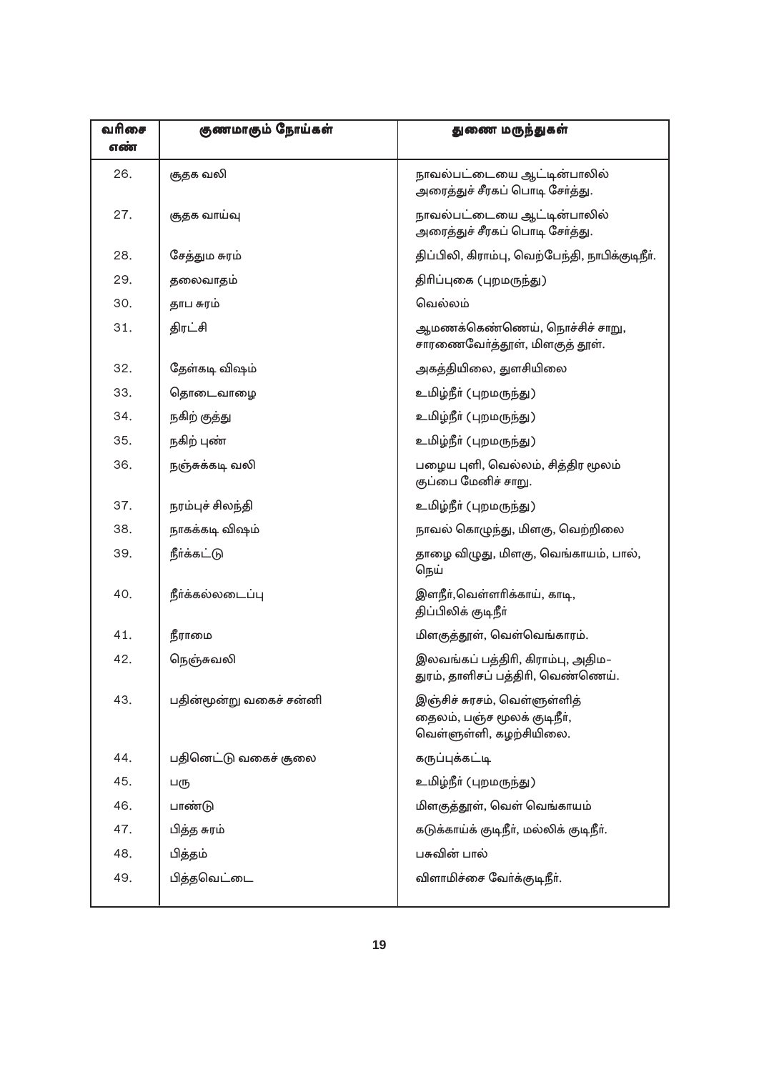| வரிசை எண் | குணமாகும் நோய்கள் | துணை மருந்துகள் |
|---|---|---|
| 26. | சூதக வலி | நாவல்பட்டையை ஆட்டின்பாலில் அரைத்துச் சீரகப் பொடி சேர்த்து. |
| 27. | சூதக வாய்வு | நாவல்பட்டையை ஆட்டின்பாலில் அரைத்துச் சீரகப் பொடி சேர்த்து. |
| 28. | சேத்தும சுரம் | திப்பிலி, கிராம்பு, வெற்பேந்தி, நாபிக்குடிநீர். |
| 29. | தலைவாதம் | திரிப்புகை (புறமருந்து) |
| 30. | தாப சுரம் | வெல்லம் |
| 31. | திரட்சி | ஆமணக்கெண்ணெய், நொச்சிச் சாறு, சாரணைவேர்த்தூள், மிளகுத் தூள். |
| 32. | தேள்கடி விஷம் | அகத்தியிலை, துளசியிலை |
| 33. | தொடைவாழை | உமிழ்நீர் (புறமருந்து) |
| 34. | நகிற் குத்து | உமிழ்நீர் (புறமருந்து) |
| 35. | நகிற் புண் | உமிழ்நீர் (புறமருந்து) |
| 36. | நஞ்சுக்கடி வலி | பழைய புளி, வெல்லம், சித்திர மூலம் குப்பை மேனிச் சாறு. |
| 37. | நரம்புச் சிலந்தி | உமிழ்நீர் (புறமருந்து) |
| 38. | நாகக்கடி விஷம் | நாவல் கொழுந்து, மிளகு, வெற்றிலை |
| 39. | நீர்க்கட்டு | தாழை விழுது, மிளகு, வெங்காயம், பால், நெய் |
| 40. | நீர்க்கல்லடைப்பு | இளநீர்,வெள்ளரிக்காய், காடி, திப்பிலிக் குடிநீர் |
| 41. | நீராமை | மிளகுத்தூள், வெள்வெங்காரம். |
| 42. | நெஞ்சுவலி | இலவங்கப் பத்திரி, கிராம்பு, அதிம-துரம், தாளிசப் பத்திரி, வெண்ணெய். |
| 43. | பதின்மூன்று வகைச் சன்னி | இஞ்சிச் சுரசம், வெள்ளுள்ளித் தைலம், பஞ்ச மூலக் குடிநீர், வெள்ளுள்ளி, கழற்சியிலை. |
| 44. | பதினெட்டு வகைச் சூலை | கருப்புக்கட்டி |
| 45. | பரு | உமிழ்நீர் (புறமருந்து) |
| 46. | பாண்டு | மிளகுத்தூள், வெள் வெங்காயம் |
| 47. | பித்த சுரம் | கடுக்காய்க் குடிநீர், மல்லிக் குடிநீர். |
| 48. | பித்தம் | பசுவின் பால் |
| 49. | பித்தவெட்டை | விளாமிச்சை வேர்க்குடிநீர். |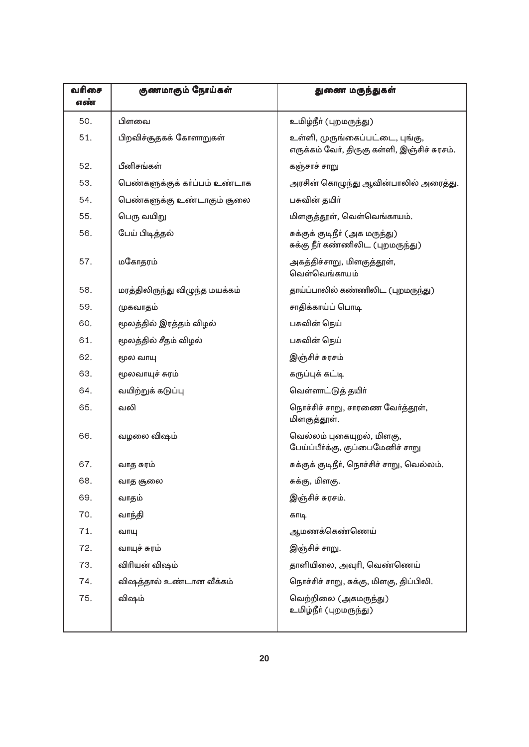| வரிசை எண் | குணமாகும் நோய்கள் | துணை மருந்துகள் |
|---|---|---|
| 50. | பிளவை | உமிழ்நீர் (புறமருந்து) |
| 51. | பிறவிச்சூதகக் கோளாறுகள் | உள்ளி, முருங்கைப்பட்டை, புங்கு, எருக்கம் வேர், திருகு கள்ளி, இஞ்சிச் சுரசம். |
| 52. | பீனிசங்கள் | கஞ்சாச் சாறு |
| 53. | பெண்களுக்குக் கர்ப்பம் உண்டாக | அரசின் கொழுந்து ஆவின்பாலில் அரைத்து. |
| 54. | பெண்களுக்கு உண்டாகும் சூலை | பசுவின் தயிர் |
| 55. | பெரு வயிறு | மிளகுத்தூள், வெள்வெங்காயம். |
| 56. | பேய் பிடித்தல் | சுக்குக் குடிநீர் (அக மருந்து) சுக்கு நீர் கண்ணிலிட (புறமருந்து) |
| 57. | மகோதரம் | அகத்திச்சாறு, மிளகுத்தூள், வெள்வெங்காயம் |
| 58. | மரத்திலிருந்து விழுந்த மயக்கம் | தாய்ப்பாலில் கண்ணிலிட (புறமருந்து) |
| 59. | முகவாதம் | சாதிக்காய்ப் பொடி |
| 60. | மூலத்தில் இரத்தம் விழல் | பசுவின் நெய் |
| 61. | மூலத்தில் சீதம் விழல் | பசுவின் நெய் |
| 62. | மூல வாயு | இஞ்சிச் சுரசம் |
| 63. | மூலவாயுச் சுரம் | கருப்புக் கட்டி |
| 64. | வயிற்றுக் கடுப்பு | வெள்ளாட்டுத் தயிர் |
| 65. | வலி | நொச்சிச் சாறு, சாரணை வேர்த்தூள், மிளகுத்தூள். |
| 66. | வழலை விஷம் | வெல்லம் புகையுறல், மிளகு, பேய்ப்பீர்க்கு, குப்பைமேனிச் சாறு |
| 67. | வாத சுரம் | சுக்குக் குடிநீர், நொச்சிச் சாறு, வெல்லம். |
| 68. | வாத சூலை | சுக்கு, மிளகு. |
| 69. | வாதம் | இஞ்சிச் சுரசம். |
| 70. | வாந்தி | காடி |
| 71. | வாயு | ஆமணக்கெண்ணெய் |
| 72. | வாயுச் சுரம் | இஞ்சிச் சாறு. |
| 73. | விரியன் விஷம் | தாளியிலை, அவுரி, வெண்ணெய் |
| 74. | விஷத்தால் உண்டான வீக்கம் | நொச்சிச் சாறு, சுக்கு, மிளகு, திப்பிலி. |
| 75. | விஷம் | வெற்றிலை (அகமருந்து) உமிழ்நீர் (புறமருந்து) |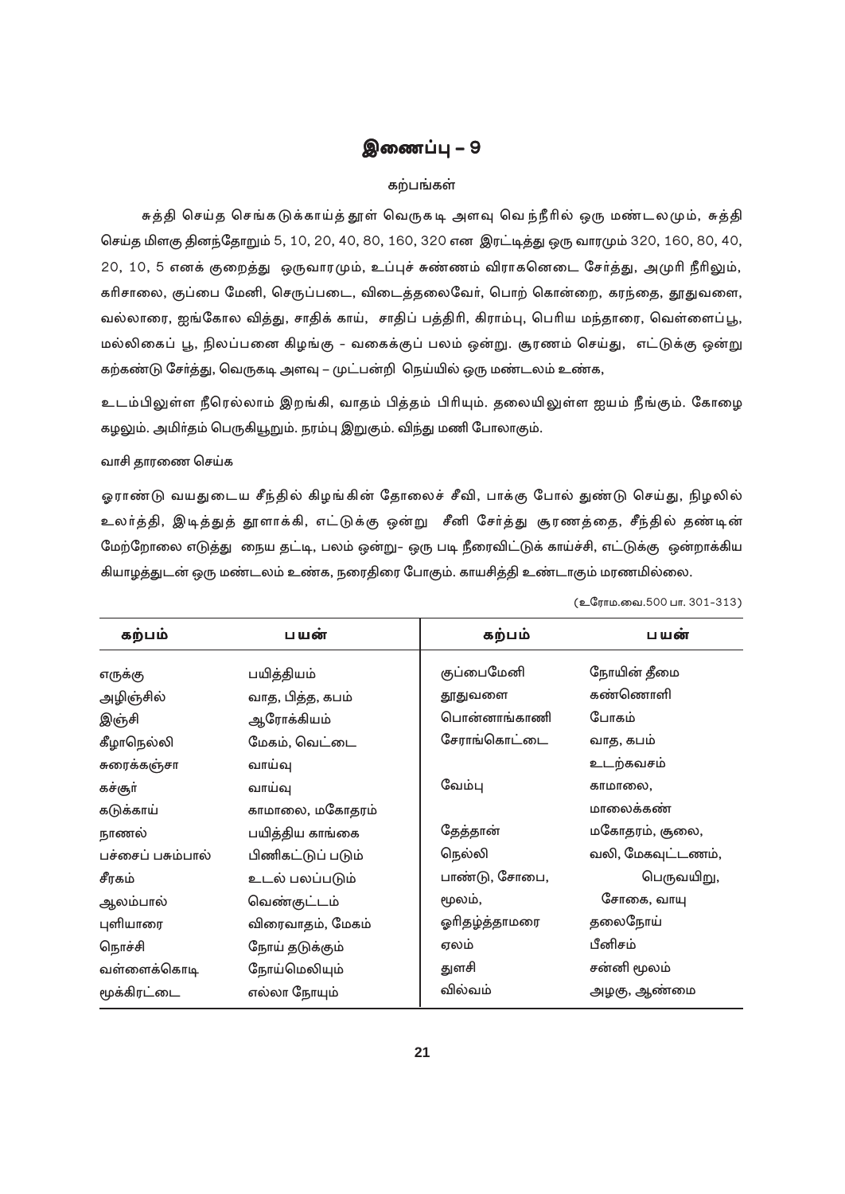# இணைப்பு – 9

கற்பங்கள்

சுத்தி செய்த செங்கடுக்காய்த் தூள் வெருகடி அளவு வெந்நீரில் ஒரு மண்டலமும், சுத்தி செய்த மிளகு தினந்தோறும் 5, 10, 20, 40, 80, 160, 320 என இரட்டித்து ஒரு வாரமும் 320, 160, 80, 40, 20, 10, 5 எனக் குறைத்து ஒருவாரமும், உப்புச் சுண்ணம் விராகனெடை சேர்த்து, அமுரி நீரிலும், கரிசாலை, குப்பை மேனி, செருப்படை, விடைத்தலைவேர், பொற் கொன்றை, கரந்தை, தூதுவளை, வல்லாரை, ஐங்கோல வித்து, சாதிக் காய், சாதிப் பத்திரி, கிராம்பு, பெரிய மந்தாரை, வெள்ளைப்பூ, மல்லிகைப் பூ, நிலப்பனை கிழங்கு - வகைக்குப் பலம் ஒன்று. சூரணம் செய்து, எட்டுக்கு ஒன்று கற்கண்டு சேர்த்து, வெருகடி அளவு – முட்பன்றி நெய்யில் ஒரு மண்டலம் உண்க,

உடம்பிலுள்ள நீரெல்லாம் இறங்கி, வாதம் பித்தம் பிரியும். தலையிலுள்ள ஐயம் நீங்கும். கோழை கழலும். அமிர்தம் பெருகியூறும். நரம்பு இறுகும். விந்து மணி போலாகும்.

வாசி தாரணை செய்க

ஓராண்டு வயதுடைய சீந்தில் கிழங்கின் தோலைச் சீவி, பாக்கு போல் துண்டு செய்து, நிழலில் உலர்த்தி, இடித்துத் தூளாக்கி, எட்டுக்கு ஒன்று சீனி சேர்த்து சூரணத்தை, சீந்தில் தண்டின் மேற்றோலை எடுத்து நைய தட்டி, பலம் ஒன்று- ஒரு படி நீரைவிட்டுக் காய்ச்சி, எட்டுக்கு ஒன்றாக்கிய கியாழத்துடன் ஒரு மண்டலம் உண்க, நரைதிரை போகும். காயசித்தி உண்டாகும் மரணமில்லை.

(உரோம.வை.500 பா. 301-313)

| கற்பம் | பயன் | கற்பம் | பயன் |
|---|---|---|---|
| எருக்கு | பயித்தியம் | குப்பைமேனி | நோயின் தீமை |
| அழிஞ்சில் | வாத, பித்த, கபம் | தூதுவளை | கண்ணொளி |
| இஞ்சி | ஆரோக்கியம் | பொன்னாங்காணி | போகம் |
| கீழாநெல்லி | மேகம், வெட்டை | சேராங்கொட்டை | வாத, கபம் |
| சுரைக்கஞ்சா | வாய்வு | | உடற்கவசம் |
| கச்சூர் | வாய்வு | வேம்பு | காமாலை, |
| கடுக்காய் | காமாலை, மகோதரம் | | மாலைக்கண் |
| நாணல் | பயித்திய காங்கை | தேத்தான் | மகோதரம், சூலை, |
| பச்சைப் பசும்பால் | பிணிகட்டுப் படும் | நெல்லி | வலி, மேகவுட்டணம், |
| சீரகம் | உடல் பலப்படும் | பாண்டு, சோபை, | பெருவயிறு, |
| ஆலம்பால் | வெண்குட்டம் | மூலம், | சோகை, வாயு |
| புளியாரை | விரைவாதம், மேகம் | ஓரிதழ்த்தாமரை | தலைநோய் |
| நொச்சி | நோய் தடுக்கும் | ஏலம் | பீனிசம் |
| வள்ளைக்கொடி | நோய்மெலியும் | துளசி | சன்னி மூலம் |
| மூக்கிரட்டை | எல்லா நோயும் | வில்வம் | அழகு, ஆண்மை |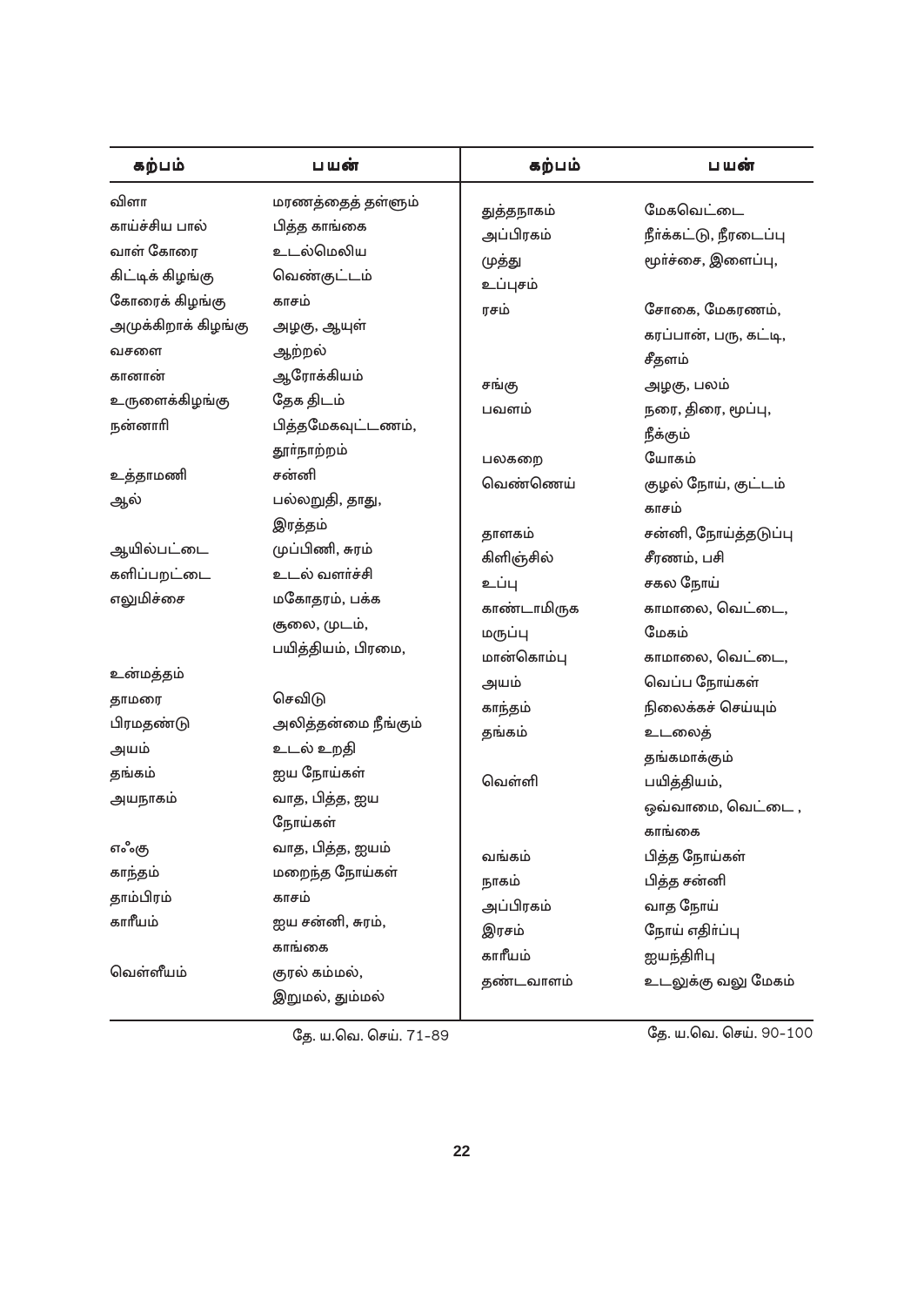| கற்பம் | பயன் |
|---|---|
| விளா | மரணத்தைத் தள்ளும் |
| காய்ச்சிய பால் | பித்த காங்கை |
| வாள் கோரை | உடல்மெலிய |
| கிட்டிக் கிழங்கு | வெண்குட்டம் |
| கோரைக் கிழங்கு | காசம் |
| அமுக்கிறாக் கிழங்கு | அழகு, ஆயுள் |
| வசளை | ஆற்றல் |
| கானான் | ஆரோக்கியம் |
| உருளைக்கிழங்கு | தேக திடம் |
| நன்னாரி | பித்தமேகவுட்டணம், தூர்நாற்றம் |
| உத்தாமணி | சன்னி |
| ஆல் | பல்லறுதி, தாது, இரத்தம் |
| ஆயில்பட்டை | முப்பிணி, சுரம் |
| களிப்பறட்டை | உடல் வளர்ச்சி |
| எலுமிச்சை | மகோதரம், பக்க சூலை, முடம், பயித்தியம், பிரமை, |
| உன்மத்தம் | |
| தாமரை | செவிடு |
| பிரமதண்டு | அலித்தன்மை நீங்கும் |
| அயம் | உடல் உறதி |
| தங்கம் | ஐய நோய்கள் |
| அயநாகம் | வாத, பித்த, ஐய நோய்கள் |
| எஃகு | வாத, பித்த, ஐயம் |
| காந்தம் | மறைந்த நோய்கள் |
| தாம்பிரம் | காசம் |
| காரீயம் | ஐய சன்னி, சுரம், காங்கை |
| வெள்ளீயம் | குரல் கம்மல், இறுமல், தும்மல் |

தே. ய.வெ. செய். 71-89

| கற்பம் | பயன் |
|---|---|
| துத்தநாகம் | மேகவெட்டை |
| அப்பிரகம் | நீர்க்கட்டு, நீரடைப்பு |
| முத்து | மூர்ச்சை, இளைப்பு, |
| உப்புசம் | |
| ரசம் | சோகை, மேகரணம், கரப்பான், பரு, கட்டி, சீதளம் |
| சங்கு | அழகு, பலம் |
| பவளம் | நரை, திரை, மூப்பு, நீக்கும் |
| பலகறை | யோகம் |
| வெண்ணெய் | குழல் நோய், குட்டம் காசம் |
| தாளகம் | சன்னி, நோய்த்தடுப்பு |
| கிளிஞ்சில் | சீரணம், பசி |
| உப்பு | சகல நோய் |
| காண்டாமிருக மருப்பு | காமாலை, வெட்டை, மேகம் |
| மான்கொம்பு | காமாலை, வெட்டை, |
| அயம் | வெப்ப நோய்கள் |
| காந்தம் | நிலைக்கச் செய்யும் |
| தங்கம் | உடலைத் தங்கமாக்கும் |
| வெள்ளி | பயித்தியம், ஒவ்வாமை, வெட்டை , காங்கை |
| வங்கம் | பித்த நோய்கள் |
| நாகம் | பித்த சன்னி |
| அப்பிரகம் | வாத நோய் |
| இரசம் | நோய் எதிர்ப்பு |
| காரீயம் | ஐயந்திரிபு |
| தண்டவாளம் | உடலுக்கு வலு மேகம் |

தே. ய.வெ. செய். 90-100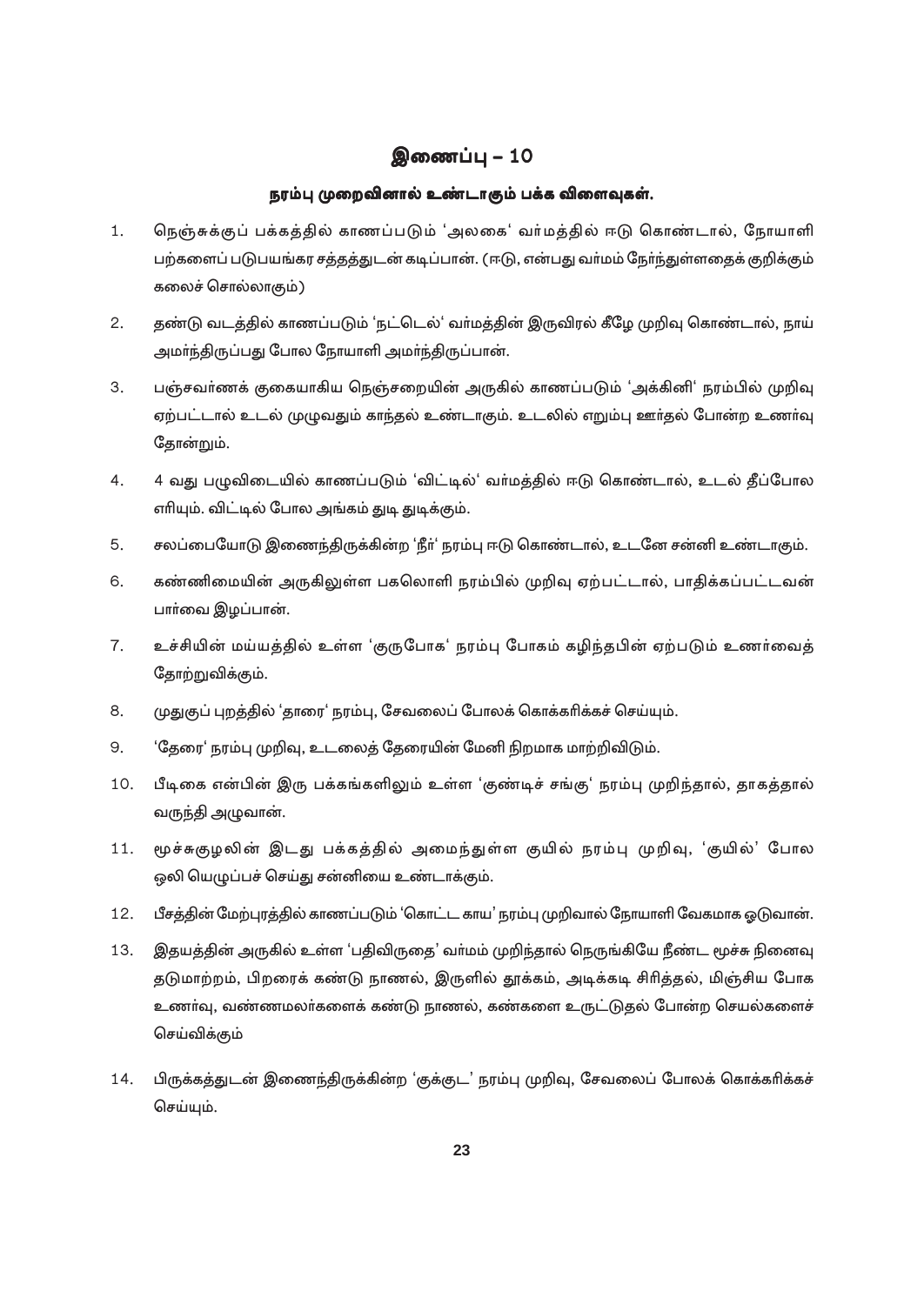# இணைப்பு – 10

## நரம்பு முறைவினால் உண்டாகும் பக்க விளைவுகள்.

1. நெஞ்சுக்குப் பக்கத்தில் காணப்படும் 'அலகை' வர்மத்தில் ஈடு கொண்டால், நோயாளி பற்களைப் படுபயங்கர சத்தத்துடன் கடிப்பான். (ஈடு, என்பது வர்மம் நேர்ந்துள்ளதைக் குறிக்கும் கலைச் சொல்லாகும்)

2. தண்டு வடத்தில் காணப்படும் 'நட்டெல்' வர்மத்தின் இருவிரல் கீழே முறிவு கொண்டால், நாய் அமர்ந்திருப்பது போல நோயாளி அமர்ந்திருப்பான்.

3. பஞ்சவர்ணக் குகையாகிய நெஞ்சறையின் அருகில் காணப்படும் 'அக்கினி' நரம்பில் முறிவு ஏற்பட்டால் உடல் முழுவதும் காந்தல் உண்டாகும். உடலில் எறும்பு ஊர்தல் போன்ற உணர்வு தோன்றும்.

4. 4 வது பழுவிடையில் காணப்படும் 'விட்டில்' வர்மத்தில் ஈடு கொண்டால், உடல் தீப்போல எரியும். விட்டில் போல அங்கம் துடி துடிக்கும்.

5. சலப்பையோடு இணைந்திருக்கின்ற 'நீர்' நரம்பு ஈடு கொண்டால், உடனே சன்னி உண்டாகும்.

6. கண்ணிமையின் அருகிலுள்ள பகலொளி நரம்பில் முறிவு ஏற்பட்டால், பாதிக்கப்பட்டவன் பார்வை இழப்பான்.

7. உச்சியின் மய்யத்தில் உள்ள 'குருபோக' நரம்பு போகம் கழிந்தபின் ஏற்படும் உணர்வைத் தோற்றுவிக்கும்.

8. முதுகுப் புறத்தில் 'தாரை' நரம்பு, சேவலைப் போலக் கொக்கரிக்கச் செய்யும்.

9. 'தேரை' நரம்பு முறிவு, உடலைத் தேரையின் மேனி நிறமாக மாற்றிவிடும்.

10. பீடிகை என்பின் இரு பக்கங்களிலும் உள்ள 'குண்டிச் சங்கு' நரம்பு முறிந்தால், தாகத்தால் வருந்தி அழுவான்.

11. மூச்சுகுழலின் இடது பக்கத்தில் அமைந்துள்ள குயில் நரம்பு முறிவு, 'குயில்' போல ஒலி யெழுப்பச் செய்து சன்னியை உண்டாக்கும்.

12. பீசத்தின் மேற்புரத்தில் காணப்படும் 'கொட்ட காய' நரம்பு முறிவால் நோயாளி வேகமாக ஓடுவான்.

13. இதயத்தின் அருகில் உள்ள 'பதிவிருதை' வர்மம் முறிந்தால் நெருங்கியே நீண்ட மூச்சு நினைவு தடுமாற்றம், பிறரைக் கண்டு நாணல், இருளில் தூக்கம், அடிக்கடி சிரித்தல், மிஞ்சிய போக உணர்வு, வண்ணமலர்களைக் கண்டு நாணல், கண்களை உருட்டுதல் போன்ற செயல்களைச் செய்விக்கும்

14. பிருக்கத்துடன் இணைந்திருக்கின்ற 'குக்குட' நரம்பு முறிவு, சேவலைப் போலக் கொக்கரிக்கச் செய்யும்.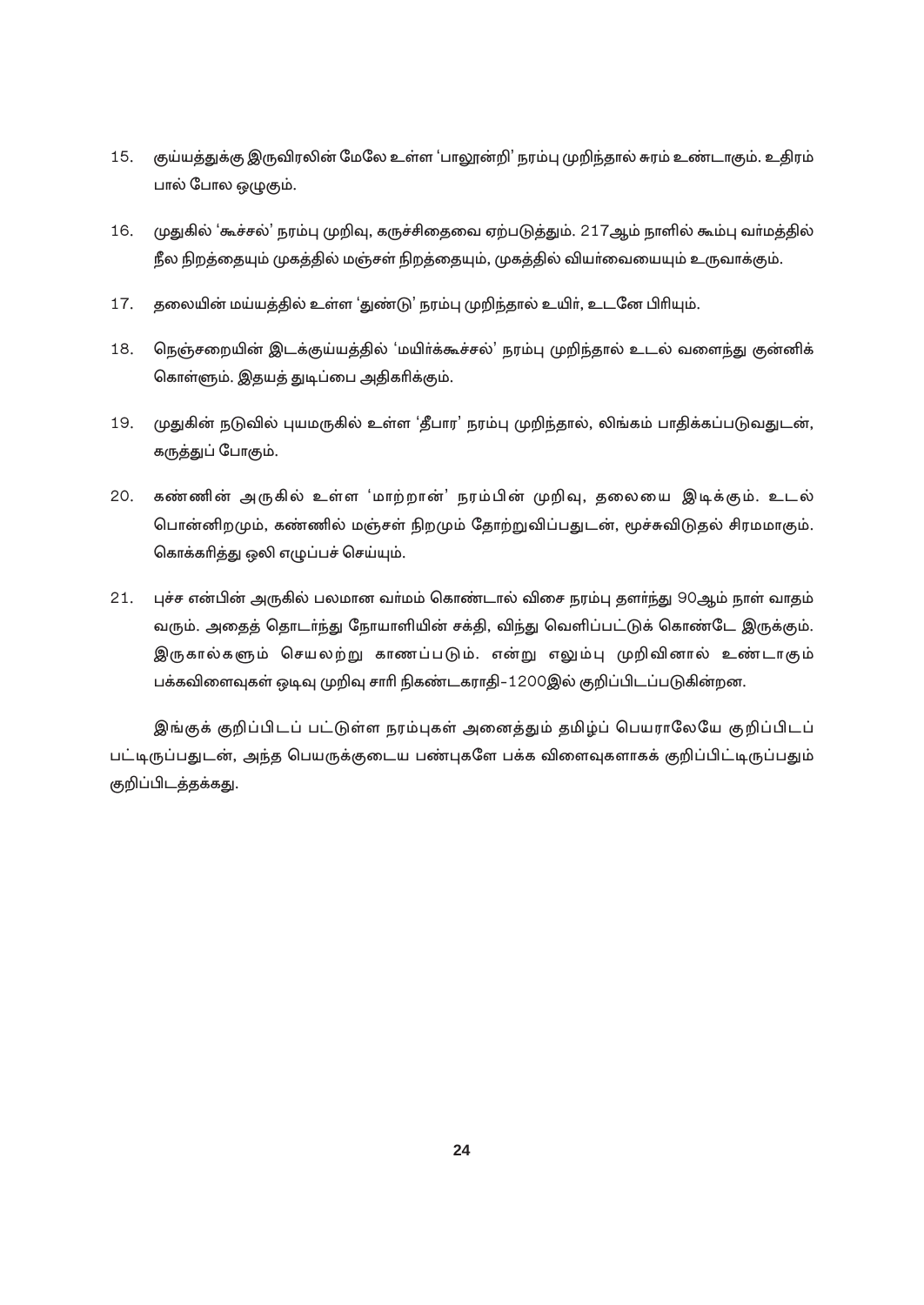15. குய்யத்துக்கு இருவிரலின் மேலே உள்ள 'பாலூன்றி' நரம்பு முறிந்தால் சுரம் உண்டாகும். உதிரம் பால் போல ஒழுகும்.

16. முதுகில் 'கூச்சல்' நரம்பு முறிவு, கருச்சிதைவை ஏற்படுத்தும். 217ஆம் நாளில் கூம்பு வர்மத்தில் நீல நிறத்தையும் முகத்தில் மஞ்சள் நிறத்தையும், முகத்தில் வியர்வையையும் உருவாக்கும்.

17. தலையின் மய்யத்தில் உள்ள 'துண்டு' நரம்பு முறிந்தால் உயிர், உடனே பிரியும்.

18. நெஞ்சறையின் இடக்குய்யத்தில் 'மயிர்க்கூச்சல்' நரம்பு முறிந்தால் உடல் வளைந்து குன்னிக் கொள்ளும். இதயத் துடிப்பை அதிகரிக்கும்.

19. முதுகின் நடுவில் புயமருகில் உள்ள 'தீபார' நரம்பு முறிந்தால், லிங்கம் பாதிக்கப்படுவதுடன், கருத்துப் போகும்.

20. கண்ணின் அருகில் உள்ள 'மாற்றான்' நரம்பின் முறிவு, தலையை இடிக்கும். உடல் பொன்னிறமும், கண்ணில் மஞ்சள் நிறமும் தோற்றுவிப்பதுடன், மூச்சுவிடுதல் சிரமமாகும். கொக்கரித்து ஒலி எழுப்பச் செய்யும்.

21. புச்ச என்பின் அருகில் பலமான வர்மம் கொண்டால் விசை நரம்பு தளர்ந்து 90ஆம் நாள் வாதம் வரும். அதைத் தொடர்ந்து நோயாளியின் சக்தி, விந்து வெளிப்பட்டுக் கொண்டே இருக்கும். இருகால்களும் செயலற்று காணப்படும். என்று எலும்பு முறிவினால் உண்டாகும் பக்கவிளைவுகள் ஒடிவு முறிவு சாரி நிகண்டகராதி-1200இல் குறிப்பிடப்படுகின்றன.

இங்குக் குறிப்பிடப் பட்டுள்ள நரம்புகள் அனைத்தும் தமிழ்ப் பெயராலேயே குறிப்பிடப் பட்டிருப்பதுடன், அந்த பெயருக்குடைய பண்புகளே பக்க விளைவுகளாகக் குறிப்பிட்டிருப்பதும் குறிப்பிடத்தக்கது.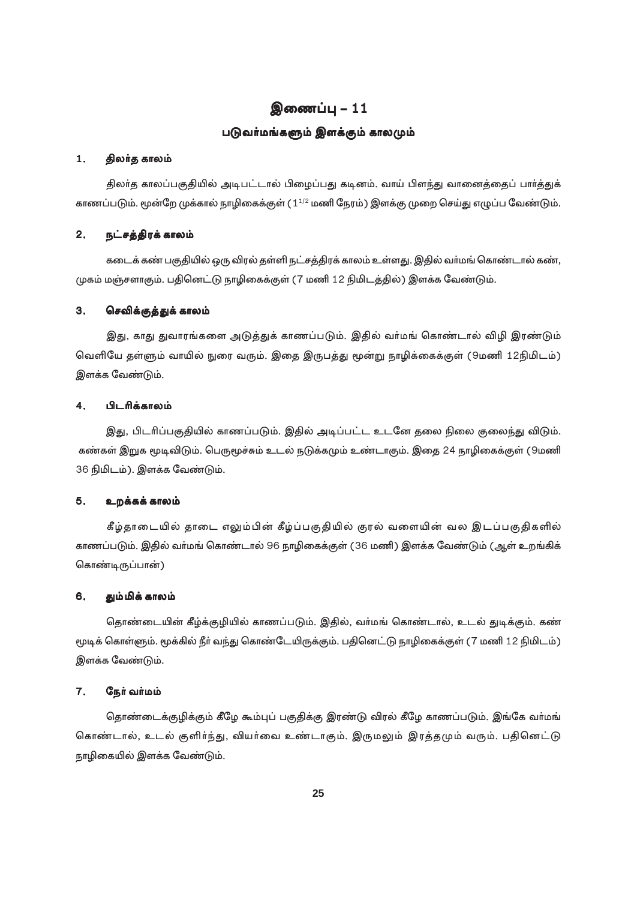# இணைப்பு – 11

## படுவர்மங்களும் இளக்கும் காலமும்

### 1. திலர்த காலம்

திலர்த காலப்பகுதியில் அடிபட்டால் பிழைப்பது கடினம். வாய் பிளந்து வானைத்தைப் பார்த்துக் காணப்படும். மூன்றே முக்கால் நாழிகைக்குள் ($1^{1/2}$ மணி நேரம்) இளக்கு முறை செய்து எழுப்ப வேண்டும்.

### 2. நட்சத்திரக் காலம்

கடைக் கண் பகுதியில் ஒரு விரல் தள்ளி நட்சத்திரக் காலம் உள்ளது. இதில் வர்மங் கொண்டால் கண், முகம் மஞ்சளாகும். பதினெட்டு நாழிகைக்குள் (7 மணி 12 நிமிடத்தில்) இளக்க வேண்டும்.

### 3. செவிக்குத்துக் காலம்

இது, காது துவாரங்களை அடுத்துக் காணப்படும். இதில் வர்மங் கொண்டால் விழி இரண்டும் வெளியே தள்ளும் வாயில் நுரை வரும். இதை இருபத்து மூன்று நாழிக்கைக்குள் (9மணி 12நிமிடம்) இளக்க வேண்டும்.

### 4. பிடரிக்காலம்

இது, பிடரிப்பகுதியில் காணப்படும். இதில் அடிப்பட்ட உடனே தலை நிலை குலைந்து விடும். கண்கள் இறுக மூடிவிடும். பெருமூச்சும் உடல் நடுக்கமும் உண்டாகும். இதை 24 நாழிகைக்குள் (9மணி 36 நிமிடம்). இளக்க வேண்டும்.

### 5. உறக்கக் காலம்

கீழ்தாடையில் தாடை எலும்பின் கீழ்ப்பகுதியில் குரல் வளையின் வல இடப்பகுதிகளில் காணப்படும். இதில் வர்மங் கொண்டால் 96 நாழிகைக்குள் (36 மணி) இளக்க வேண்டும் (ஆள் உறங்கிக் கொண்டிருப்பான்)

### 6. தும்மிக் காலம்

தொண்டையின் கீழ்க்குழியில் காணப்படும். இதில், வர்மங் கொண்டால், உடல் துடிக்கும். கண் மூடிக் கொள்ளும். மூக்கில் நீர் வந்து கொண்டேயிருக்கும். பதினெட்டு நாழிகைக்குள் (7 மணி 12 நிமிடம்) இளக்க வேண்டும்.

### 7. நேர் வர்மம்

தொண்டைக்குழிக்கும் கீழே கூம்புப் பகுதிக்கு இரண்டு விரல் கீழே காணப்படும். இங்கே வர்மங் கொண்டால், உடல் குளிர்ந்து, வியர்வை உண்டாகும். இருமலும் இரத்தமும் வரும். பதினெட்டு நாழிகையில் இளக்க வேண்டும்.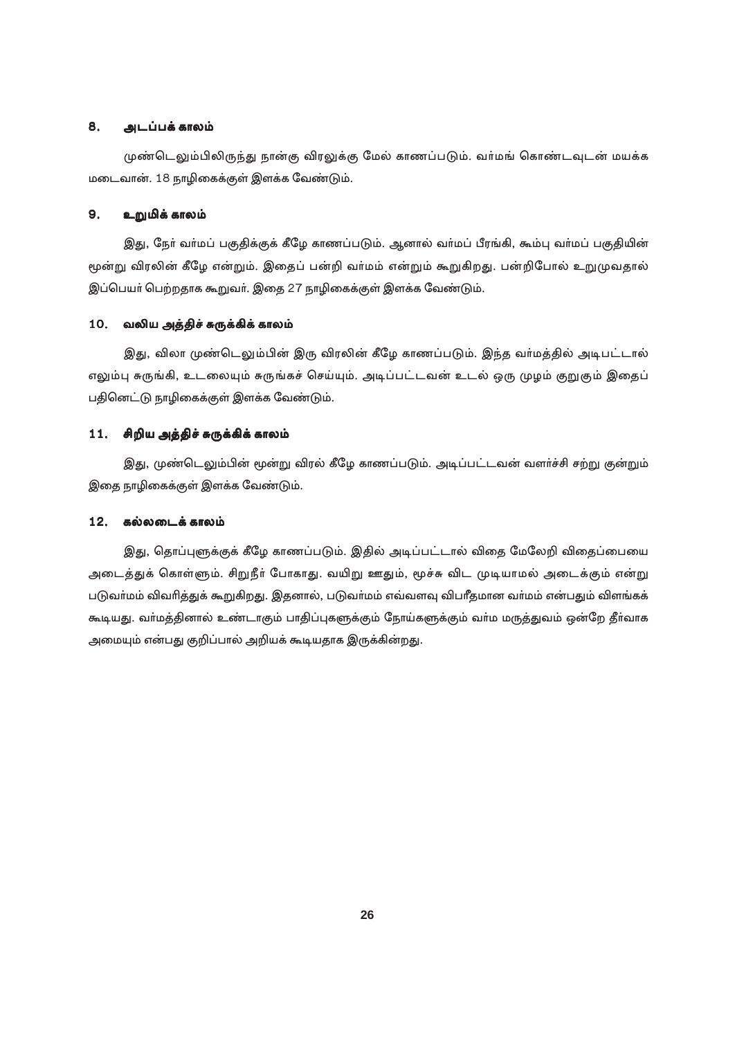### 8. அடப்பக் காலம்

முண்டெலும்பிலிருந்து நான்கு விரலுக்கு மேல் காணப்படும். வர்மங் கொண்டவுடன் மயக்க மடைவான். 18 நாழிகைக்குள் இளக்க வேண்டும்.

### 9. உறுமிக் காலம்

இது, நேர் வர்மப் பகுதிக்குக் கீழே காணப்படும். ஆனால் வர்மப் பீரங்கி, கூம்பு வர்மப் பகுதியின் மூன்று விரலின் கீழே என்றும். இதைப் பன்றி வர்மம் என்றும் கூறுகிறது. பன்றிபோல் உறுமுவதால் இப்பெயர் பெற்றதாக கூறுவர். இதை 27 நாழிகைக்குள் இளக்க வேண்டும்.

### 10. வலிய அத்திச் சுருக்கிக் காலம்

இது, விலா முண்டெலும்பின் இரு விரலின் கீழே காணப்படும். இந்த வர்மத்தில் அடிபட்டால் எலும்பு சுருங்கி, உடலையும் சுருங்கச் செய்யும். அடிப்பட்டவன் உடல் ஒரு முழம் குறுகும் இதைப் பதினெட்டு நாழிகைக்குள் இளக்க வேண்டும்.

### 11. சிறிய அத்திச் சுருக்கிக் காலம்

இது, முண்டெலும்பின் மூன்று விரல் கீழே காணப்படும். அடிப்பட்டவன் வளர்ச்சி சற்று குன்றும் இதை நாழிகைக்குள் இளக்க வேண்டும்.

### 12. கல்லடைக் காலம்

இது, தொப்புளுக்குக் கீழே காணப்படும். இதில் அடிப்பட்டால் விதை மேலேறி விதைப்பையை அடைத்துக் கொள்ளும். சிறுநீர் போகாது. வயிறு ஊதும், மூச்சு விட முடியாமல் அடைக்கும் என்று படுவர்மம் விவரித்துக் கூறுகிறது. இதனால், படுவர்மம் எவ்வளவு விபரீதமான வர்மம் என்பதும் விளங்கக் கூடியது. வர்மத்தினால் உண்டாகும் பாதிப்புகளுக்கும் நோய்களுக்கும் வர்ம மருத்துவம் ஒன்றே தீர்வாக அமையும் என்பது குறிப்பால் அறியக் கூடியதாக இருக்கின்றது.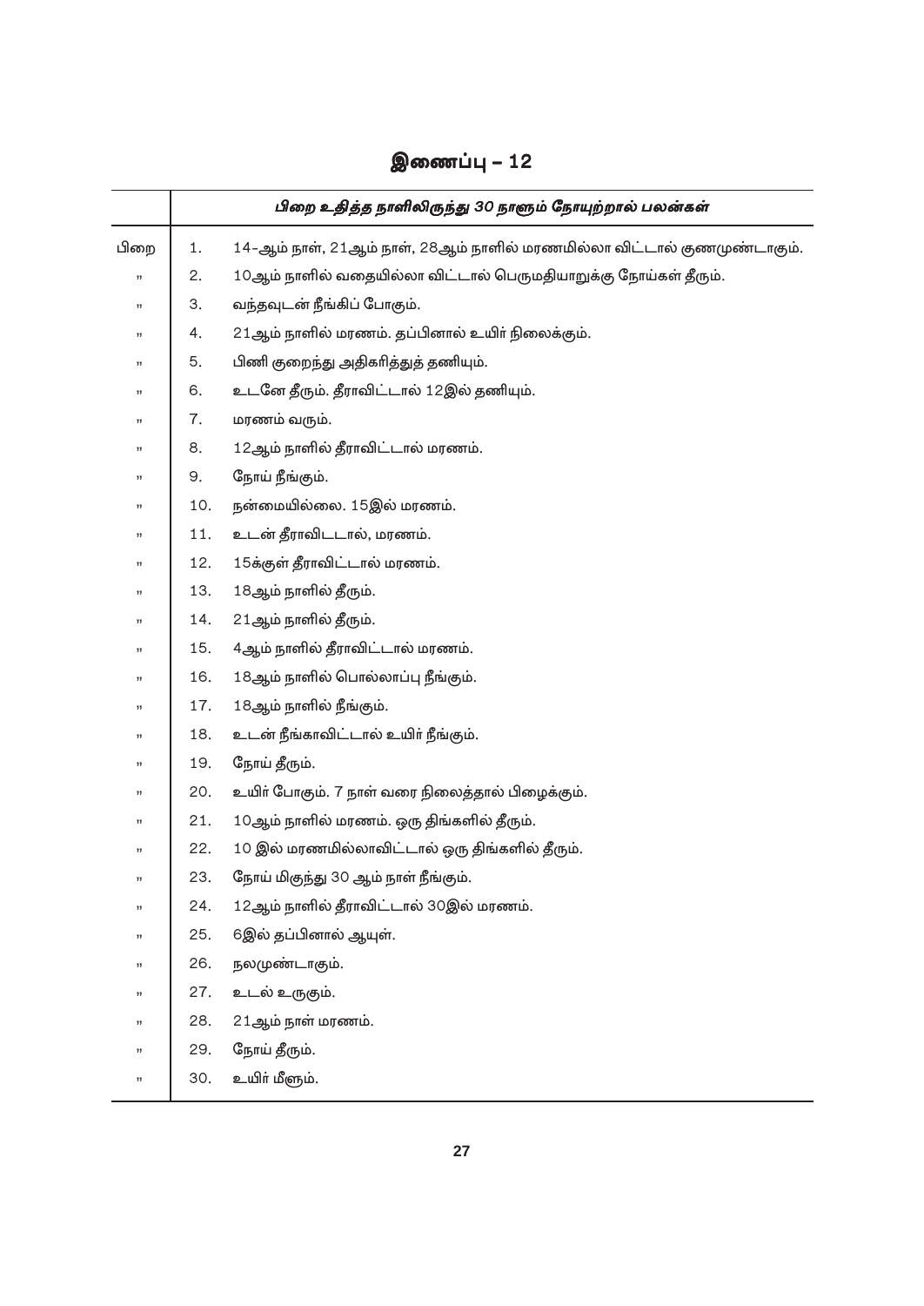# இணைப்பு – 12

| | | *பிறை உதித்த நாளிலிருந்து 30 நாளும் நோயுற்றால் பலன்கள்* |
|---|---|---|
| பிறை | 1. | 14-ஆம் நாள், 21ஆம் நாள், 28ஆம் நாளில் மரணமில்லா விட்டால் குணமுண்டாகும். |
| " | 2. | 10ஆம் நாளில் வதையில்லா விட்டால் பெருமதியாறுக்கு நோய்கள் தீரும். |
| " | 3. | வந்தவுடன் நீங்கிப் போகும். |
| " | 4. | 21ஆம் நாளில் மரணம். தப்பினால் உயிர் நிலைக்கும். |
| " | 5. | பிணி குறைந்து அதிகரித்துத் தணியும். |
| " | 6. | உடனே தீரும். தீராவிட்டால் 12இல் தணியும். |
| " | 7. | மரணம் வரும். |
| " | 8. | 12ஆம் நாளில் தீராவிட்டால் மரணம். |
| " | 9. | நோய் நீங்கும். |
| " | 10. | நன்மையில்லை. 15இல் மரணம். |
| " | 11. | உடன் தீராவிடடால், மரணம். |
| " | 12. | 15க்குள் தீராவிட்டால் மரணம். |
| " | 13. | 18ஆம் நாளில் தீரும். |
| " | 14. | 21ஆம் நாளில் தீரும். |
| " | 15. | 4ஆம் நாளில் தீராவிட்டால் மரணம். |
| " | 16. | 18ஆம் நாளில் பொல்லாப்பு நீங்கும். |
| " | 17. | 18ஆம் நாளில் நீங்கும். |
| " | 18. | உடன் நீங்காவிட்டால் உயிர் நீங்கும். |
| " | 19. | நோய் தீரும். |
| " | 20. | உயிர் போகும். 7 நாள் வரை நிலைத்தால் பிழைக்கும். |
| " | 21. | 10ஆம் நாளில் மரணம். ஒரு திங்களில் தீரும். |
| " | 22. | 10 இல் மரணமில்லாவிட்டால் ஒரு திங்களில் தீரும். |
| " | 23. | நோய் மிகுந்து 30 ஆம் நாள் நீங்கும். |
| " | 24. | 12ஆம் நாளில் தீராவிட்டால் 30இல் மரணம். |
| " | 25. | 6இல் தப்பினால் ஆயுள். |
| " | 26. | நலமுண்டாகும். |
| " | 27. | உடல் உருகும். |
| " | 28. | 21ஆம் நாள் மரணம். |
| " | 29. | நோய் தீரும். |
| " | 30. | உயிர் மீளும். |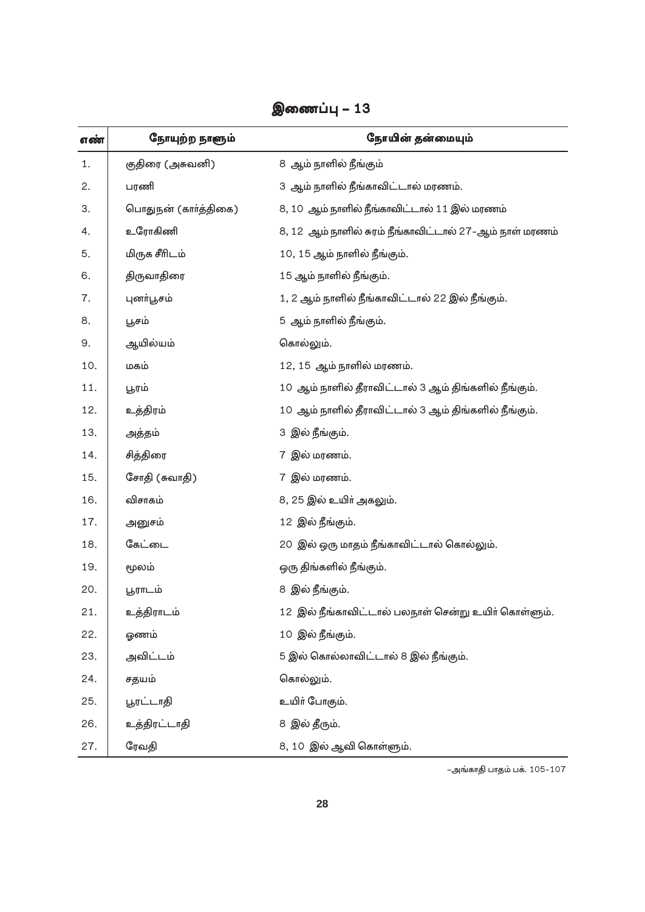## இணைப்பு – 13

| எண் | நோயுற்ற நாளும் | நோயின் தன்மையும் |
|---|---|---|
| 1. | குதிரை (அசுவனி) | 8 ஆம் நாளில் நீங்கும் |
| 2. | பரணி | 3 ஆம் நாளில் நீங்காவிட்டால் மரணம். |
| 3. | பொதுநன் (கார்த்திகை) | 8, 10 ஆம் நாளில் நீங்காவிட்டால் 11 இல் மரணம் |
| 4. | உரோகிணி | 8, 12 ஆம் நாளில் சுரம் நீங்காவிட்டால் 27-ஆம் நாள் மரணம் |
| 5. | மிருக சீரிடம் | 10, 15 ஆம் நாளில் நீங்கும். |
| 6. | திருவாதிரை | 15 ஆம் நாளில் நீங்கும். |
| 7. | புனர்பூசம் | 1, 2 ஆம் நாளில் நீங்காவிட்டால் 22 இல் நீங்கும். |
| 8. | பூசம் | 5 ஆம் நாளில் நீங்கும். |
| 9. | ஆயில்யம் | கொல்லும். |
| 10. | மகம் | 12, 15 ஆம் நாளில் மரணம். |
| 11. | பூரம் | 10 ஆம் நாளில் தீராவிட்டால் 3 ஆம் திங்களில் நீங்கும். |
| 12. | உத்திரம் | 10 ஆம் நாளில் தீராவிட்டால் 3 ஆம் திங்களில் நீங்கும். |
| 13. | அத்தம் | 3 இல் நீங்கும். |
| 14. | சித்திரை | 7 இல் மரணம். |
| 15. | சோதி (சுவாதி) | 7 இல் மரணம். |
| 16. | விசாகம் | 8, 25 இல் உயிர் அகலும். |
| 17. | அனுசம் | 12 இல் நீங்கும். |
| 18. | கேட்டை | 20 இல் ஒரு மாதம் நீங்காவிட்டால் கொல்லும். |
| 19. | மூலம் | ஒரு திங்களில் நீங்கும். |
| 20. | பூராடம் | 8 இல் நீங்கும். |
| 21. | உத்திராடம் | 12 இல் நீங்காவிட்டால் பலநாள் சென்று உயிர் கொள்ளும். |
| 22. | ஓணம் | 10 இல் நீங்கும். |
| 23. | அவிட்டம் | 5 இல் கொல்லாவிட்டால் 8 இல் நீங்கும். |
| 24. | சதயம் | கொல்லும். |
| 25. | பூரட்டாதி | உயிர் போகும். |
| 26. | உத்திரட்டாதி | 8 இல் தீரும். |
| 27. | ரேவதி | 8, 10 இல் ஆவி கொள்ளும். |

–அங்காதி பாதம் பக். 105-107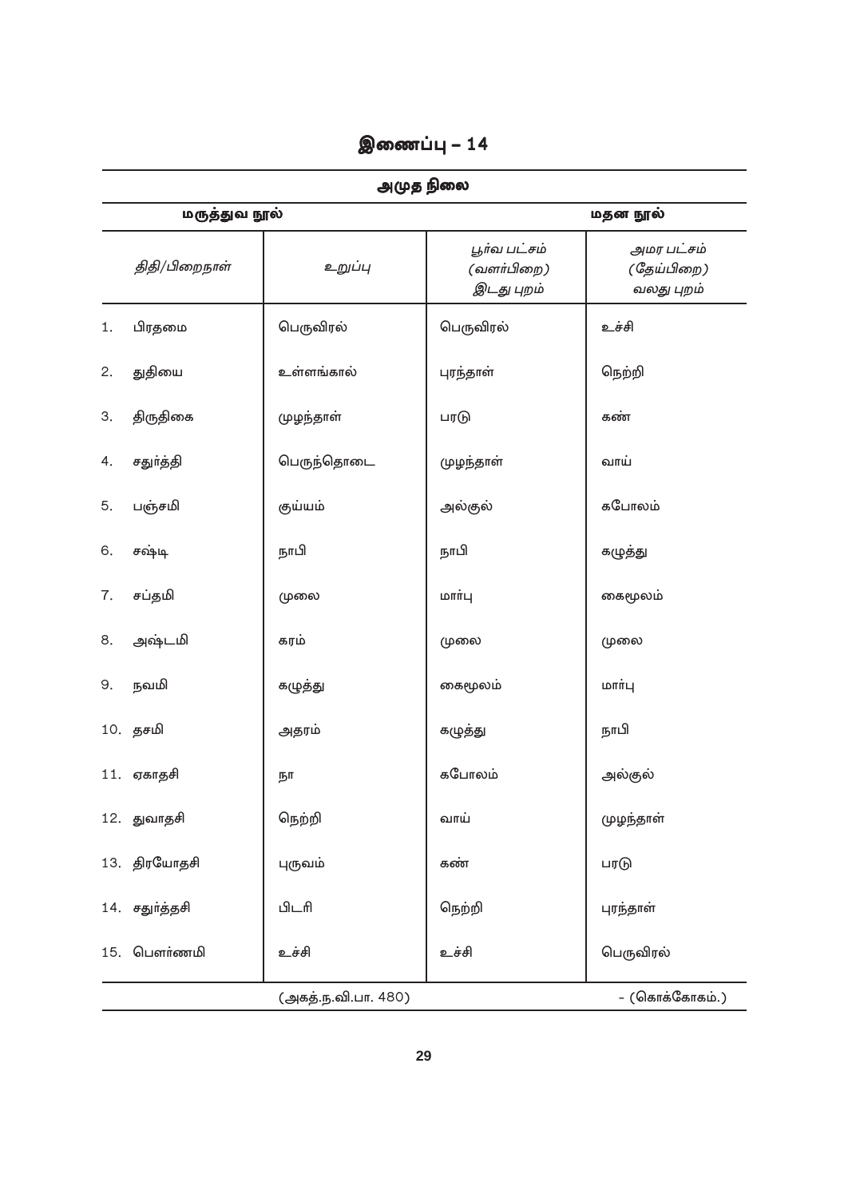# இணைப்பு – 14

| அமுத நிலை | | | |
|---|---|---|---|
| மருத்துவ நூல் | | மதன நூல் | |
| *திதி/பிறைநாள்* | *உறுப்பு* | *பூர்வ பட்சம் (வளர்பிறை) இடது புறம்* | *அமர பட்சம் (தேய்பிறை) வலது புறம்* |
| 1. பிரதமை | பெருவிரல் | பெருவிரல் | உச்சி |
| 2. துதியை | உள்ளங்கால் | புறந்தாள் | நெற்றி |
| 3. திருதிகை | முழந்தாள் | பரடு | கண் |
| 4. சதுர்த்தி | பெருந்தொடை | முழந்தாள் | வாய் |
| 5. பஞ்சமி | குய்யம் | அல்குல் | கபோலம் |
| 6. சஷ்டி | நாபி | நாபி | கழுத்து |
| 7. சப்தமி | முலை | மார்பு | கைமூலம் |
| 8. அஷ்டமி | கரம் | முலை | முலை |
| 9. நவமி | கழுத்து | கைமூலம் | மார்பு |
| 10. தசமி | அதரம் | கழுத்து | நாபி |
| 11. ஏகாதசி | நா | கபோலம் | அல்குல் |
| 12. துவாதசி | நெற்றி | வாய் | முழந்தாள் |
| 13. திரயோதசி | புருவம் | கண் | பரடு |
| 14. சதுர்த்தசி | பிடரி | நெற்றி | புறந்தாள் |
| 15. பௌர்ணமி | உச்சி | உச்சி | பெருவிரல் |
| | (அகத்.ந.வி.பா. 480) | | - (கொக்கோகம்.) |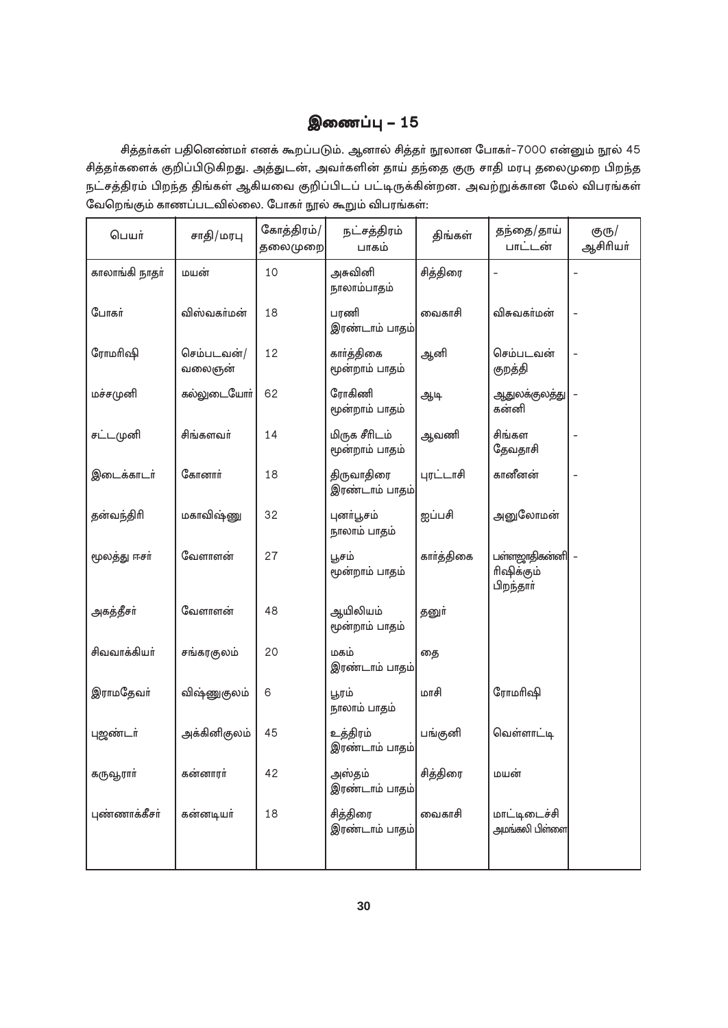# இணைப்பு – 15

சித்தர்கள் பதினெண்மர் எனக் கூறப்படும். ஆனால் சித்தர் நூலான போகர்-7000 என்னும் நூல் 45 சித்தர்களைக் குறிப்பிடுகிறது. அத்துடன், அவர்களின் தாய் தந்தை குரு சாதி மரபு தலைமுறை பிறந்த நட்சத்திரம் பிறந்த திங்கள் ஆகியவை குறிப்பிடப் பட்டிருக்கின்றன. அவற்றுக்கான மேல் விபரங்கள் வேறெங்கும் காணப்படவில்லை. போகர் நூல் கூறும் விபரங்கள்:

| பெயர் | சாதி/மரபு | கோத்திரம்/ தலைமுறை | நட்சத்திரம் பாகம் | திங்கள் | தந்தை/தாய் பாட்டன் | குரு/ ஆசிரியர் |
|---|---|---|---|---|---|---|
| காலாங்கி நாதர் | மயன் | 10 | அசுவினி நாலாம்பாதம் | சித்திரை | - | - |
| போகர் | விஸ்வகர்மன் | 18 | பரணி இரண்டாம் பாதம் | வைகாசி | விசுவகர்மன் | - |
| ரோமரிஷி | செம்படவன்/ வலைஞன் | 12 | கார்த்திகை மூன்றாம் பாதம் | ஆனி | செம்படவன் குறத்தி | - |
| மச்சமுனி | கல்லுடையோர் | 62 | ரோகிணி மூன்றாம் பாதம் | ஆடி | ஆதுலக்குலத்து கன்னி | - |
| சட்டமுனி | சிங்களவர் | 14 | மிருக சீரிடம் மூன்றாம் பாதம் | ஆவணி | சிங்கள தேவதாசி | - |
| இடைக்காடர் | கோனார் | 18 | திருவாதிரை இரண்டாம் பாதம் | புரட்டாசி | கானீனன் | - |
| தன்வந்திரி | மகாவிஷ்ணு | 32 | புனர்பூசம் நாலாம் பாதம் | ஐப்பசி | அனுலோமன் | |
| மூலத்து ஈசர் | வேளாளன் | 27 | பூசம் மூன்றாம் பாதம் | கார்த்திகை | பள்ளஜாதிகண்ணி ரிஷிக்கும் பிறந்தார் | - |
| அகத்தீசர் | வேளாளன் | 48 | ஆயிலியம் மூன்றாம் பாதம் | தனுர் | | |
| சிவவாக்கியர் | சங்கரகுலம் | 20 | மகம் இரண்டாம் பாதம் | தை | | |
| இராமதேவர் | விஷ்ணுகுலம் | 6 | பூரம் நாலாம் பாதம் | மாசி | ரோமரிஷி | |
| புஜண்டர் | அக்கினிகுலம் | 45 | உத்திரம் இரண்டாம் பாதம் | பங்குனி | வெள்ளாட்டி | |
| கருவூரார் | கன்னாரர் | 42 | அஸ்தம் இரண்டாம் பாதம் | சித்திரை | மயன் | |
| புண்ணாக்கீசர் | கன்னடியர் | 18 | சித்திரை இரண்டாம் பாதம் | வைகாசி | மாட்டிடைச்சி அமங்கலி பிள்ளை | |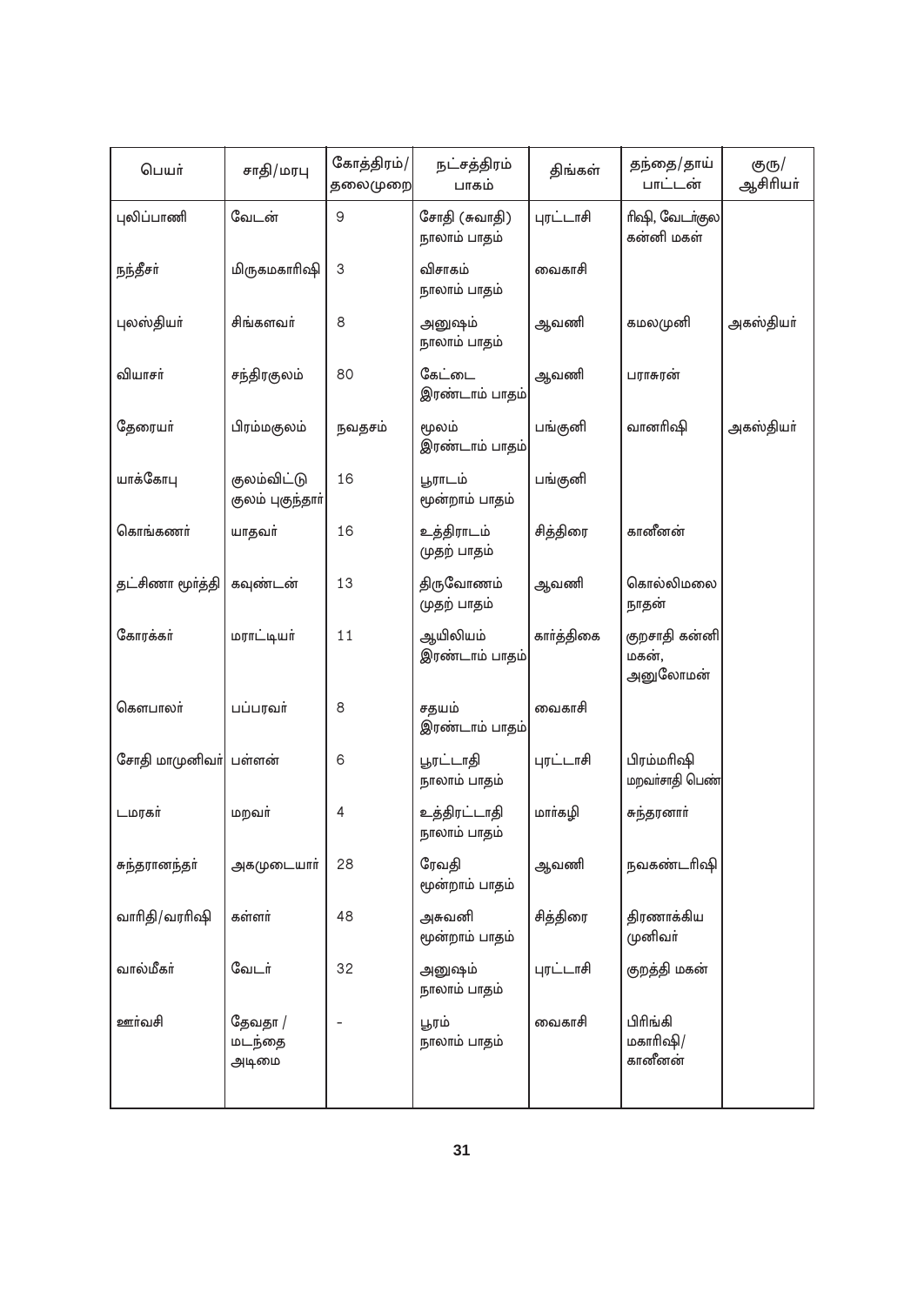| பெயர் | சாதி/மரபு | கோத்திரம்/ தலைமுறை | நட்சத்திரம் பாதம் | திங்கள் | தந்தை/தாய் பாட்டன் | குரு/ ஆசிரியர் |
|---|---|---|---|---|---|---|
| புலிப்பாணி | வேடன் | 9 | சோதி (சுவாதி) நாலாம் பாதம் | புரட்டாசி | ரிஷி, வேடர்குல கன்னி மகள் | |
| நந்தீசர் | மிருகமகாரிஷி | 3 | விசாகம் நாலாம் பாதம் | வைகாசி | | |
| புலஸ்தியர் | சிங்களவர் | 8 | அனுஷம் நாலாம் பாதம் | ஆவணி | கமலமுனி | அகஸ்தியர் |
| வியாசர் | சந்திரகுலம் | 80 | கேட்டை இரண்டாம் பாதம் | ஆவணி | பராசுரன் | |
| தேரையர் | பிரம்மகுலம் | நவதசம் | மூலம் இரண்டாம் பாதம் | பங்குனி | வானரிஷி | அகஸ்தியர் |
| யாக்கோபு | குலம்விட்டு குலம் புகுந்தார் | 16 | பூராடம் மூன்றாம் பாதம் | பங்குனி | | |
| கொங்கணர் | யாதவர் | 16 | உத்திராடம் முதற் பாதம் | சித்திரை | கானீனன் | |
| தட்சிணா மூர்த்தி | கவுண்டன் | 13 | திருவோணம் முதற் பாதம் | ஆவணி | கொல்லிமலை நாதன் | |
| கோரக்கர் | மராட்டியர் | 11 | ஆயிலியம் இரண்டாம் பாதம் | கார்த்திகை | குறசாதி கன்னி மகன், அனுலோமன் | |
| கௌபாலர் | பப்பரவர் | 8 | சதயம் இரண்டாம் பாதம் | வைகாசி | | |
| சோதி மாமுனிவர் | பள்ளன் | 6 | பூரட்டாதி நாலாம் பாதம் | புரட்டாசி | பிரம்மரிஷி மறவர்சாதி பெண் | |
| டமரகர் | மறவர் | 4 | உத்திரட்டாதி நாலாம் பாதம் | மார்கழி | சுந்தரனார் | |
| சுந்தரானந்தர் | அகமுடையார் | 28 | ரேவதி மூன்றாம் பாதம் | ஆவணி | நவகண்டரிஷி | |
| வாரிதி/வரரிஷி | கள்ளர் | 48 | அசுவனி மூன்றாம் பாதம் | சித்திரை | திரணாக்கிய முனிவர் | |
| வால்மீகர் | வேடர் | 32 | அனுஷம் நாலாம் பாதம் | புரட்டாசி | குறத்தி மகன் | |
| ஊர்வசி | தேவதா / மடந்தை அடிமை | - | பூரம் நாலாம் பாதம் | வைகாசி | பிரிங்கி மகாரிஷி/ கானீனன் | |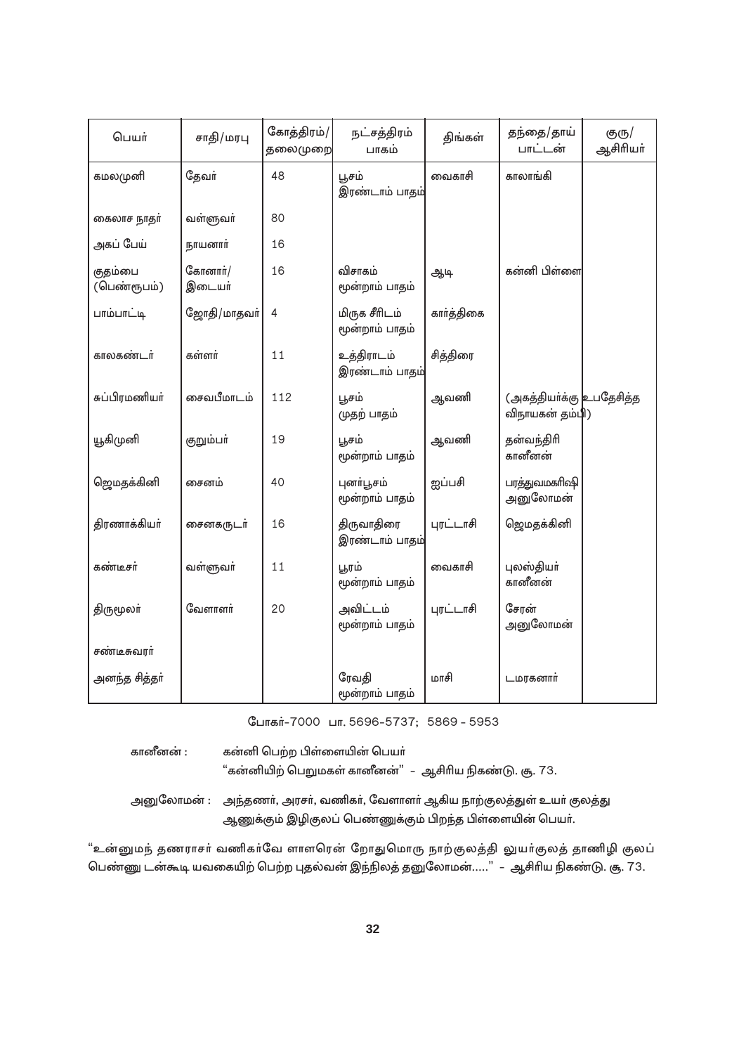| பெயர் | சாதி/மரபு | கோத்திரம்/ தலைமுறை | நட்சத்திரம் பாகம் | திங்கள் | தந்தை/தாய் பாட்டன் | குரு/ ஆசிரியர் |
|---|---|---|---|---|---|---|
| கமலமுனி | தேவர் | 48 | பூசம் இரண்டாம் பாதம் | வைகாசி | காலாங்கி | |
| கைலாச நாதர் | வள்ளுவர் | 80 | | | | |
| அகப் பேய் | நாயனார் | 16 | | | | |
| குதம்பை (பெண்ரூபம்) | கோனார்/ இடையர் | 16 | விசாகம் மூன்றாம் பாதம் | ஆடி | கன்னி பிள்ளை | |
| பாம்பாட்டி | ஜோதி/மாதவர் | 4 | மிருக சீரிடம் மூன்றாம் பாதம் | கார்த்திகை | | |
| காலகண்டர் | கள்ளர் | 11 | உத்திராடம் இரண்டாம் பாதம் | சித்திரை | | |
| சுப்பிரமணியர் | சைவபீமாடம் | 112 | பூசம் முதற் பாதம் | ஆவணி | (அகத்தியர்க்கு உபதேசித்த விநாயகன் தம்பி) | |
| யூகிமுனி | குறும்பர் | 19 | பூசம் மூன்றாம் பாதம் | ஆவணி | தன்வந்திரி கானீனன் | |
| ஜெமதக்கினி | சைனம் | 40 | புனர்பூசம் மூன்றாம் பாதம் | ஐப்பசி | பரத்துவமகரிஷி அனுலோமன் | |
| திரணாக்கியர் | சைனகருடர் | 16 | திருவாதிரை இரண்டாம் பாதம் | புரட்டாசி | ஜெமதக்கினி | |
| கண்டீசர் | வள்ளுவர் | 11 | பூரம் மூன்றாம் பாதம் | வைகாசி | புலஸ்தியர் கானீனன் | |
| திருமூலர் | வேளாளர் | 20 | அவிட்டம் மூன்றாம் பாதம் | புரட்டாசி | சேரன் அனுலோமன் | |
| சண்டீசுவரர் | | | | | | |
| அனந்த சித்தர் | | | ரேவதி மூன்றாம் பாதம் | மாசி | டமரகனார் | |

போகர்-7000 பா. 5696-5737; 5869 - 5953

கானீனன் : கன்னி பெற்ற பிள்ளையின் பெயர்
"கன்னியிற் பெறுமகள் கானீனன்" - ஆசிரிய நிகண்டு. சூ. 73.

அனுலோமன் : அந்தணர், அரசர், வணிகர், வேளாளர் ஆகிய நாற்குலத்துள் உயர் குலத்து ஆணுக்கும் இழிகுலப் பெண்ணுக்கும் பிறந்த பிள்ளையின் பெயர்.

"உன்னுமந் தணராசர் வணிகர்வே ளாளரென் றோதுமொரு நாற்குலத்தி லுயர்குலத் தாணிழி குலப் பெண்ணு டன்கூடி யவகையிற் பெற்ற புதல்வன் இந்நிலத் தனுலோமன்....." - ஆசிரிய நிகண்டு. சூ. 73.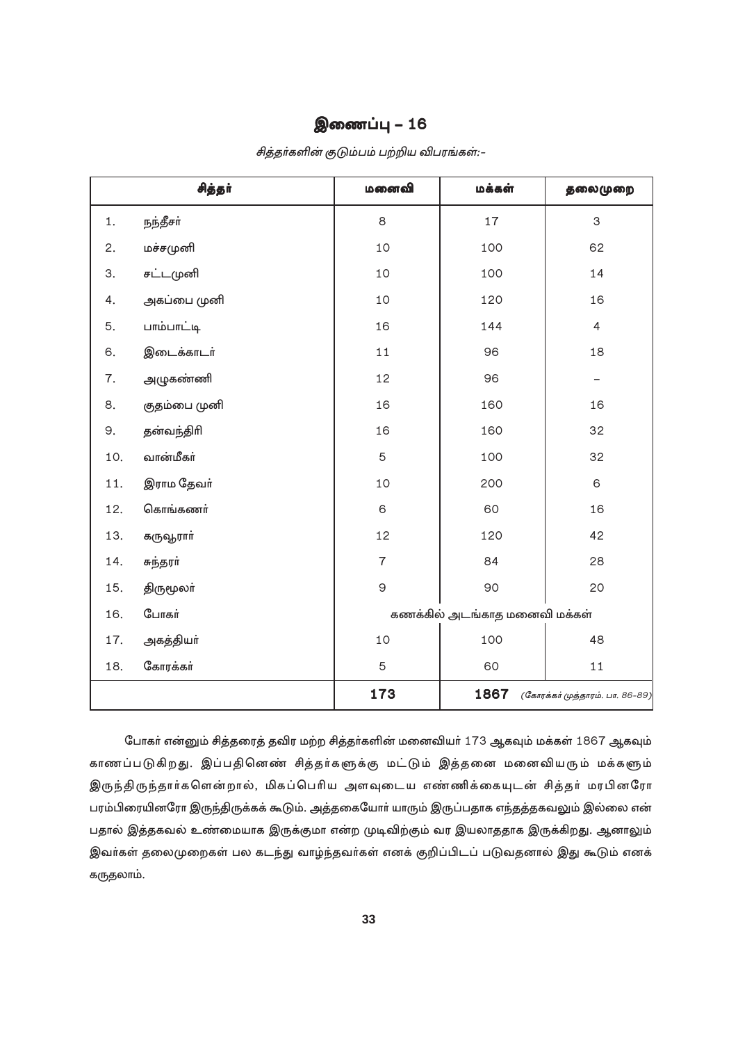# இணைப்பு – 16

*சித்தர்களின் குடும்பம் பற்றிய விபரங்கள்:-*

| | சித்தர் | மனைவி | மக்கள் | தலைமுறை |
|---|---|---|---|---|
| 1. | நந்தீசர் | 8 | 17 | 3 |
| 2. | மச்சமுனி | 10 | 100 | 62 |
| 3. | சட்டமுனி | 10 | 100 | 14 |
| 4. | அகப்பை முனி | 10 | 120 | 16 |
| 5. | பாம்பாட்டி | 16 | 144 | 4 |
| 6. | இடைக்காடர் | 11 | 96 | 18 |
| 7. | அழுகண்ணி | 12 | 96 | – |
| 8. | குதம்பை முனி | 16 | 160 | 16 |
| 9. | தன்வந்திரி | 16 | 160 | 32 |
| 10. | வான்மீகர் | 5 | 100 | 32 |
| 11. | இராம தேவர் | 10 | 200 | 6 |
| 12. | கொங்கணர் | 6 | 60 | 16 |
| 13. | கருவூரார் | 12 | 120 | 42 |
| 14. | சுந்தரர் | 7 | 84 | 28 |
| 15. | திருமூலர் | 9 | 90 | 20 |
| 16. | போகர் | கணக்கில் அடங்காத மனைவி மக்கள் | | |
| 17. | அகத்தியர் | 10 | 100 | 48 |
| 18. | கோரக்கர் | 5 | 60 | 11 |
| | | **173** | **1867** | *(கோரக்கர் முத்தாரம். பா. 86-89)* |

போகர் என்னும் சித்தரைத் தவிர மற்ற சித்தர்களின் மனைவியர் 173 ஆகவும் மக்கள் 1867 ஆகவும் காணப்படுகிறது. இப்பதினெண் சித்தர்களுக்கு மட்டும் இத்தனை மனைவியரும் மக்களும் இருந்திருந்தார்களென்றால், மிகப்பெரிய அளவுடைய எண்ணிக்கையுடன் சித்தர் மரபினரோ பரம்பிரையினரோ இருந்திருக்கக் கூடும். அத்தகையோர் யாரும் இருப்பதாக எந்தத்தகவலும் இல்லை என் பதால் இத்தகவல் உண்மையாக இருக்குமா என்ற முடிவிற்கும் வர இயலாததாக இருக்கிறது. ஆனாலும் இவர்கள் தலைமுறைகள் பல கடந்து வாழ்ந்தவர்கள் எனக் குறிப்பிடப் படுவதனால் இது கூடும் எனக் கருதலாம்.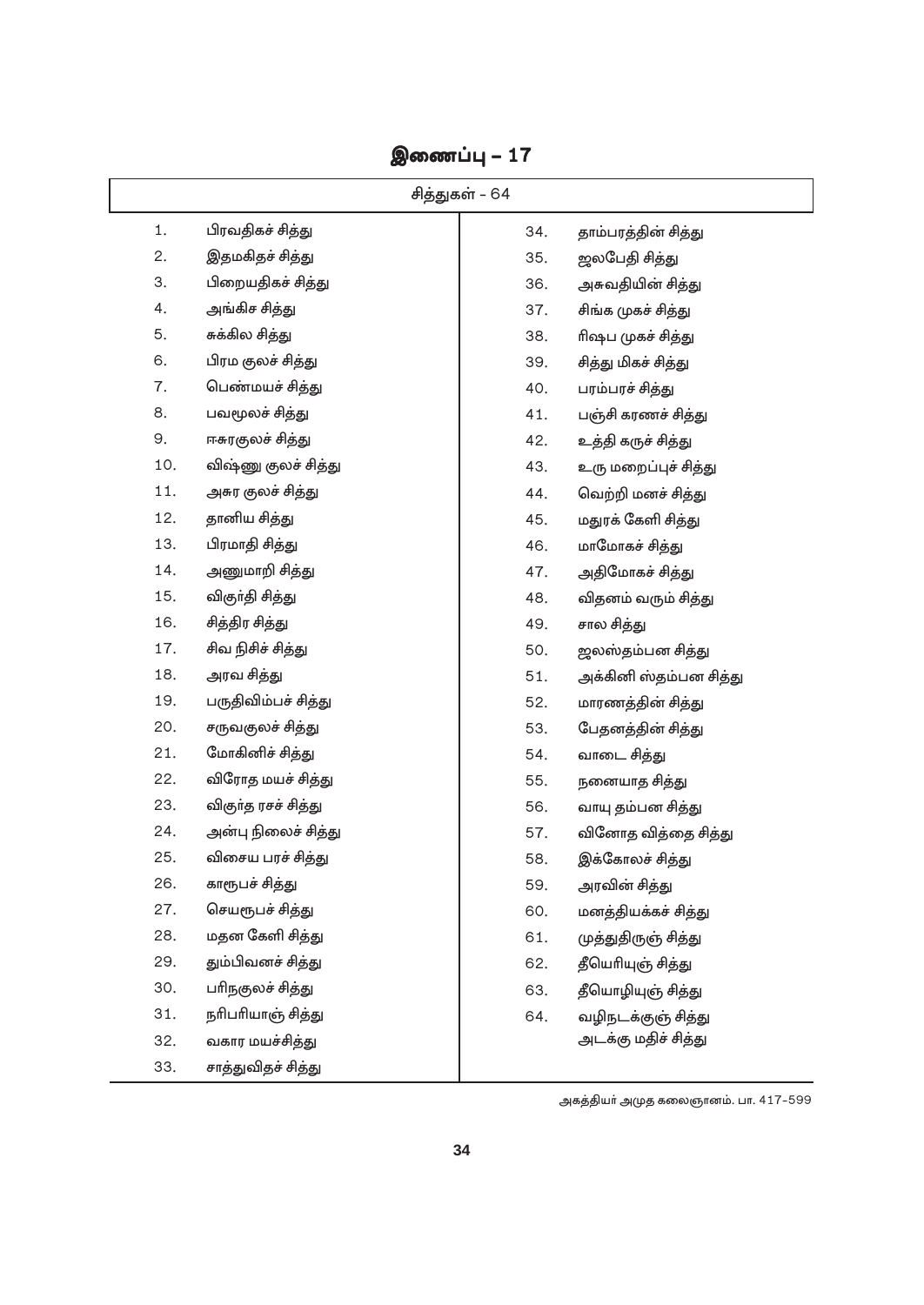## இணைப்பு – 17

| சித்துகள் - 64 | | | |
|---|---|---|---|
| 1. | பிரவதிகச் சித்து | 34. | தாம்பரத்தின் சித்து |
| 2. | இதமகிதச் சித்து | 35. | ஜலபேதி சித்து |
| 3. | பிறையதிகச் சித்து | 36. | அசுவதியின் சித்து |
| 4. | அங்கிச சித்து | 37. | சிங்க முகச் சித்து |
| 5. | சுக்கில சித்து | 38. | ரிஷப முகச் சித்து |
| 6. | பிரம குலச் சித்து | 39. | சித்து மிகச் சித்து |
| 7. | பெண்மயச் சித்து | 40. | பரம்பரச் சித்து |
| 8. | பவமூலச் சித்து | 41. | பஞ்சி கரணச் சித்து |
| 9. | ஈசுரகுலச் சித்து | 42. | உத்தி கருச் சித்து |
| 10. | விஷ்ணு குலச் சித்து | 43. | உரு மறைப்புச் சித்து |
| 11. | அசுர குலச் சித்து | 44. | வெற்றி மனச் சித்து |
| 12. | தானிய சித்து | 45. | மதுரக் கேளி சித்து |
| 13. | பிரமாதி சித்து | 46. | மாமோகச் சித்து |
| 14. | அணுமாறி சித்து | 47. | அதிமோகச் சித்து |
| 15. | விகுர்தி சித்து | 48. | விதனம் வரும் சித்து |
| 16. | சித்திர சித்து | 49. | சால சித்து |
| 17. | சிவ நிசிச் சித்து | 50. | ஜலஸ்தம்பன சித்து |
| 18. | அரவ சித்து | 51. | அக்கினி ஸ்தம்பன சித்து |
| 19. | பருதிவிம்பச் சித்து | 52. | மாரணத்தின் சித்து |
| 20. | சருவகுலச் சித்து | 53. | பேதனத்தின் சித்து |
| 21. | மோகினிச் சித்து | 54. | வாடை சித்து |
| 22. | விரோத மயச் சித்து | 55. | நனையாத சித்து |
| 23. | விகுர்த ரசச் சித்து | 56. | வாயு தம்பன சித்து |
| 24. | அன்பு நிலைச் சித்து | 57. | வினோத வித்தை சித்து |
| 25. | விசைய பரச் சித்து | 58. | இக்கோலச் சித்து |
| 26. | காரூபச் சித்து | 59. | அரவின் சித்து |
| 27. | செயரூபச் சித்து | 60. | மனத்தியக்கச் சித்து |
| 28. | மதன கேளி சித்து | 61. | முத்துதிருஞ் சித்து |
| 29. | தும்பிவனச் சித்து | 62. | தீயெரியுஞ் சித்து |
| 30. | பரிநகுலச் சித்து | 63. | தீயொழியுஞ் சித்து |
| 31. | நரிபரியாஞ் சித்து | 64. | வழிநடக்குஞ் சித்து அடக்கு மதிச் சித்து |
| 32. | வகார மயச்சித்து | | |
| 33. | சாத்துவிதச் சித்து | | |

அகத்தியா் அமுத கலைஞானம். பா. 417-599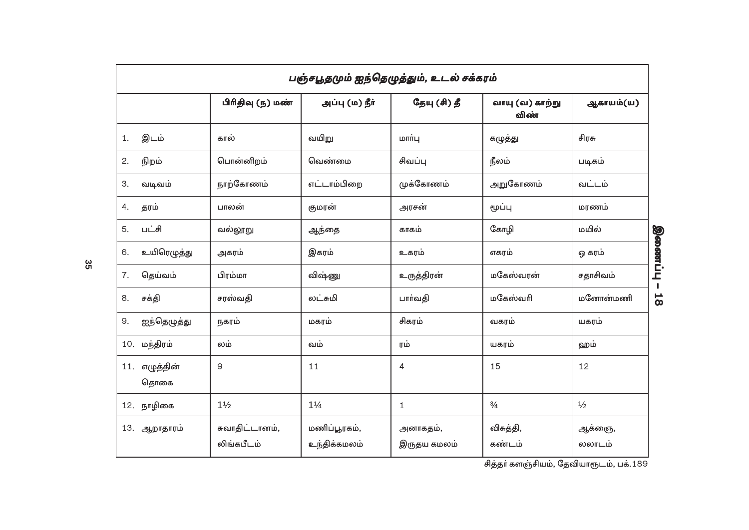## இணைப்பு – 18

| பஞ்சபூதமும் ஐந்தெழுத்தும், உடல் சக்கரம் | | | | | |
|---|---|---|---|---|---|
| | பிரிதிவு (ந) மண் | அப்பு (ம) நீர் | தேயு (சி) தீ | வாயு (வ) காற்று விண் | ஆகாயம்(ய) |
| 1. இடம் | கால் | வயிறு | மார்பு | கழுத்து | சிரசு |
| 2. நிறம் | பொன்னிறம் | வெண்மை | சிவப்பு | நீலம் | படிகம் |
| 3. வடிவம் | நாற்கோணம் | எட்டாம்பிறை | முக்கோணம் | அறுகோணம் | வட்டம் |
| 4. தரம் | பாலன் | குமரன் | அரசன் | மூப்பு | மரணம் |
| 5. பட்சி | வல்லூறு | ஆந்தை | காகம் | கோழி | மயில் |
| 6. உயிரெழுத்து | அகரம் | இகரம் | உகரம் | எகரம் | ஒ கரம் |
| 7. தெய்வம் | பிரம்மா | விஷ்ணு | உருத்திரன் | மகேஸ்வரன் | சதாசிவம் |
| 8. சக்தி | சரஸ்வதி | லட்சுமி | பார்வதி | மகேஸ்வரி | மனோன்மணி |
| 9. ஐந்தெழுத்து | நகரம் | மகரம் | சிகரம் | வகரம் | யகரம் |
| 10. மந்திரம் | லம் | வம் | ரம் | யகரம் | ஹம் |
| 11. எழுத்தின் தொகை | 9 | 11 | 4 | 15 | 12 |
| 12. நாழிகை | 1½ | 1¼ | 1 | ¾ | ½ |
| 13. ஆறாதாரம் | சுவாதிட்டானம், லிங்கபீடம் | மணிப்பூரகம், உந்திக்கமலம் | அனாகதம், இருதய கமலம் | விசுத்தி, கண்டம் | ஆக்ஞை, லலாடம் |

சித்தர் களஞ்சியம், தேவியாரூடம், பக்.189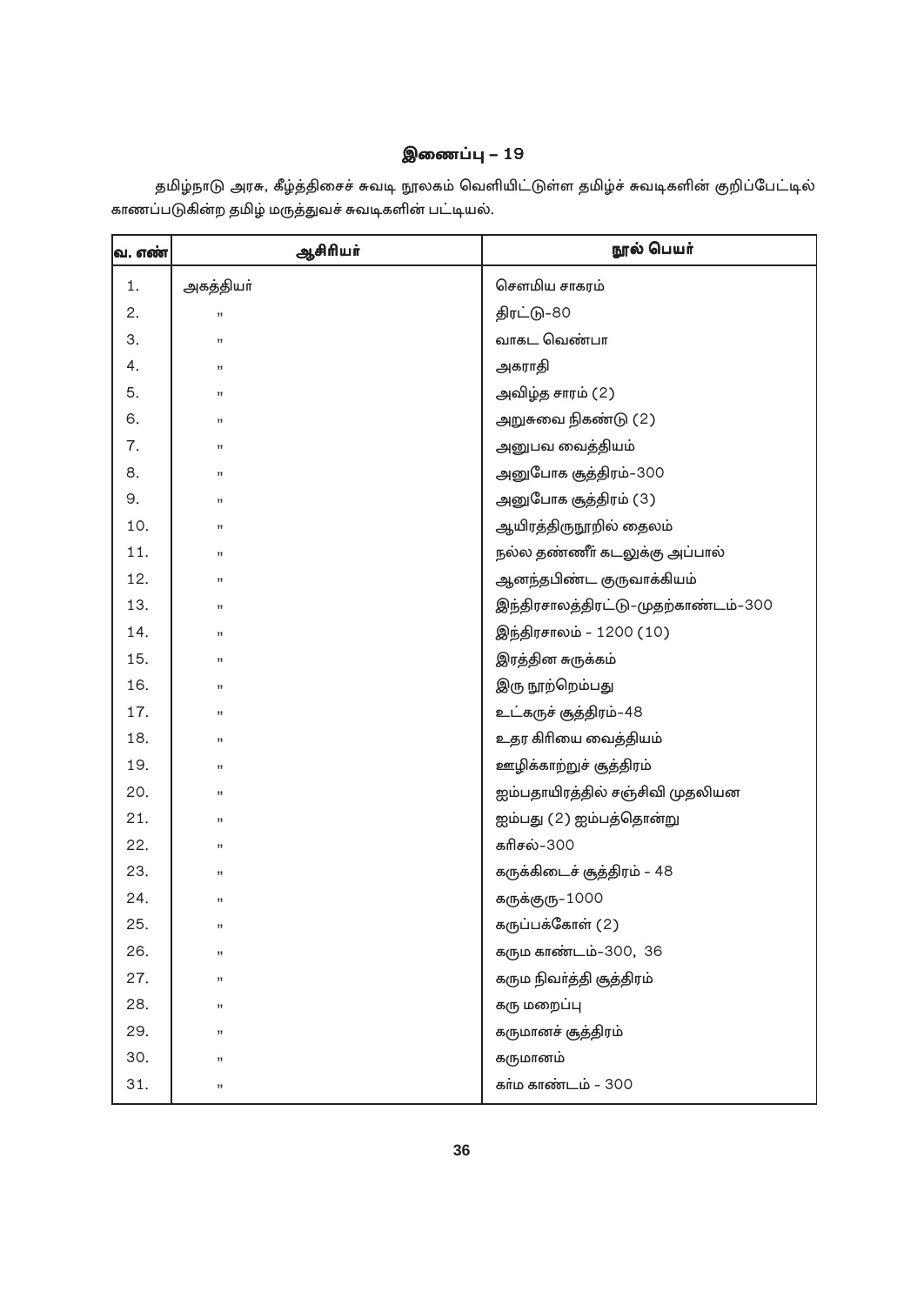## இணைப்பு – 19

தமிழ்நாடு அரசு, கீழ்த்திசைச் சுவடி நூலகம் வெளியிட்டுள்ள தமிழ்ச் சுவடிகளின் குறிப்பேட்டில் காணப்படுகின்ற தமிழ் மருத்துவச் சுவடிகளின் பட்டியல்.

| வ. எண் | ஆசிரியர் | நூல் பெயர் |
|---|---|---|
| 1. | அகத்தியர் | சௌமிய சாகரம் |
| 2. | " | திரட்டு-80 |
| 3. | " | வாகட வெண்பா |
| 4. | " | அகராதி |
| 5. | " | அவிழ்த சாரம் (2) |
| 6. | " | அறுசுவை நிகண்டு (2) |
| 7. | " | அனுபவ வைத்தியம் |
| 8. | " | அனுபோக சூத்திரம்-300 |
| 9. | " | அனுபோக சூத்திரம் (3) |
| 10. | " | ஆயிரத்திருநூறில் தைலம் |
| 11. | " | நல்ல தண்ணீர் கடலுக்கு அப்பால் |
| 12. | " | ஆனந்தபிண்ட குருவாக்கியம் |
| 13. | " | இந்திரசாலத்திரட்டு-முதற்காண்டம்-300 |
| 14. | " | இந்திரசாலம் - 1200 (10) |
| 15. | " | இரத்தின சுருக்கம் |
| 16. | " | இரு நூற்றெம்பது |
| 17. | " | உட்கருச் சூத்திரம்-48 |
| 18. | " | உதர கிரியை வைத்தியம் |
| 19. | " | ஊழிக்காற்றுச் சூத்திரம் |
| 20. | " | ஐம்பதாயிரத்தில் சஞ்சிவி முதலியன |
| 21. | " | ஐம்பது (2) ஐம்பத்தொன்று |
| 22. | " | கரிசல்-300 |
| 23. | " | கருக்கிடைச் சூத்திரம் - 48 |
| 24. | " | கருக்குரு-1000 |
| 25. | " | கருப்பக்கோள் (2) |
| 26. | " | கரும காண்டம்-300, 36 |
| 27. | " | கரும நிவர்த்தி சூத்திரம் |
| 28. | " | கரு மறைப்பு |
| 29. | " | கருமானச் சூத்திரம் |
| 30. | " | கருமானம் |
| 31. | " | கர்ம காண்டம் - 300 |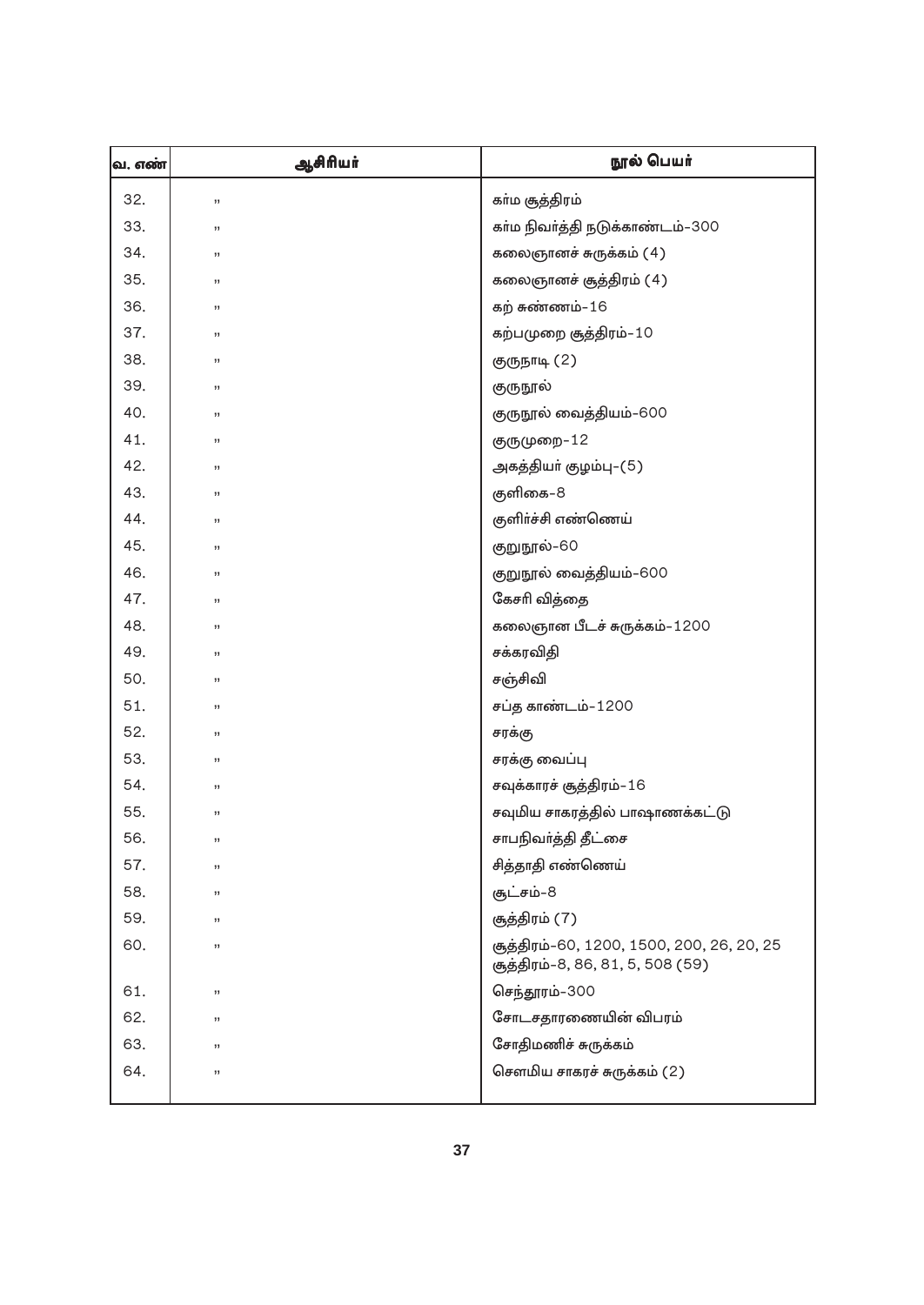| வ. எண் | ஆசிரியர் | நூல் பெயர் |
|---|---|---|
| 32. | ,, | கர்ம சூத்திரம் |
| 33. | ,, | கர்ம நிவர்த்தி நடுக்காண்டம்-300 |
| 34. | ,, | கலைஞானச் சுருக்கம் (4) |
| 35. | ,, | கலைஞானச் சூத்திரம் (4) |
| 36. | ,, | கற் சுண்ணம்-16 |
| 37. | ,, | கற்பமுறை சூத்திரம்-10 |
| 38. | ,, | குருநாடி (2) |
| 39. | ,, | குருநூல் |
| 40. | ,, | குருநூல் வைத்தியம்-600 |
| 41. | ,, | குருமுறை-12 |
| 42. | ,, | அகத்தியர் குழம்பு-(5) |
| 43. | ,, | குளிகை-8 |
| 44. | ,, | குளிர்ச்சி எண்ணெய் |
| 45. | ,, | குறுநூல்-60 |
| 46. | ,, | குறுநூல் வைத்தியம்-600 |
| 47. | ,, | கேசரி வித்தை |
| 48. | ,, | கலைஞான பீடச் சுருக்கம்-1200 |
| 49. | ,, | சக்கரவிதி |
| 50. | ,, | சஞ்சிவி |
| 51. | ,, | சப்த காண்டம்-1200 |
| 52. | ,, | சரக்கு |
| 53. | ,, | சரக்கு வைப்பு |
| 54. | ,, | சவுக்காரச் சூத்திரம்-16 |
| 55. | ,, | சவுமிய சாகரத்தில் பாஷாணக்கட்டு |
| 56. | ,, | சாபநிவர்த்தி தீட்சை |
| 57. | ,, | சித்தாதி எண்ணெய் |
| 58. | ,, | சூட்சம்-8 |
| 59. | ,, | சூத்திரம் (7) |
| 60. | ,, | சூத்திரம்-60, 1200, 1500, 200, 26, 20, 25 சூத்திரம்-8, 86, 81, 5, 508 (59) |
| 61. | ,, | செந்தூரம்-300 |
| 62. | ,, | சோடசதாரணையின் விபரம் |
| 63. | ,, | சோதிமணிச் சுருக்கம் |
| 64. | ,, | சௌமிய சாகரச் சுருக்கம் (2) |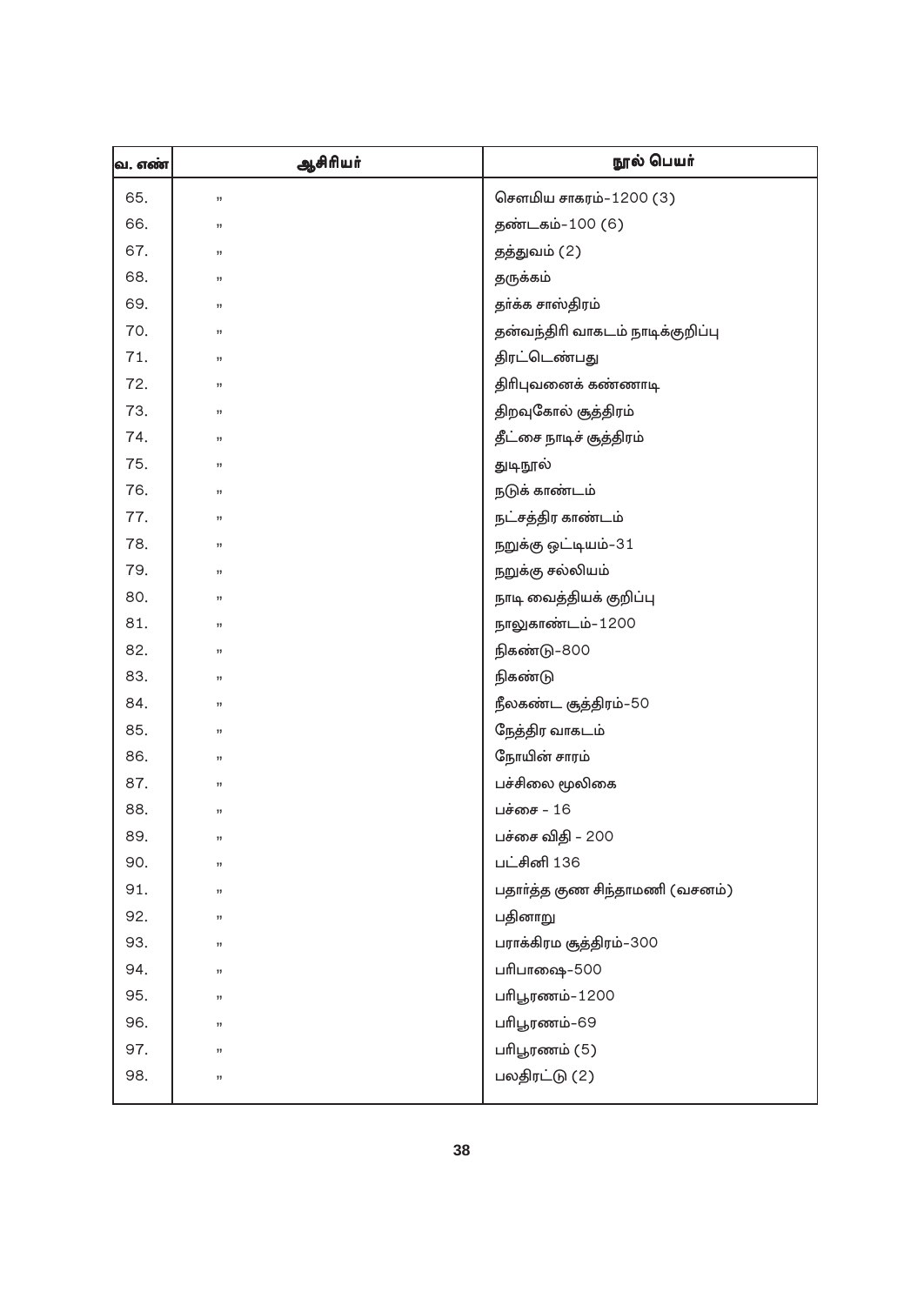| வ. எண் | ஆசிரியர் | நூல் பெயர் |
|---|---|---|
| 65. | " | சௌமிய சாகரம்-1200 (3) |
| 66. | " | தண்டகம்-100 (6) |
| 67. | " | தத்துவம் (2) |
| 68. | " | தருக்கம் |
| 69. | " | தர்க்க சாஸ்திரம் |
| 70. | " | தன்வந்திரி வாகடம் நாடிக்குறிப்பு |
| 71. | " | திரட்டெண்பது |
| 72. | " | திரிபுவனைக் கண்ணாடி |
| 73. | " | திறவுகோல் சூத்திரம் |
| 74. | " | தீட்சை நாடிச் சூத்திரம் |
| 75. | " | துடிநூல் |
| 76. | " | நடுக் காண்டம் |
| 77. | " | நட்சத்திர காண்டம் |
| 78. | " | நறுக்கு ஒட்டியம்-31 |
| 79. | " | நறுக்கு சல்லியம் |
| 80. | " | நாடி வைத்தியக் குறிப்பு |
| 81. | " | நாலுகாண்டம்-1200 |
| 82. | " | நிகண்டு-800 |
| 83. | " | நிகண்டு |
| 84. | " | நீலகண்ட சூத்திரம்-50 |
| 85. | " | நேத்திர வாகடம் |
| 86. | " | நோயின் சாரம் |
| 87. | " | பச்சிலை மூலிகை |
| 88. | " | பச்சை - 16 |
| 89. | " | பச்சை விதி - 200 |
| 90. | " | பட்சினி 136 |
| 91. | " | பதார்த்த குண சிந்தாமணி (வசனம்) |
| 92. | " | பதினாறு |
| 93. | " | பராக்கிரம சூத்திரம்-300 |
| 94. | " | பரிபாஷை-500 |
| 95. | " | பரிபூரணம்-1200 |
| 96. | " | பரிபூரணம்-69 |
| 97. | " | பரிபூரணம் (5) |
| 98. | " | பலதிரட்டு (2) |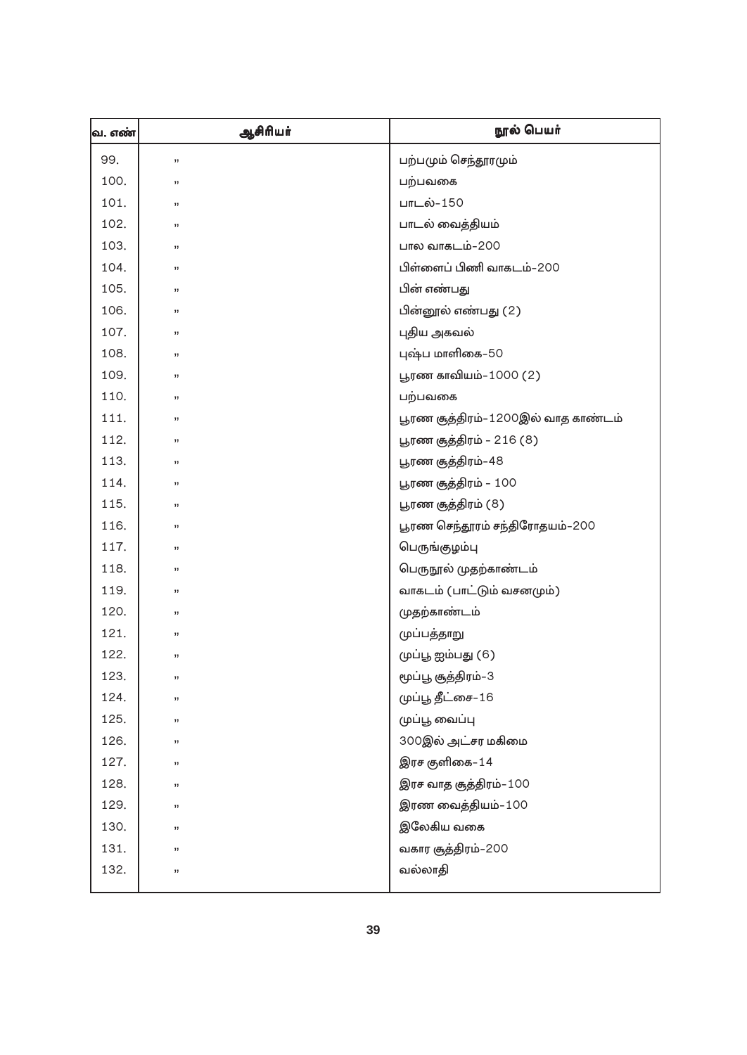| வ. எண் | ஆசிரியர் | நூல் பெயர் |
|---|---|---|
| 99. | ,, | பற்பமும் செந்தூரமும் |
| 100. | ,, | பற்பவகை |
| 101. | ,, | பாடல்-150 |
| 102. | ,, | பாடல் வைத்தியம் |
| 103. | ,, | பால வாகடம்-200 |
| 104. | ,, | பிள்ளைப் பிணி வாகடம்-200 |
| 105. | ,, | பின் எண்பது |
| 106. | ,, | பின்னூல் எண்பது (2) |
| 107. | ,, | புதிய அகவல் |
| 108. | ,, | புஷ்ப மாளிகை-50 |
| 109. | ,, | பூரண காவியம்-1000 (2) |
| 110. | ,, | பற்பவகை |
| 111. | ,, | பூரண சூத்திரம்-1200இல் வாத காண்டம் |
| 112. | ,, | பூரண சூத்திரம் - 216 (8) |
| 113. | ,, | பூரண சூத்திரம்-48 |
| 114. | ,, | பூரண சூத்திரம் - 100 |
| 115. | ,, | பூரண சூத்திரம் (8) |
| 116. | ,, | பூரண செந்தூரம் சந்திரோதயம்-200 |
| 117. | ,, | பெருங்குழம்பு |
| 118. | ,, | பெருநூல் முதற்காண்டம் |
| 119. | ,, | வாகடம் (பாட்டும் வசனமும்) |
| 120. | ,, | முதற்காண்டம் |
| 121. | ,, | முப்பத்தாறு |
| 122. | ,, | முப்பூ ஐம்பது (6) |
| 123. | ,, | மூப்பூ சூத்திரம்-3 |
| 124. | ,, | முப்பூ தீட்சை-16 |
| 125. | ,, | முப்பூ வைப்பு |
| 126. | ,, | 300இல் அட்சர மகிமை |
| 127. | ,, | இரச குளிகை-14 |
| 128. | ,, | இரச வாத சூத்திரம்-100 |
| 129. | ,, | இரண வைத்தியம்-100 |
| 130. | ,, | இலேகிய வகை |
| 131. | ,, | வகார சூத்திரம்-200 |
| 132. | ,, | வல்லாதி |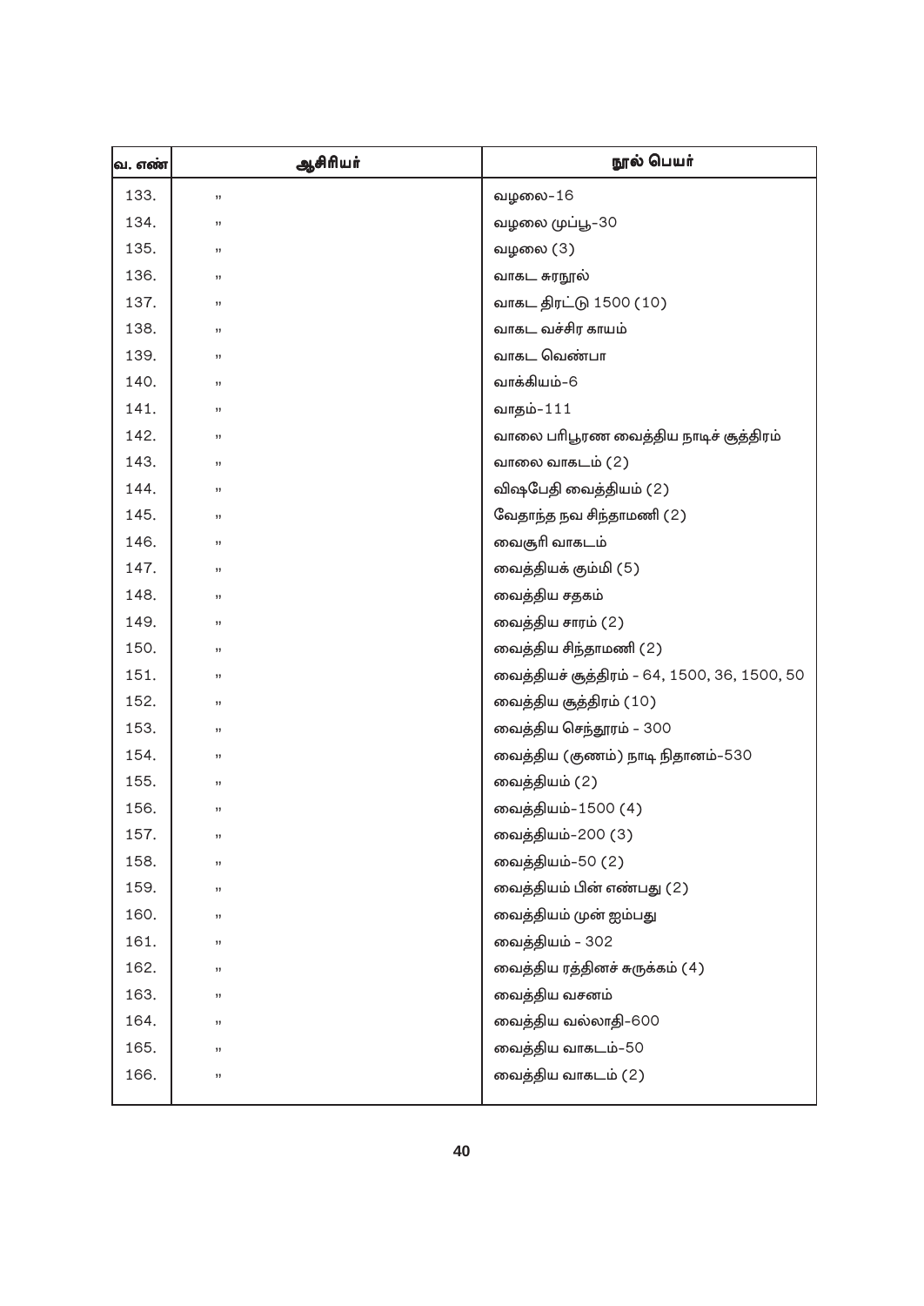| வ. எண் | ஆசிரியர் | நூல் பெயர் |
|---|---|---|
| 133. | ,, | வழலை-16 |
| 134. | ,, | வழலை முப்பூ-30 |
| 135. | ,, | வழலை (3) |
| 136. | ,, | வாகட சுரநூல் |
| 137. | ,, | வாகட திரட்டு 1500 (10) |
| 138. | ,, | வாகட வச்சிர காயம் |
| 139. | ,, | வாகட வெண்பா |
| 140. | ,, | வாக்கியம்-6 |
| 141. | ,, | வாதம்-111 |
| 142. | ,, | வாலை பரிபூரண வைத்திய நாடிச் சூத்திரம் |
| 143. | ,, | வாலை வாகடம் (2) |
| 144. | ,, | விஷபேதி வைத்தியம் (2) |
| 145. | ,, | வேதாந்த நவ சிந்தாமணி (2) |
| 146. | ,, | வைசூரி வாகடம் |
| 147. | ,, | வைத்தியக் கும்மி (5) |
| 148. | ,, | வைத்திய சதகம் |
| 149. | ,, | வைத்திய சாரம் (2) |
| 150. | ,, | வைத்திய சிந்தாமணி (2) |
| 151. | ,, | வைத்தியச் சூத்திரம் - 64, 1500, 36, 1500, 50 |
| 152. | ,, | வைத்திய சூத்திரம் (10) |
| 153. | ,, | வைத்திய செந்தூரம் - 300 |
| 154. | ,, | வைத்திய (குணம்) நாடி நிதானம்-530 |
| 155. | ,, | வைத்தியம் (2) |
| 156. | ,, | வைத்தியம்-1500 (4) |
| 157. | ,, | வைத்தியம்-200 (3) |
| 158. | ,, | வைத்தியம்-50 (2) |
| 159. | ,, | வைத்தியம் பின் எண்பது (2) |
| 160. | ,, | வைத்தியம் முன் ஐம்பது |
| 161. | ,, | வைத்தியம் - 302 |
| 162. | ,, | வைத்திய ரத்தினச் சுருக்கம் (4) |
| 163. | ,, | வைத்திய வசனம் |
| 164. | ,, | வைத்திய வல்லாதி-600 |
| 165. | ,, | வைத்திய வாகடம்-50 |
| 166. | ,, | வைத்திய வாகடம் (2) |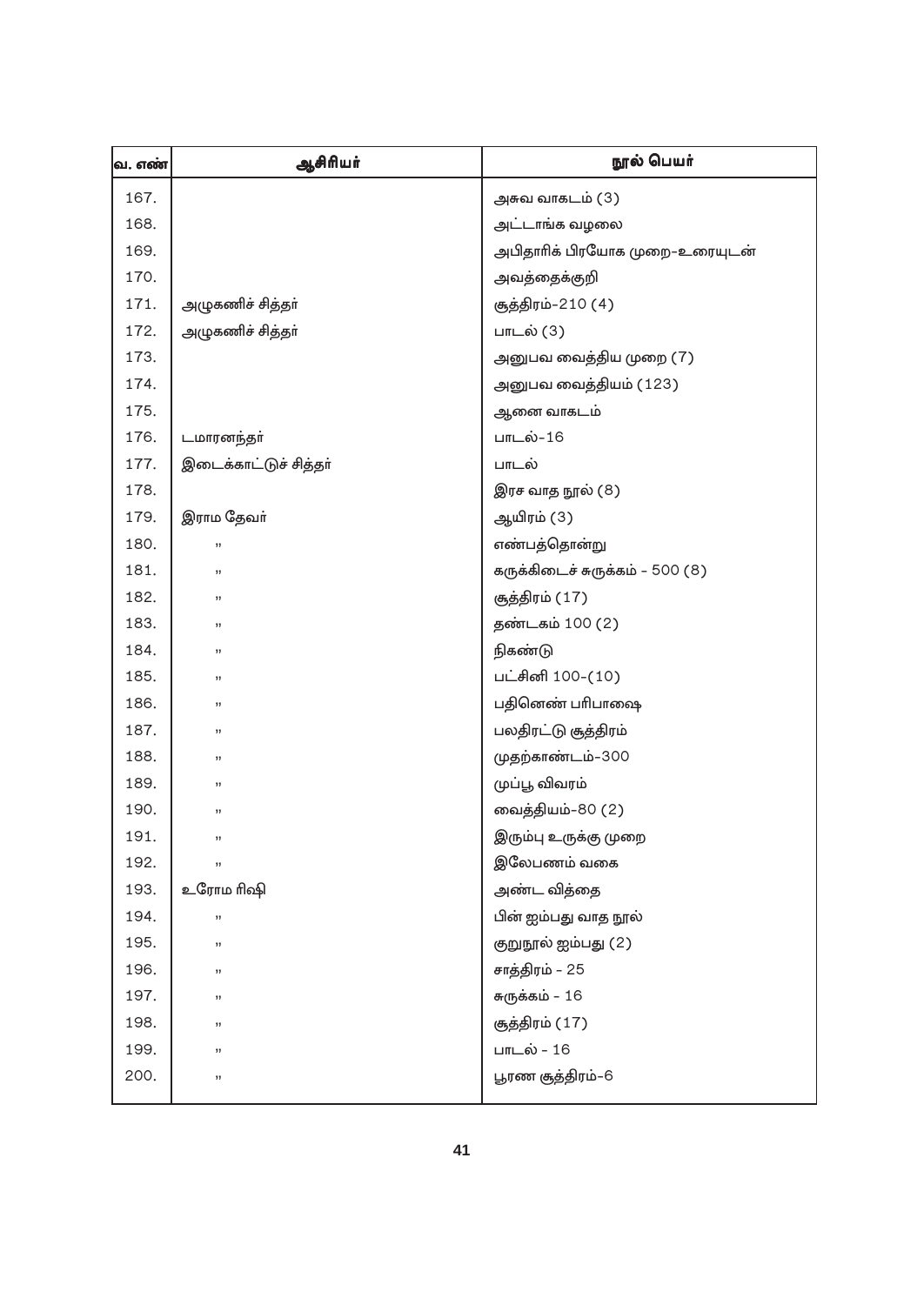| வ. எண் | ஆசிரியர் | நூல் பெயர் |
|---|---|---|
| 167. | | அசுவ வாகடம் (3) |
| 168. | | அட்டாங்க வழலை |
| 169. | | அபிதாரிக் பிரயோக முறை-உரையுடன் |
| 170. | | அவத்தைக்குறி |
| 171. | அழுகணிச் சித்தர் | சூத்திரம்-210 (4) |
| 172. | அழுகணிச் சித்தர் | பாடல் (3) |
| 173. | | அனுபவ வைத்திய முறை (7) |
| 174. | | அனுபவ வைத்தியம் (123) |
| 175. | | ஆனை வாகடம் |
| 176. | டமாரனந்தர் | பாடல்-16 |
| 177. | இடைக்காட்டுச் சித்தர் | பாடல் |
| 178. | | இரச வாத நூல் (8) |
| 179. | இராம தேவர் | ஆயிரம் (3) |
| 180. | " | எண்பத்தொன்று |
| 181. | " | கருக்கிடைச் சுருக்கம் - 500 (8) |
| 182. | " | சூத்திரம் (17) |
| 183. | " | தண்டகம் 100 (2) |
| 184. | " | நிகண்டு |
| 185. | " | பட்சினி 100-(10) |
| 186. | " | பதினெண் பரிபாஷை |
| 187. | " | பலதிரட்டு சூத்திரம் |
| 188. | " | முதற்காண்டம்-300 |
| 189. | " | முப்பூ விவரம் |
| 190. | " | வைத்தியம்-80 (2) |
| 191. | " | இரும்பு உருக்கு முறை |
| 192. | " | இலேபணம் வகை |
| 193. | உரோம ரிஷி | அண்ட வித்தை |
| 194. | " | பின் ஐம்பது வாத நூல் |
| 195. | " | குறுநூல் ஐம்பது (2) |
| 196. | " | சாத்திரம் - 25 |
| 197. | " | சுருக்கம் - 16 |
| 198. | " | சூத்திரம் (17) |
| 199. | " | பாடல் - 16 |
| 200. | " | பூரண சூத்திரம்-6 |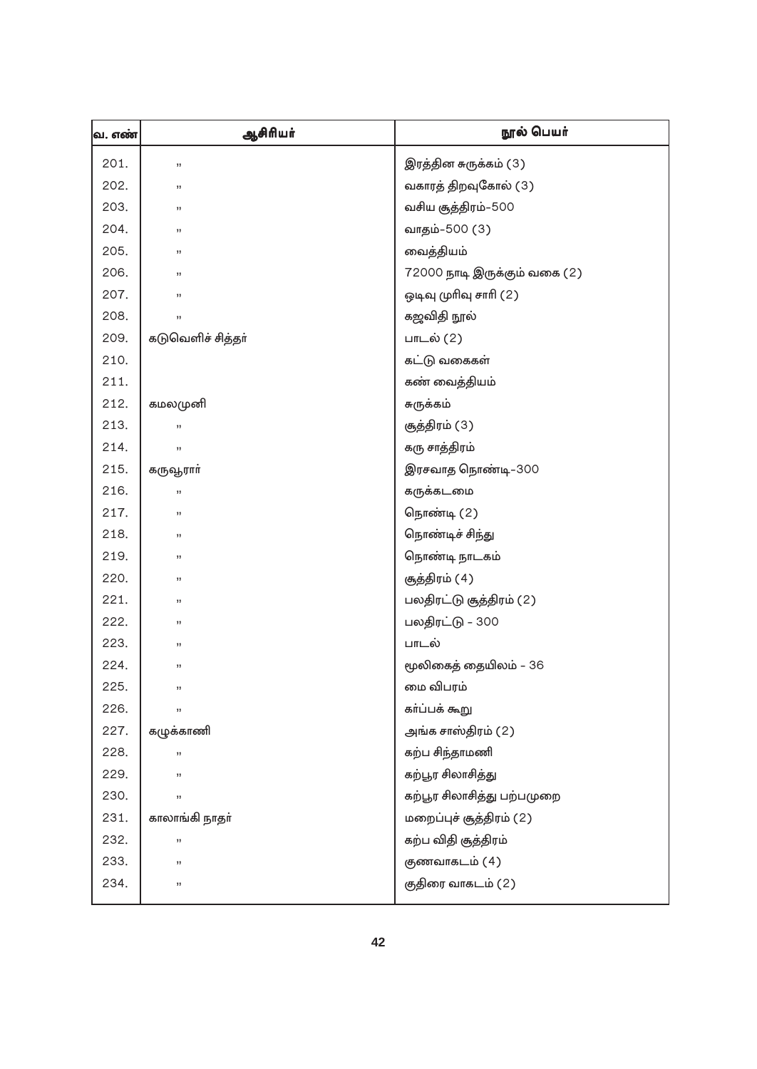| வ. எண் | ஆசிரியர் | நூல் பெயர் |
|---|---|---|
| 201. | ,, | இரத்தின சுருக்கம் (3) |
| 202. | ,, | வகாரத் திறவுகோல் (3) |
| 203. | ,, | வசிய சூத்திரம்-500 |
| 204. | ,, | வாதம்-500 (3) |
| 205. | ,, | வைத்தியம் |
| 206. | ,, | 72000 நாடி இருக்கும் வகை (2) |
| 207. | ,, | ஒடிவு முரிவு சாரி (2) |
| 208. | ,, | கஜவிதி நூல் |
| 209. | கடுவெளிச் சித்தர் | பாடல் (2) |
| 210. | | கட்டு வகைகள் |
| 211. | | கண் வைத்தியம் |
| 212. | கமலமுனி | சுருக்கம் |
| 213. | ,, | சூத்திரம் (3) |
| 214. | ,, | கரு சாத்திரம் |
| 215. | கருவூரார் | இரசவாத நொண்டி-300 |
| 216. | ,, | கருக்கடமை |
| 217. | ,, | நொண்டி (2) |
| 218. | ,, | நொண்டிச் சிந்து |
| 219. | ,, | நொண்டி நாடகம் |
| 220. | ,, | சூத்திரம் (4) |
| 221. | ,, | பலதிரட்டு சூத்திரம் (2) |
| 222. | ,, | பலதிரட்டு - 300 |
| 223. | ,, | பாடல் |
| 224. | ,, | மூலிகைத் தைலம் - 36 |
| 225. | ,, | மை விபரம் |
| 226. | ,, | கர்ப்பக் கூறு |
| 227. | கழுக்காணி | அங்க சாஸ்திரம் (2) |
| 228. | ,, | கற்ப சிந்தாமணி |
| 229. | ,, | கற்பூர சிலாசித்து |
| 230. | ,, | கற்பூர சிலாசித்து பற்பமுறை |
| 231. | காலாங்கி நாதர் | மறைப்புச் சூத்திரம் (2) |
| 232. | ,, | கற்ப விதி சூத்திரம் |
| 233. | ,, | குணவாகடம் (4) |
| 234. | ,, | குதிரை வாகடம் (2) |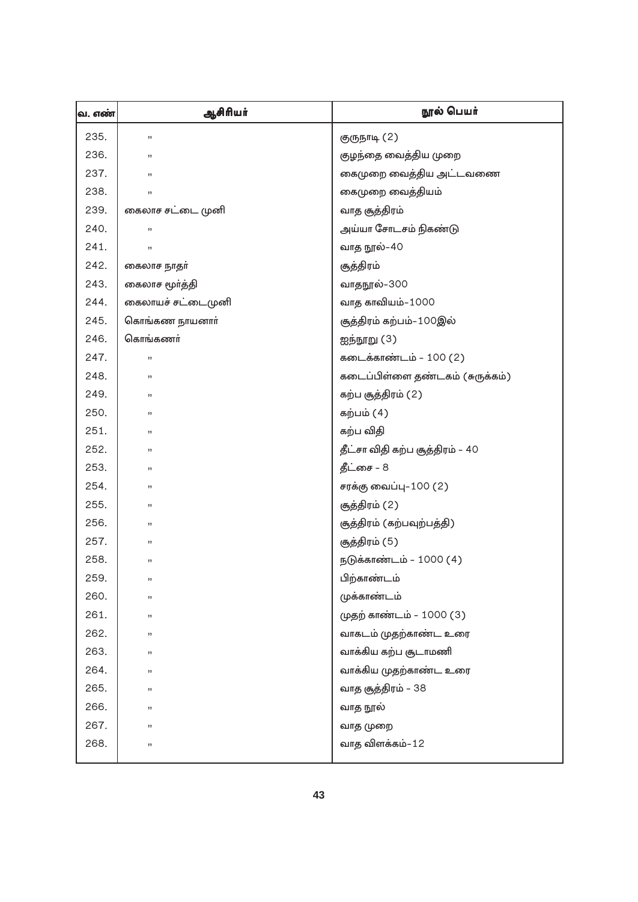| வ. எண் | ஆசிரியர் | நூல் பெயர் |
|---|---|---|
| 235. | ,, | குருநாடி (2) |
| 236. | ,, | குழந்தை வைத்திய முறை |
| 237. | ,, | கைமுறை வைத்திய அட்டவணை |
| 238. | ,, | கைமுறை வைத்தியம் |
| 239. | கைலாச சட்டை முனி | வாத சூத்திரம் |
| 240. | ,, | அய்யா சோடசம் நிகண்டு |
| 241. | ,, | வாத நூல்-40 |
| 242. | கைலாச நாதர் | சூத்திரம் |
| 243. | கைலாச மூர்த்தி | வாதநூல்-300 |
| 244. | கைலாயச் சட்டைமுனி | வாத காவியம்-1000 |
| 245. | கொங்கண நாயனார் | சூத்திரம் கற்பம்-100இல் |
| 246. | கொங்கணர் | ஐந்நூறு (3) |
| 247. | ,, | கடைக்காண்டம் - 100 (2) |
| 248. | ,, | கடைப்பிள்ளை தண்டகம் (சுருக்கம்) |
| 249. | ,, | கற்ப சூத்திரம் (2) |
| 250. | ,, | கற்பம் (4) |
| 251. | ,, | கற்ப விதி |
| 252. | ,, | தீட்சா விதி கற்ப சூத்திரம் - 40 |
| 253. | ,, | தீட்சை - 8 |
| 254. | ,, | சரக்கு வைப்பு-100 (2) |
| 255. | ,, | சூத்திரம் (2) |
| 256. | ,, | சூத்திரம் (கற்பவுற்பத்தி) |
| 257. | ,, | சூத்திரம் (5) |
| 258. | ,, | நடுக்காண்டம் - 1000 (4) |
| 259. | ,, | பிற்காண்டம் |
| 260. | ,, | முக்காண்டம் |
| 261. | ,, | முதற் காண்டம் - 1000 (3) |
| 262. | ,, | வாகடம் முதற்காண்ட உரை |
| 263. | ,, | வாக்கிய கற்ப சூடாமணி |
| 264. | ,, | வாக்கிய முதற்காண்ட உரை |
| 265. | ,, | வாத சூத்திரம் - 38 |
| 266. | ,, | வாத நூல் |
| 267. | ,, | வாத முறை |
| 268. | ,, | வாத விளக்கம்-12 |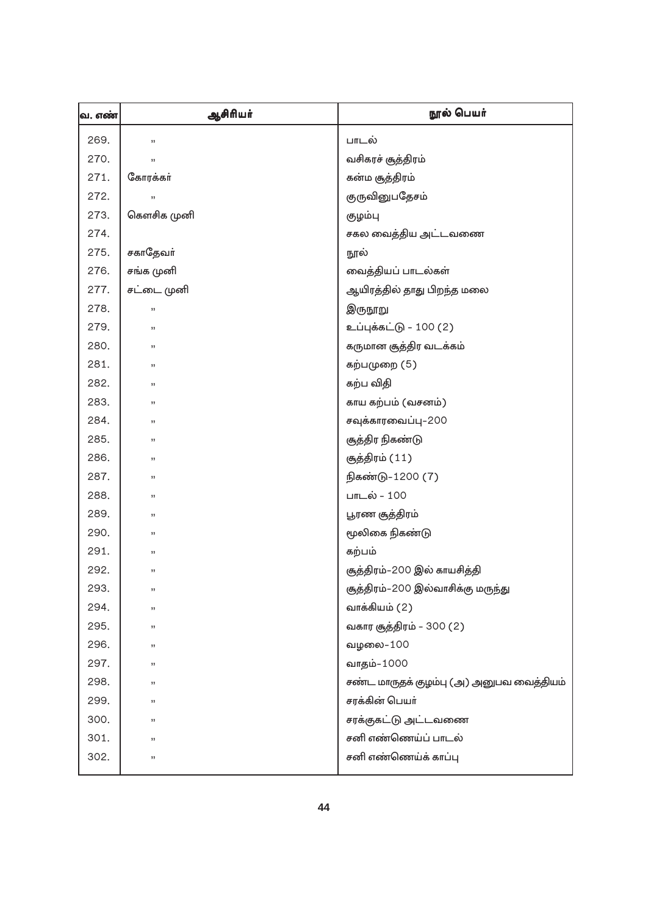| வ. எண் | ஆசிரியர் | நூல் பெயர் |
|---|---|---|
| 269. | ” | பாடல் |
| 270. | ” | வசிகரச் சூத்திரம் |
| 271. | கோரக்கர் | கன்ம சூத்திரம் |
| 272. | ” | குருவினுபதேசம் |
| 273. | கௌசிக முனி | குழம்பு |
| 274. | | சகல வைத்திய அட்டவணை |
| 275. | சகாதேவர் | நூல் |
| 276. | சங்க முனி | வைத்தியப் பாடல்கள் |
| 277. | சட்டை முனி | ஆயிரத்தில் தாது பிறந்த மலை |
| 278. | ” | இருநூறு |
| 279. | ” | உப்புக்கட்டு - 100 (2) |
| 280. | ” | கருமான சூத்திர வடக்கம் |
| 281. | ” | கற்பமுறை (5) |
| 282. | ” | கற்ப விதி |
| 283. | ” | காய கற்பம் (வசனம்) |
| 284. | ” | சவுக்காரவைப்பு-200 |
| 285. | ” | சூத்திர நிகண்டு |
| 286. | ” | சூத்திரம் (11) |
| 287. | ” | நிகண்டு-1200 (7) |
| 288. | ” | பாடல் - 100 |
| 289. | ” | பூரண சூத்திரம் |
| 290. | ” | மூலிகை நிகண்டு |
| 291. | ” | கற்பம் |
| 292. | ” | சூத்திரம்-200 இல் காயசித்தி |
| 293. | ” | சூத்திரம்-200 இல்வாசிக்கு மருந்து |
| 294. | ” | வாக்கியம் (2) |
| 295. | ” | வகார சூத்திரம் - 300 (2) |
| 296. | ” | வழலை-100 |
| 297. | ” | வாதம்-1000 |
| 298. | ” | சண்ட மாருதக் குழம்பு (அ) அனுபவ வைத்தியம் |
| 299. | ” | சரக்கின் பெயர் |
| 300. | ” | சரக்குகட்டு அட்டவணை |
| 301. | ” | சனி எண்ணெய்ப் பாடல் |
| 302. | ” | சனி எண்ணெய்க் காப்பு |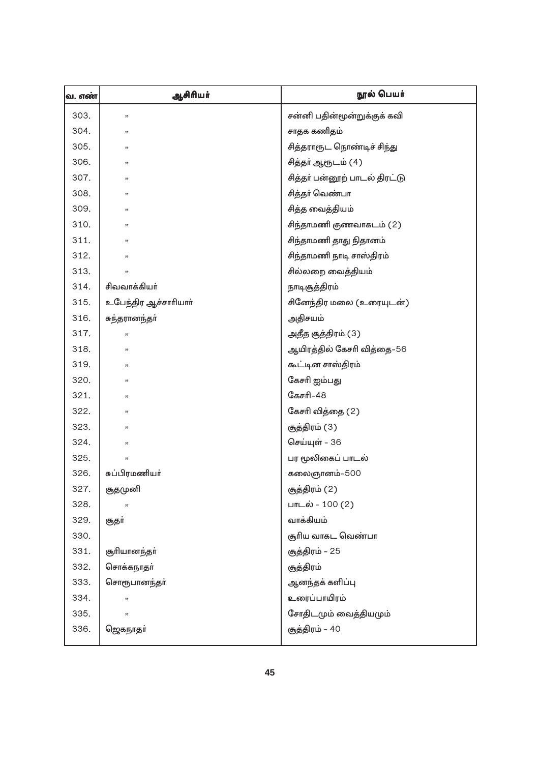| வ. எண் | ஆசிரியர் | நூல் பெயர் |
|---|---|---|
| 303. | ,, | சன்னி பதின்மூன்றுக்குக் கவி |
| 304. | ,, | சாதக கணிதம் |
| 305. | ,, | சித்தராரூட நொண்டிச் சிந்து |
| 306. | ,, | சித்தர் ஆரூடம் (4) |
| 307. | ,, | சித்தர் பன்னூற் பாடல் திரட்டு |
| 308. | ,, | சித்தர் வெண்பா |
| 309. | ,, | சித்த வைத்தியம் |
| 310. | ,, | சிந்தாமணி குணவாகடம் (2) |
| 311. | ,, | சிந்தாமணி தாது நிதானம் |
| 312. | ,, | சிந்தாமணி நாடி சாஸ்திரம் |
| 313. | ,, | சில்லறை வைத்தியம் |
| 314. | சிவவாக்கியர் | நாடிசூத்திரம் |
| 315. | உபேந்திர ஆச்சாரியார் | சினேந்திர மலை (உரையுடன்) |
| 316. | சுந்தரானந்தர் | அதிசயம் |
| 317. | ,, | அதீத சூத்திரம் (3) |
| 318. | ,, | ஆயிரத்தில் கேசரி வித்தை-56 |
| 319. | ,, | கூட்டின சாஸ்திரம் |
| 320. | ,, | கேசரி ஐம்பது |
| 321. | ,, | கேசரி-48 |
| 322. | ,, | கேசரி வித்தை (2) |
| 323. | ,, | சூத்திரம் (3) |
| 324. | ,, | செய்யுள் - 36 |
| 325. | ,, | பர மூலிகைப் பாடல் |
| 326. | சுப்பிரமணியர் | கலைஞானம்-500 |
| 327. | சூதமுனி | சூத்திரம் (2) |
| 328. | ,, | பாடல் - 100 (2) |
| 329. | சூதர் | வாக்கியம் |
| 330. | | சூரிய வாகட வெண்பா |
| 331. | சூரியானந்தர் | சூத்திரம் - 25 |
| 332. | சொக்கநாதர் | சூத்திரம் |
| 333. | சொரூபானந்தர் | ஆனந்தக் களிப்பு |
| 334. | ,, | உரைப்பாயிரம் |
| 335. | ,, | சோதிடமும் வைத்தியமும் |
| 336. | ஜெகநாதர் | சூத்திரம் - 40 |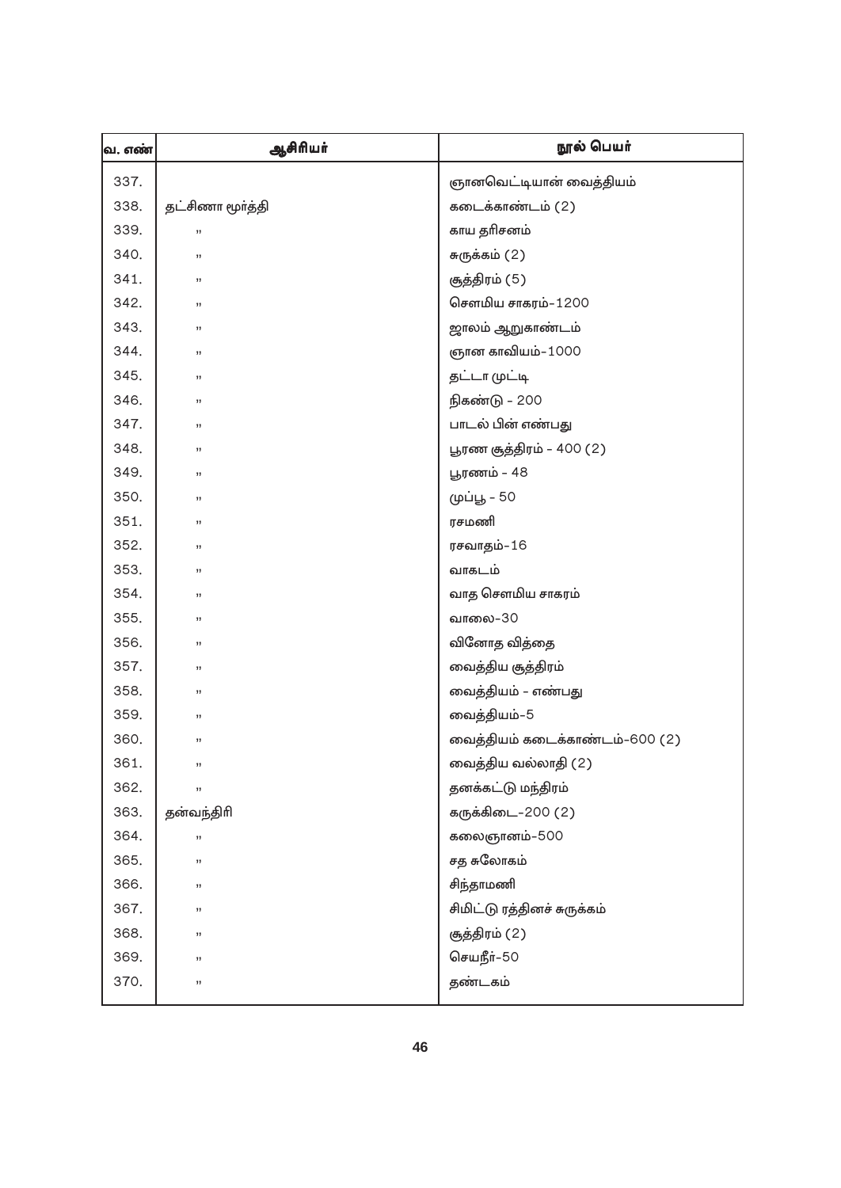| வ. எண் | ஆசிரியர் | நூல் பெயர் |
|---|---|---|
| 337. | | ஞானவெட்டியான் வைத்தியம் |
| 338. | தட்சிணா மூர்த்தி | கடைக்காண்டம் (2) |
| 339. | " | காய தரிசனம் |
| 340. | " | சுருக்கம் (2) |
| 341. | " | சூத்திரம் (5) |
| 342. | " | சௌமிய சாகரம்-1200 |
| 343. | " | ஜாலம் ஆறுகாண்டம் |
| 344. | " | ஞான காவியம்-1000 |
| 345. | " | தட்டா முட்டி |
| 346. | " | நிகண்டு - 200 |
| 347. | " | பாடல் பின் எண்பது |
| 348. | " | பூரண சூத்திரம் - 400 (2) |
| 349. | " | பூரணம் - 48 |
| 350. | " | முப்பூ - 50 |
| 351. | " | ரசமணி |
| 352. | " | ரசவாதம்-16 |
| 353. | " | வாகடம் |
| 354. | " | வாத சௌமிய சாகரம் |
| 355. | " | வாலை-30 |
| 356. | " | வினோத வித்தை |
| 357. | " | வைத்திய சூத்திரம் |
| 358. | " | வைத்தியம் - எண்பது |
| 359. | " | வைத்தியம்-5 |
| 360. | " | வைத்தியம் கடைக்காண்டம்-600 (2) |
| 361. | " | வைத்திய வல்லாதி (2) |
| 362. | " | தனக்கட்டு மந்திரம் |
| 363. | தன்வந்திரி | கருக்கிடை-200 (2) |
| 364. | " | கலைஞானம்-500 |
| 365. | " | சத சுலோகம் |
| 366. | " | சிந்தாமணி |
| 367. | " | சிமிட்டு ரத்தினச் சுருக்கம் |
| 368. | " | சூத்திரம் (2) |
| 369. | " | செயநீர்-50 |
| 370. | " | தண்டகம் |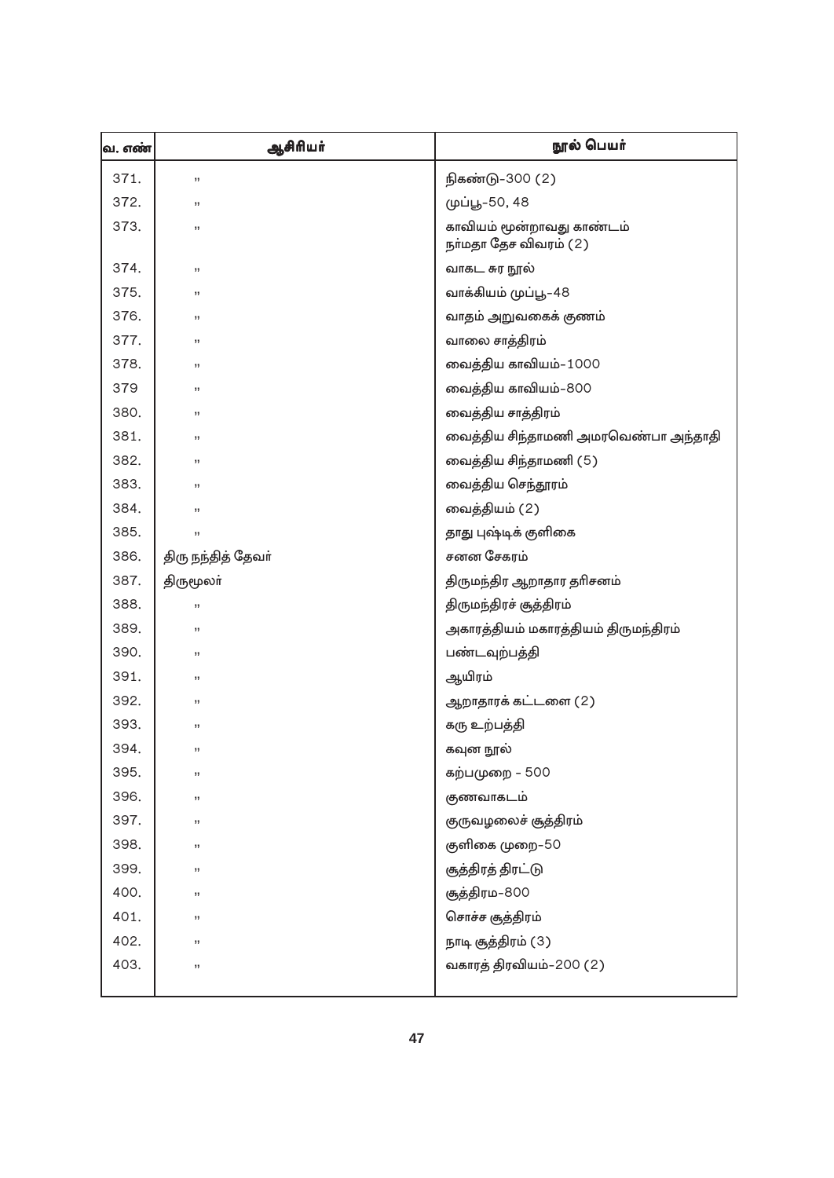| வ. எண் | ஆசிரியர் | நூல் பெயர் |
|---|---|---|
| 371. | ,, | நிகண்டு-300 (2) |
| 372. | ,, | முப்பூ-50, 48 |
| 373. | ,, | காவியம் மூன்றாவது காண்டம் நர்மதா தேச விவரம் (2) |
| 374. | ,, | வாகட சுர நூல் |
| 375. | ,, | வாக்கியம் முப்பூ-48 |
| 376. | ,, | வாதம் அறுவகைக் குணம் |
| 377. | ,, | வாலை சாத்திரம் |
| 378. | ,, | வைத்திய காவியம்-1000 |
| 379 | ,, | வைத்திய காவியம்-800 |
| 380. | ,, | வைத்திய சாத்திரம் |
| 381. | ,, | வைத்திய சிந்தாமணி அமரவெண்பா அந்தாதி |
| 382. | ,, | வைத்திய சிந்தாமணி (5) |
| 383. | ,, | வைத்திய செந்தூரம் |
| 384. | ,, | வைத்தியம் (2) |
| 385. | ,, | தாது புஷ்டிக் குளிகை |
| 386. | திரு நந்தித் தேவர் | சனன சேகரம் |
| 387. | திருமூலர் | திருமந்திர ஆறாதார தரிசனம் |
| 388. | ,, | திருமந்திரச் சூத்திரம் |
| 389. | ,, | அகாரத்தியம் மகாரத்தியம் திருமந்திரம் |
| 390. | ,, | பண்டவுற்பத்தி |
| 391. | ,, | ஆயிரம் |
| 392. | ,, | ஆறாதாரக் கட்டளை (2) |
| 393. | ,, | கரு உற்பத்தி |
| 394. | ,, | கவுன நூல் |
| 395. | ,, | கற்பமுறை - 500 |
| 396. | ,, | குணவாகடம் |
| 397. | ,, | குருவழலைச் சூத்திரம் |
| 398. | ,, | குளிகை முறை-50 |
| 399. | ,, | சூத்திரத் திரட்டு |
| 400. | ,, | சூத்திரம-800 |
| 401. | ,, | சொச்ச சூத்திரம் |
| 402. | ,, | நாடி சூத்திரம் (3) |
| 403. | ,, | வகாரத் திரவியம்-200 (2) |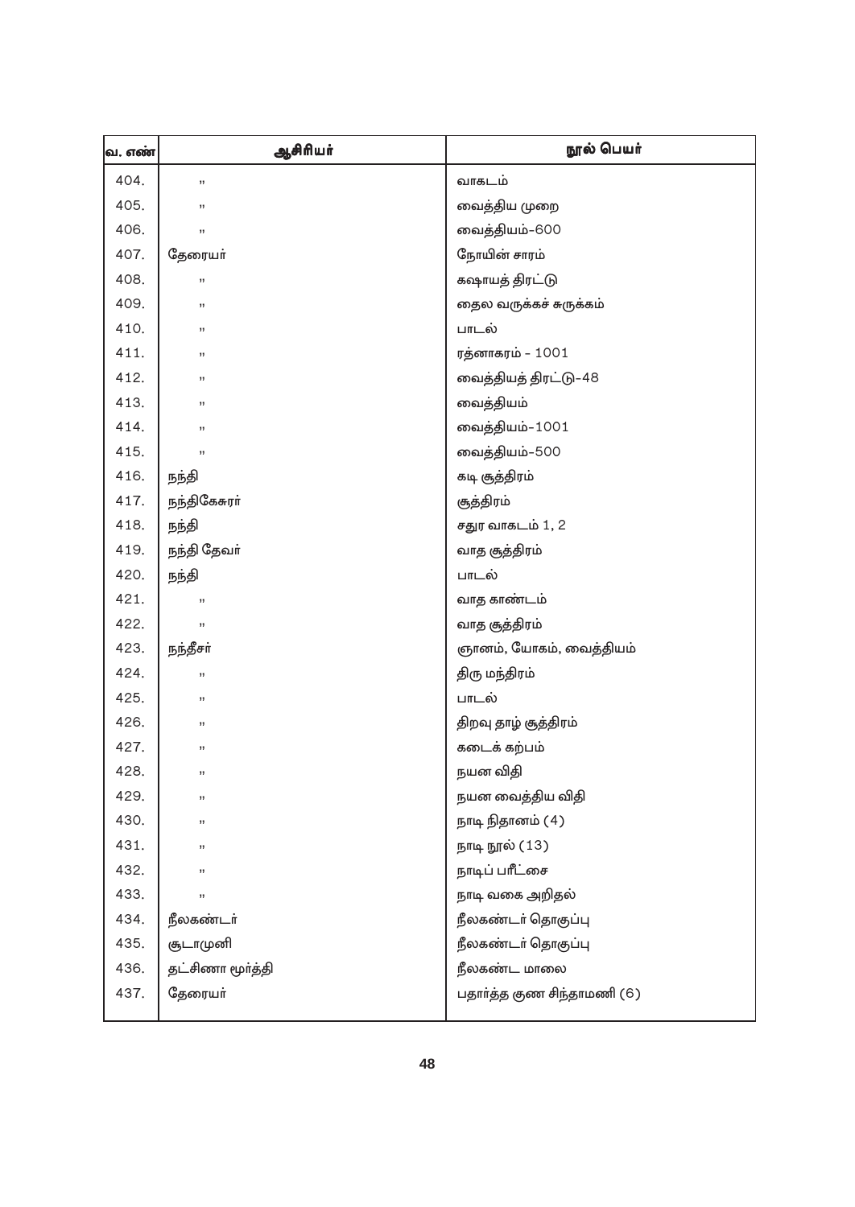| வ. எண் | ஆசிரியர் | நூல் பெயர் |
|---|---|---|
| 404. | ,, | வாகடம் |
| 405. | ,, | வைத்திய முறை |
| 406. | ,, | வைத்தியம்-600 |
| 407. | தேரையர் | நோயின் சாரம் |
| 408. | ,, | கஷாயத் திரட்டு |
| 409. | ,, | தைல வருக்கச் சுருக்கம் |
| 410. | ,, | பாடல் |
| 411. | ,, | ரத்னாகரம் - 1001 |
| 412. | ,, | வைத்தியத் திரட்டு-48 |
| 413. | ,, | வைத்தியம் |
| 414. | ,, | வைத்தியம்-1001 |
| 415. | ,, | வைத்தியம்-500 |
| 416. | நந்தி | கடி சூத்திரம் |
| 417. | நந்திகேசுரர் | சூத்திரம் |
| 418. | நந்தி | சதுர வாகடம் 1, 2 |
| 419. | நந்தி தேவர் | வாத சூத்திரம் |
| 420. | நந்தி | பாடல் |
| 421. | ,, | வாத காண்டம் |
| 422. | ,, | வாத சூத்திரம் |
| 423. | நந்தீசர் | ஞானம், யோகம், வைத்தியம் |
| 424. | ,, | திரு மந்திரம் |
| 425. | ,, | பாடல் |
| 426. | ,, | திறவு தாழ் சூத்திரம் |
| 427. | ,, | கடைக் கற்பம் |
| 428. | ,, | நயன விதி |
| 429. | ,, | நயன வைத்திய விதி |
| 430. | ,, | நாடி நிதானம் (4) |
| 431. | ,, | நாடி நூல் (13) |
| 432. | ,, | நாடிப் பரீட்சை |
| 433. | ,, | நாடி வகை அறிதல் |
| 434. | நீலகண்டர் | நீலகண்டர் தொகுப்பு |
| 435. | சூடாமுனி | நீலகண்டர் தொகுப்பு |
| 436. | தட்சிணா மூர்த்தி | நீலகண்ட மாலை |
| 437. | தேரையர் | பதார்த்த குண சிந்தாமணி (6) |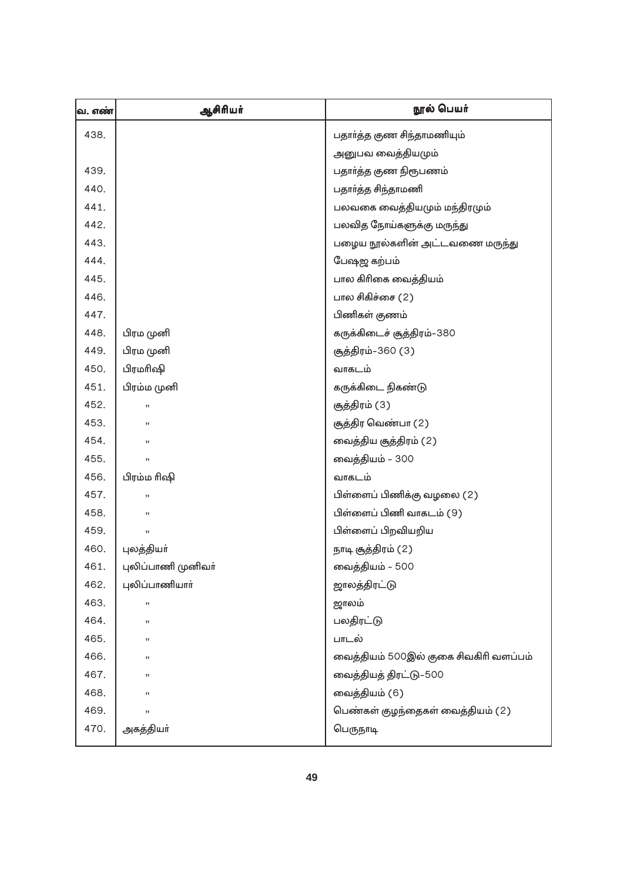| வ. எண் | ஆசிரியர் | நூல் பெயர் |
|---|---|---|
| 438. | | பதார்த்த குண சிந்தாமணியும் அனுபவ வைத்தியமும் |
| 439. | | பதார்த்த குண நிரூபணம் |
| 440. | | பதார்த்த சிந்தாமணி |
| 441. | | பலவகை வைத்தியமும் மந்திரமும் |
| 442. | | பலவித நோய்களுக்கு மருந்து |
| 443. | | பழைய நூல்களின் அட்டவணை மருந்து |
| 444. | | பேஷஜ கற்பம் |
| 445. | | பால கிரிகை வைத்தியம் |
| 446. | | பால சிகிச்சை (2) |
| 447. | | பிணிகள் குணம் |
| 448. | பிரம முனி | கருக்கிடைச் சூத்திரம்-380 |
| 449. | பிரம முனி | சூத்திரம்-360 (3) |
| 450. | பிரமரிஷி | வாகடம் |
| 451. | பிரம்ம முனி | கருக்கிடை நிகண்டு |
| 452. | ,, | சூத்திரம் (3) |
| 453. | ,, | சூத்திர வெண்பா (2) |
| 454. | ,, | வைத்திய சூத்திரம் (2) |
| 455. | ,, | வைத்தியம் - 300 |
| 456. | பிரம்ம ரிஷி | வாகடம் |
| 457. | ,, | பிள்ளைப் பிணிக்கு வழலை (2) |
| 458. | ,, | பிள்ளைப் பிணி வாகடம் (9) |
| 459. | ,, | பிள்ளைப் பிறவியறிய |
| 460. | புலத்தியர் | நாடி சூத்திரம் (2) |
| 461. | புலிப்பாணி முனிவர் | வைத்தியம் - 500 |
| 462. | புலிப்பாணியார் | ஜாலத்திரட்டு |
| 463. | ,, | ஜாலம் |
| 464. | ,, | பலதிரட்டு |
| 465. | ,, | பாடல் |
| 466. | ,, | வைத்தியம் 500இல் குகை சிவகிரி வளப்பம் |
| 467. | ,, | வைத்தியத் திரட்டு-500 |
| 468. | ,, | வைத்தியம் (6) |
| 469. | ,, | பெண்கள் குழந்தைகள் வைத்தியம் (2) |
| 470. | அகத்தியர் | பெருநாடி |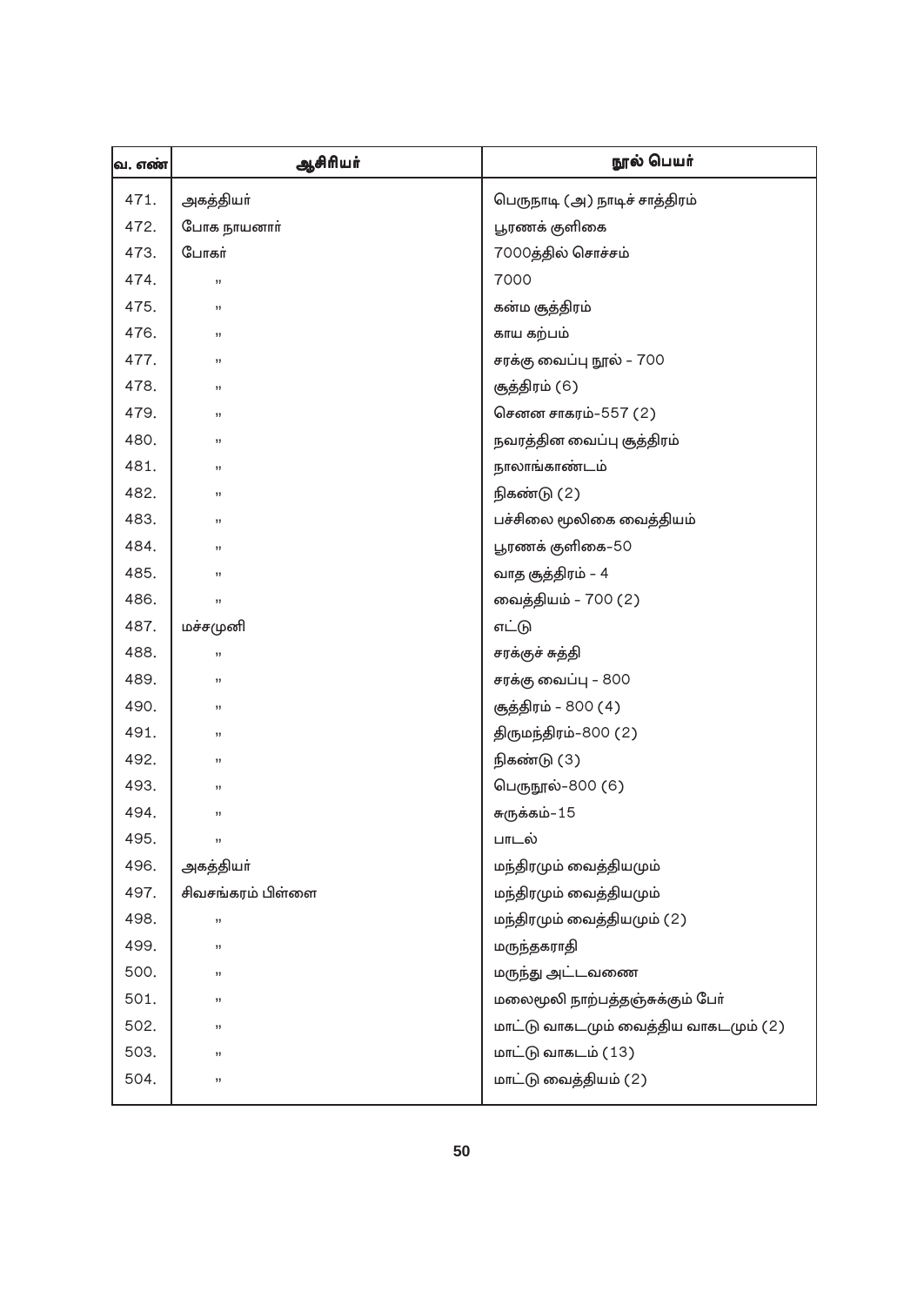| வ. எண் | ஆசிரியர் | நூல் பெயர் |
|---|---|---|
| 471. | அகத்தியர் | பெருநாடி (அ) நாடிச் சாத்திரம் |
| 472. | போக நாயனார் | பூரணக் குளிகை |
| 473. | போகர் | 7000த்தில் சொச்சம் |
| 474. | " | 7000 |
| 475. | " | கன்ம சூத்திரம் |
| 476. | " | காய கற்பம் |
| 477. | " | சரக்கு வைப்பு நூல் - 700 |
| 478. | " | சூத்திரம் (6) |
| 479. | " | செனன சாகரம்-557 (2) |
| 480. | " | நவரத்தின வைப்பு சூத்திரம் |
| 481. | " | நாலாங்காண்டம் |
| 482. | " | நிகண்டு (2) |
| 483. | " | பச்சிலை மூலிகை வைத்தியம் |
| 484. | " | பூரணக் குளிகை-50 |
| 485. | " | வாத சூத்திரம் - 4 |
| 486. | " | வைத்தியம் - 700 (2) |
| 487. | மச்சமுனி | எட்டு |
| 488. | " | சரக்குச் சுத்தி |
| 489. | " | சரக்கு வைப்பு - 800 |
| 490. | " | சூத்திரம் - 800 (4) |
| 491. | " | திருமந்திரம்-800 (2) |
| 492. | " | நிகண்டு (3) |
| 493. | " | பெருநூல்-800 (6) |
| 494. | " | சுருக்கம்-15 |
| 495. | " | பாடல் |
| 496. | அகத்தியர் | மந்திரமும் வைத்தியமும் |
| 497. | சிவசங்கரம் பிள்ளை | மந்திரமும் வைத்தியமும் |
| 498. | " | மந்திரமும் வைத்தியமும் (2) |
| 499. | " | மருந்தகராதி |
| 500. | " | மருந்து அட்டவணை |
| 501. | " | மலைமூலி நாற்பத்தஞ்சுக்கும் பேர் |
| 502. | " | மாட்டு வாகடமும் வைத்திய வாகடமும் (2) |
| 503. | " | மாட்டு வாகடம் (13) |
| 504. | " | மாட்டு வைத்தியம் (2) |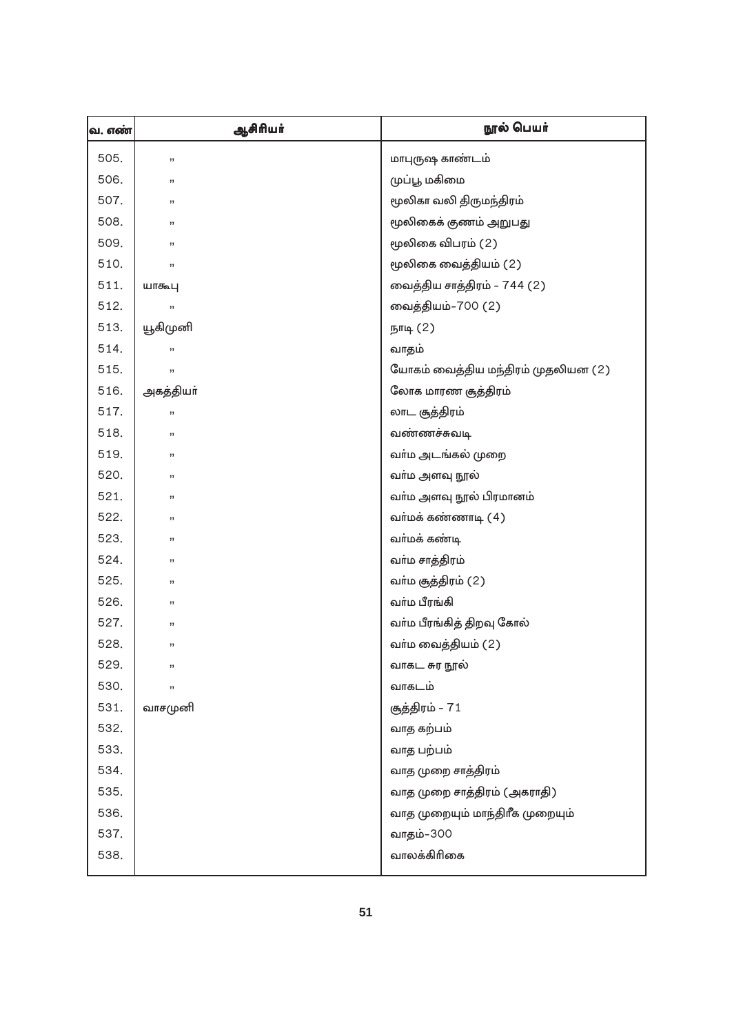| வ. எண் | ஆசிரியர் | நூல் பெயர் |
|---|---|---|
| 505. | ,, | மாபுருஷ காண்டம் |
| 506. | ,, | முப்பூ மகிமை |
| 507. | ,, | மூலிகா வலி திருமந்திரம் |
| 508. | ,, | மூலிகைக் குணம் அறுபது |
| 509. | ,, | மூலிகை விபரம் (2) |
| 510. | ,, | மூலிகை வைத்தியம் (2) |
| 511. | யாகூபு | வைத்திய சாத்திரம் - 744 (2) |
| 512. | ,, | வைத்தியம்-700 (2) |
| 513. | யூகிமுனி | நாடி (2) |
| 514. | ,, | வாதம் |
| 515. | ,, | யோகம் வைத்திய மந்திரம் முதலியன (2) |
| 516. | அகத்தியர் | லோக மாரண சூத்திரம் |
| 517. | ,, | லாட சூத்திரம் |
| 518. | ,, | வண்ணச்சுவடி |
| 519. | ,, | வர்ம அடங்கல் முறை |
| 520. | ,, | வர்ம அளவு நூல் |
| 521. | ,, | வர்ம அளவு நூல் பிரமானம் |
| 522. | ,, | வர்மக் கண்ணாடி (4) |
| 523. | ,, | வர்மக் கண்டி |
| 524. | ,, | வர்ம சாத்திரம் |
| 525. | ,, | வர்ம சூத்திரம் (2) |
| 526. | ,, | வர்ம பீரங்கி |
| 527. | ,, | வர்ம பீரங்கித் திறவு கோல் |
| 528. | ,, | வர்ம வைத்தியம் (2) |
| 529. | ,, | வாகட சுர நூல் |
| 530. | ,, | வாகடம் |
| 531. | வாசமுனி | சூத்திரம் - 71 |
| 532. | | வாத கற்பம் |
| 533. | | வாத பற்பம் |
| 534. | | வாத முறை சாத்திரம் |
| 535. | | வாத முறை சாத்திரம் (அகராதி) |
| 536. | | வாத முறையும் மாந்திரீக முறையும் |
| 537. | | வாதம்-300 |
| 538. | | வாலக்கிரிகை |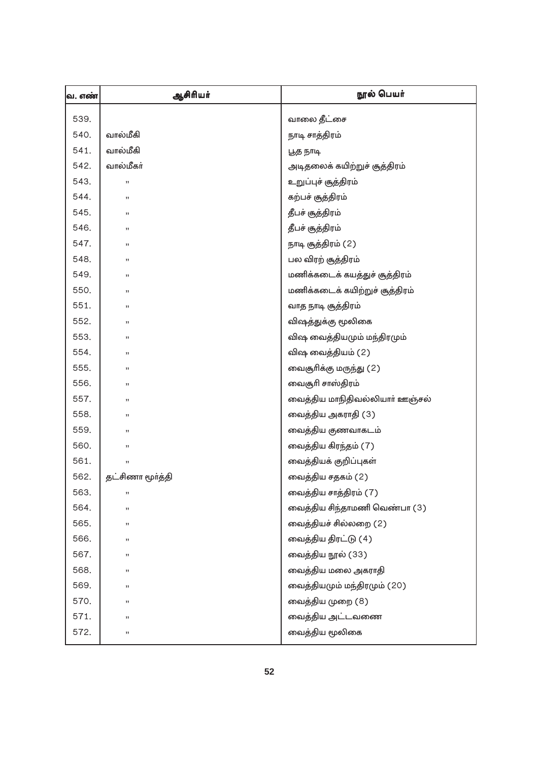| வ. எண் | ஆசிரியர் | நூல் பெயர் |
|---|---|---|
| 539. | | வாலை தீட்சை |
| 540. | வால்மீகி | நாடி சாத்திரம் |
| 541. | வால்மீகி | பூத நாடி |
| 542. | வால்மீகர் | அடிதலைக் கயிற்றுச் சூத்திரம் |
| 543. | " | உறுப்புச் சூத்திரம் |
| 544. | " | கற்பச் சூத்திரம் |
| 545. | " | தீபச் சூத்திரம் |
| 546. | " | தீபச் சூத்திரம் |
| 547. | " | நாடி சூத்திரம் (2) |
| 548. | " | பல விரற் சூத்திரம் |
| 549. | " | மணிக்கடைக் கயத்துச் சூத்திரம் |
| 550. | " | மணிக்கடைக் கயிற்றுச் சூத்திரம் |
| 551. | " | வாத நாடி சூத்திரம் |
| 552. | " | விஷத்துக்கு மூலிகை |
| 553. | " | விஷ வைத்தியமும் மந்திரமும் |
| 554. | " | விஷ வைத்தியம் (2) |
| 555. | " | வைசூரிக்கு மருந்து (2) |
| 556. | " | வைசூரி சாஸ்திரம் |
| 557. | " | வைத்திய மாநிதிவல்லியார் ஊஞ்சல் |
| 558. | " | வைத்திய அகராதி (3) |
| 559. | " | வைத்திய குணவாகடம் |
| 560. | " | வைத்திய கிரந்தம் (7) |
| 561. | " | வைத்தியக் குறிப்புகள் |
| 562. | தட்சிணா மூர்த்தி | வைத்திய சதகம் (2) |
| 563. | " | வைத்திய சாத்திரம் (7) |
| 564. | " | வைத்திய சிந்தாமணி வெண்பா (3) |
| 565. | " | வைத்தியச் சில்லறை (2) |
| 566. | " | வைத்திய திரட்டு (4) |
| 567. | " | வைத்திய நூல் (33) |
| 568. | " | வைத்திய மலை அகராதி |
| 569. | " | வைத்தியமும் மந்திரமும் (20) |
| 570. | " | வைத்திய முறை (8) |
| 571. | " | வைத்திய அட்டவணை |
| 572. | " | வைத்திய மூலிகை |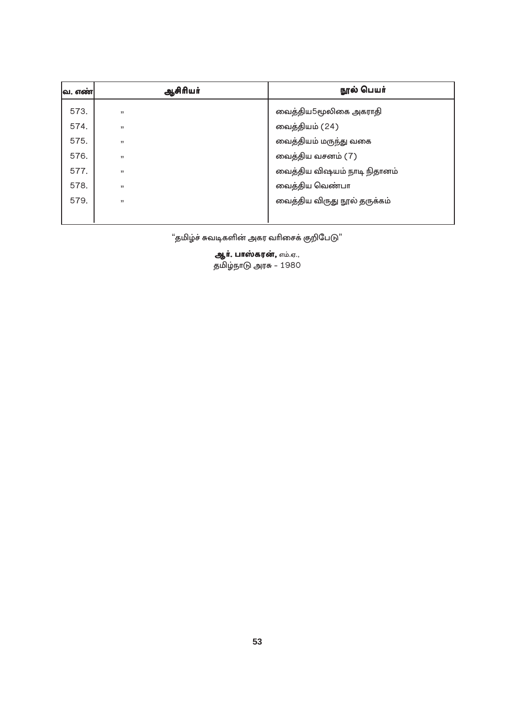| வ. எண் | ஆசிரியர் | நூல் பெயர் |
|---|---|---|
| 573. | " | வைத்திய5மூலிகை அகராதி |
| 574. | " | வைத்தியம் (24) |
| 575. | " | வைத்தியம் மருந்து வகை |
| 576. | " | வைத்திய வசனம் (7) |
| 577. | " | வைத்திய விஷயம் நாடி நிதானம் |
| 578. | " | வைத்திய வெண்பா |
| 579. | " | வைத்திய விருது நூல் தருக்கம் |

"தமிழ்ச் சுவடிகளின் அகர வரிசைக் குறிபேடு"

**ஆர். பாஸ்கரன்,** எம்.ஏ.,
தமிழ்நாடு அரசு - 1980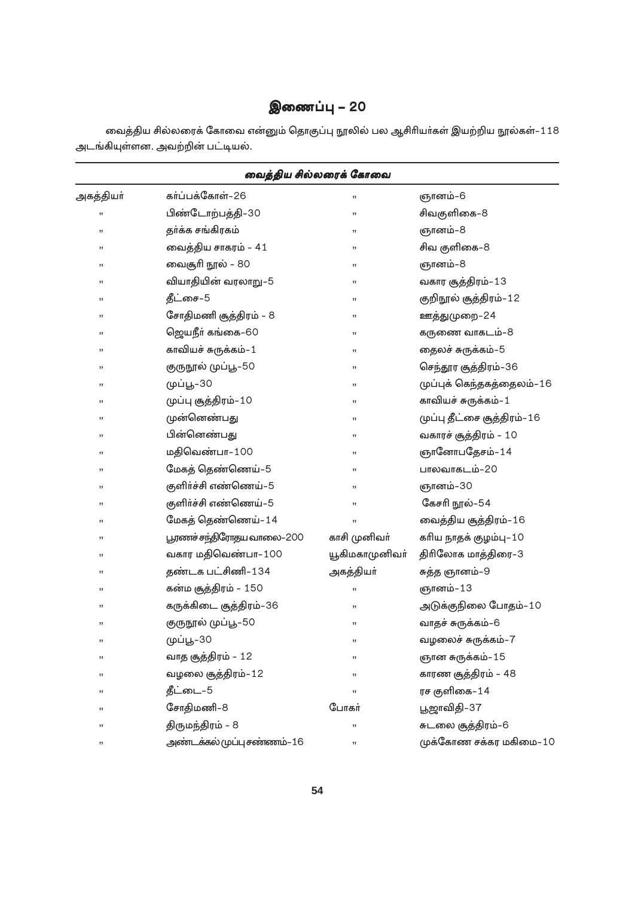# இணைப்பு – 20

வைத்திய சில்லரைக் கோவை என்னும் தொகுப்பு நூலில் பல ஆசிரியர்கள் இயற்றிய நூல்கள்-118 அடங்கியுள்ளன. அவற்றின் பட்டியல்.

***வைத்திய சில்லரைக் கோவை***

| | | | |
|---|---|---|---|
| அகத்தியர் | கர்ப்பக்கோள்-26 | " | ஞானம்-6 |
| " | பிண்டோற்பத்தி-30 | " | சிவகுளிகை-8 |
| " | தர்க்க சங்கிரகம் | " | ஞானம்-8 |
| " | வைத்திய சாகரம் - 41 | " | சிவ குளிகை-8 |
| " | வைசூரி நூல் - 80 | " | ஞானம்-8 |
| " | வியாதியின் வரலாறு-5 | " | வகார சூத்திரம்-13 |
| " | தீட்சை-5 | " | குறிநூல் சூத்திரம்-12 |
| " | சோதிமணி சூத்திரம் - 8 | " | ஊத்துமுறை-24 |
| " | ஜெயநீர் கங்கை-60 | " | கருணை வாகடம்-8 |
| " | காவியச் சுருக்கம்-1 | " | தைலச் சுருக்கம்-5 |
| " | குருநூல் முப்பூ-50 | " | செந்தூர சூத்திரம்-36 |
| " | முப்பூ-30 | " | முப்புக் கெந்தகத்தைலம்-16 |
| " | முப்பு சூத்திரம்-10 | " | காவியச் சுருக்கம்-1 |
| " | முன்னெண்பது | " | முப்பு தீட்சை சூத்திரம்-16 |
| " | பின்னெண்பது | " | வகாரச் சூத்திரம் - 10 |
| " | மதிவெண்பா-100 | " | ஞானோபதேசம்-14 |
| " | மேகத் தெண்ணெய்-5 | " | பாலவாகடம்-20 |
| " | குளிர்ச்சி எண்ணெய்-5 | " | ஞானம்-30 |
| " | குளிர்ச்சி எண்ணெய்-5 | " | கேசரி நூல்-54 |
| " | மேகத் தெண்ணெய்-14 | " | வைத்திய சூத்திரம்-16 |
| " | பூரணச்சந்திரோதயவாலை-200 | காசி முனிவர் | கரிய நாதக் குழம்பு-10 |
| " | வகார மதிவெண்பா-100 | யூகிமகாமுனிவர் | திரிலோக மாத்திரை-3 |
| " | தண்டக பட்சிணி-134 | அகத்தியர் | சுத்த ஞானம்-9 |
| " | கன்ம சூத்திரம் - 150 | " | ஞானம்-13 |
| " | கருக்கிடை சூத்திரம்-36 | " | அடுக்குநிலை போதம்-10 |
| " | குருநூல் முப்பூ-50 | " | வாதச் சுருக்கம்-6 |
| " | முப்பூ-30 | " | வழலைச் சுருக்கம்-7 |
| " | வாத சூத்திரம் - 12 | " | ஞான சுருக்கம்-15 |
| " | வழலை சூத்திரம்-12 | " | காரண சூத்திரம் - 48 |
| " | தீட்டை-5 | " | ரச குளிகை-14 |
| " | சோதிமணி-8 | போகர் | பூஜாவிதி-37 |
| " | திருமந்திரம் - 8 | " | சுடலை சூத்திரம்-6 |
| " | அண்டக்கல்முப்புசண்ணம்-16 | " | முக்கோண சக்கர மகிமை-10 |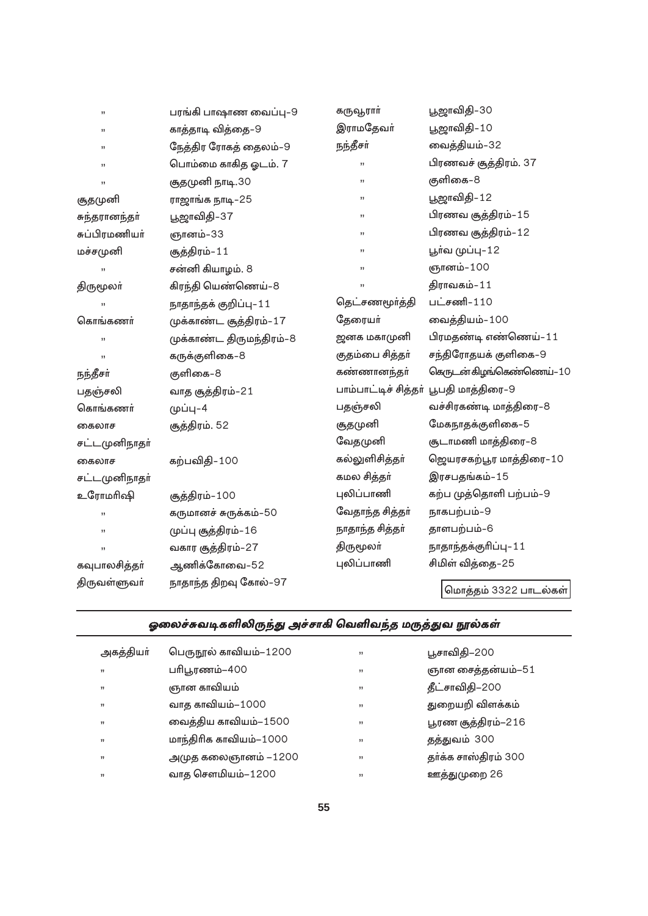| | |
|---|---|
| " | பரங்கி பாஷாண வைப்பு-9 |
| " | காத்தாடி வித்தை-9 |
| " | நேத்திர ரோகத் தைலம்-9 |
| " | பொம்மை காகித ஓடம். 7 |
| " | சூதமுனி நாடி.30 |
| சூதமுனி | ராஜாங்க நாடி-25 |
| சுந்தரானந்தர் | பூஜாவிதி-37 |
| சுப்பிரமணியர் | ஞானம்-33 |
| மச்சமுனி | சூத்திரம்-11 |
| " | சன்னி கியாழம். 8 |
| திருமூலர் | கிரந்தி யெண்ணெய்-8 |
| " | நாதாந்தக் குறிப்பு-11 |
| கொங்கணர் | முக்காண்ட சூத்திரம்-17 |
| " | முக்காண்ட திருமந்திரம்-8 |
| " | கருக்குளிகை-8 |
| நந்தீசர் | குளிகை-8 |
| பதஞ்சலி | வாத சூத்திரம்-21 |
| கொங்கணர் | முப்பு-4 |
| கைலாச சட்டமுனிநாதர் | சூத்திரம். 52 |
| கைலாச சட்டமுனிநாதர் | கற்பவிதி-100 |
| உரோமரிஷி | சூத்திரம்-100 |
| " | கருமானச் சுருக்கம்-50 |
| " | முப்பு சூத்திரம்-16 |
| " | வகார சூத்திரம்-27 |
| கவுபாலசித்தர் | ஆணிக்கோவை-52 |
| திருவள்ளுவர் | நாதாந்த திறவு கோல்-97 |
| கருவூரார் | பூஜாவிதி-30 |
| இராமதேவர் | பூஜாவிதி-10 |
| நந்தீசர் | வைத்தியம்-32 |
| " | பிரணவச் சூத்திரம். 37 |
| " | குளிகை-8 |
| " | பூஜாவிதி-12 |
| " | பிரணவ சூத்திரம்-15 |
| " | பிரணவ சூத்திரம்-12 |
| " | பூர்வ முப்பு-12 |
| " | ஞானம்-100 |
| " | திராவகம்-11 |
| தெட்சணமூர்த்தி | பட்சணி-110 |
| தேரையர் | வைத்தியம்-100 |
| ஜனக மகாமுனி | பிரமதண்டி எண்ணெய்-11 |
| குதம்பை சித்தர் | சந்திரோதயக் குளிகை-9 |
| கண்ணானந்தர் | கெருடன்கிழங்கெண்ணெய்-10 |
| பாம்பாட்டிச் சித்தர் | பூபதி மாத்திரை-9 |
| பதஞ்சலி | வச்சிரகண்டி மாத்திரை-8 |
| சூதமுனி | மேகநாதக்குளிகை-5 |
| வேதமுனி | சூடாமணி மாத்திரை-8 |
| கல்லுளிசித்தர் | ஜெயரசகற்பூர மாத்திரை-10 |
| கமல சித்தர் | இரசபதங்கம்-15 |
| புலிப்பாணி | கற்ப முத்தொளி பற்பம்-9 |
| வேதாந்த சித்தர் | நாகபற்பம்-9 |
| நாதாந்த சித்தர் | தாளபற்பம்-6 |
| திருமூலர் | நாதாந்தக்குரிப்பு-11 |
| புலிப்பாணி | சிமிள் வித்தை-25 |

மொத்தம் 3322 பாடல்கள்

## *ஓலைச்சுவடிகளிலிருந்து அச்சாகி வெளிவந்த மருத்துவ நூல்கள்*

| | |
|---|---|
| அகத்தியர் | பெருநூல் காவியம்–1200 |
| " | பரிபூரணம்–400 |
| " | ஞான காவியம் |
| " | வாத காவியம்–1000 |
| " | வைத்திய காவியம்–1500 |
| " | மாந்திரிக காவியம்–1000 |
| " | அமுத கலைஞானம் –1200 |
| " | வாத சௌமியம்–1200 |
| " | பூசாவிதி–200 |
| " | ஞான சைத்தன்யம்–51 |
| " | தீட்சாவிதி–200 |
| " | துறையறி விளக்கம் |
| " | பூரண சூத்திரம்–216 |
| " | தத்துவம் 300 |
| " | தர்க்க சாஸ்திரம் 300 |
| " | ஊத்துமுறை 26 |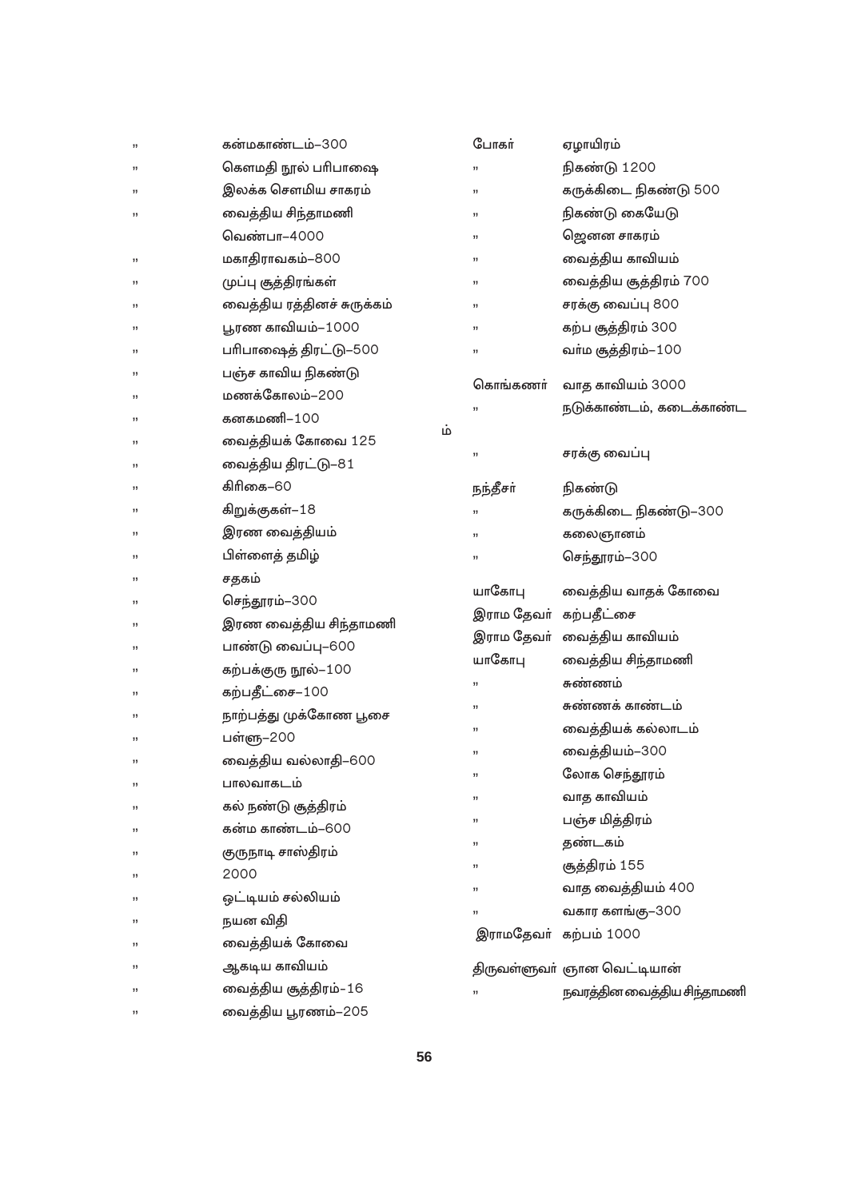| | |
|---|---|
| " | கன்மகாண்டம்–300 |
| " | கௌமதி நூல் பரிபாஷை |
| " | இலக்க சௌமிய சாகரம் |
| " | வைத்திய சிந்தாமணி |
| | வெண்பா–4000 |
| " | மகாதிராவகம்–800 |
| " | முப்பு சூத்திரங்கள் |
| " | வைத்திய ரத்தினச் சுருக்கம் |
| " | பூரண காவியம்–1000 |
| " | பரிபாஷைத் திரட்டு–500 |
| " | பஞ்ச காவிய நிகண்டு |
| " | மணக்கோலம்–200 |
| " | கனகமணி–100 |
| " | வைத்தியக் கோவை 125 |
| " | வைத்திய திரட்டு–81 |
| " | கிரிகை–60 |
| " | கிறுக்குகள்–18 |
| " | இரண வைத்தியம் |
| " | பிள்ளைத் தமிழ் |
| " | சதகம் |
| " | செந்தூரம்–300 |
| " | இரண வைத்திய சிந்தாமணி |
| " | பாண்டு வைப்பு–600 |
| " | கற்பக்குரு நூல்–100 |
| " | கற்பதீட்சை–100 |
| " | நாற்பத்து முக்கோண பூசை |
| " | பள்ளு–200 |
| " | வைத்திய வல்லாதி–600 |
| " | பாலவாகடம் |
| " | கல் நண்டு சூத்திரம் |
| " | கன்ம காண்டம்–600 |
| " | குருநாடி சாஸ்திரம் |
| " | 2000 |
| " | ஒட்டியம் சல்லியம் |
| " | நயன விதி |
| " | வைத்தியக் கோவை |
| " | ஆகடிய காவியம் |
| " | வைத்திய சூத்திரம்–16 |
| " | வைத்திய பூரணம்–205 |
| போகர் | ஏழாயிரம் |
| " | நிகண்டு 1200 |
| " | கருக்கிடை நிகண்டு 500 |
| " | நிகண்டு கையேடு |
| " | ஜெனன சாகரம் |
| " | வைத்திய காவியம் |
| " | வைத்திய சூத்திரம் 700 |
| " | சரக்கு வைப்பு 800 |
| " | கற்ப சூத்திரம் 300 |
| " | வர்ம சூத்திரம்–100 |
| கொங்கணர் | வாத காவியம் 3000 |
| " | நடுக்காண்டம், கடைக்காண்டம் |
| " | சரக்கு வைப்பு |
| நந்தீசர் | நிகண்டு |
| " | கருக்கிடை நிகண்டு–300 |
| " | கலைஞானம் |
| " | செந்தூரம்–300 |
| யாகோபு | வைத்திய வாதக் கோவை |
| இராம தேவர் | கற்பதீட்சை |
| இராம தேவர் | வைத்திய காவியம் |
| யாகோபு | வைத்திய சிந்தாமணி |
| " | சுண்ணம் |
| " | சுண்ணக் காண்டம் |
| " | வைத்தியக் கல்லாடம் |
| " | வைத்தியம்–300 |
| " | லோக செந்தூரம் |
| " | வாத காவியம் |
| " | பஞ்ச மித்திரம் |
| " | தண்டகம் |
| " | சூத்திரம் 155 |
| " | வாத வைத்தியம் 400 |
| " | வகார களங்கு–300 |
| இராமதேவர் | கற்பம் 1000 |
| திருவள்ளுவர் | ஞான வெட்டியான் |
| " | நவரத்தினவைத்திய சிந்தாமணி |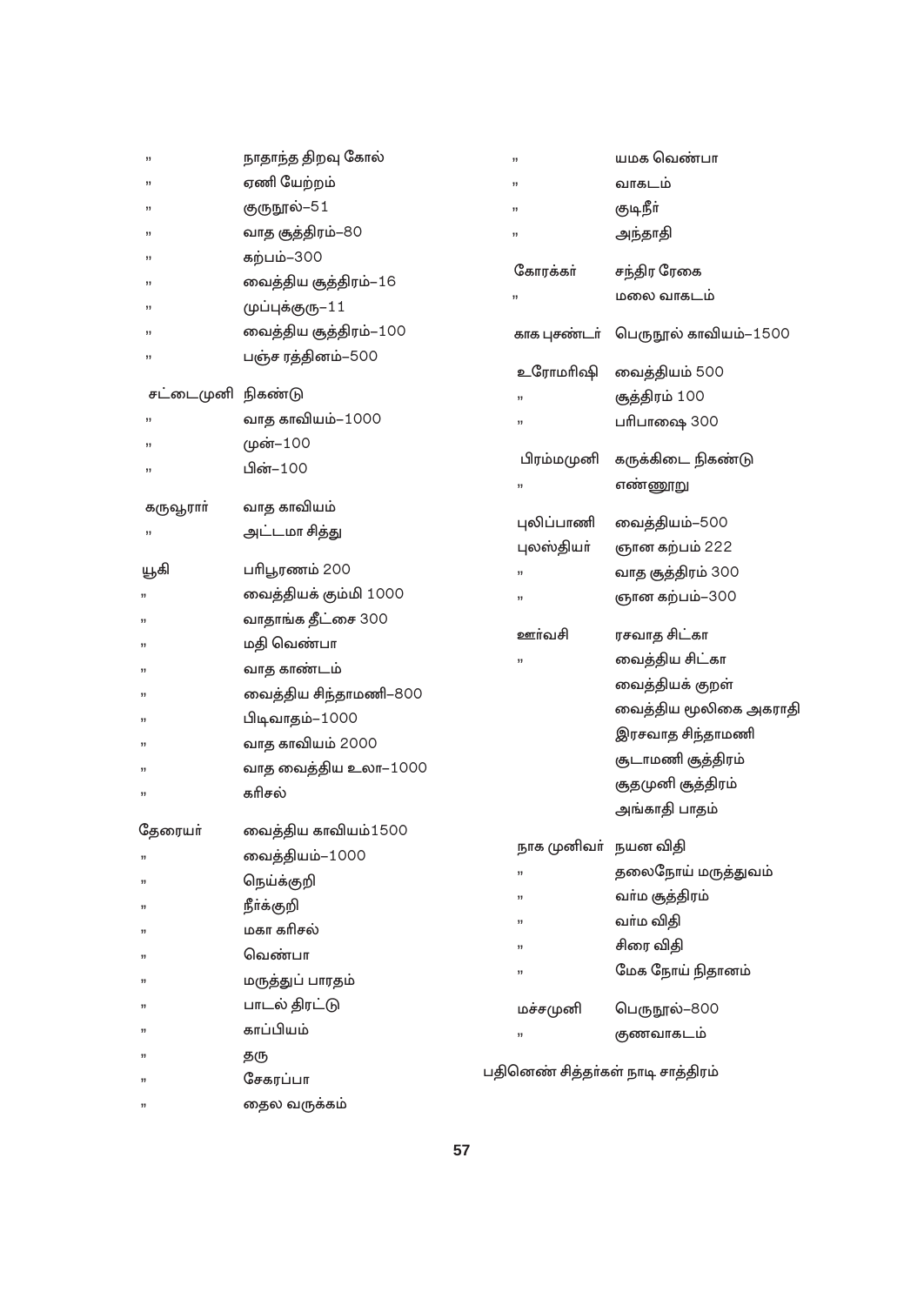| | |
|---|---|
| " | நாதாந்த திறவு கோல் |
| " | ஏணி யேற்றம் |
| " | குருநூல்–51 |
| " | வாத சூத்திரம்–80 |
| " | கற்பம்–300 |
| " | வைத்திய சூத்திரம்–16 |
| " | முப்புக்குரு–11 |
| " | வைத்திய சூத்திரம்–100 |
| " | பஞ்ச ரத்தினம்–500 |
| சட்டைமுனி | நிகண்டு |
| " | வாத காவியம்–1000 |
| " | முன்–100 |
| " | பின்–100 |
| கருவூரார் | வாத காவியம் |
| " | அட்டமா சித்து |
| யூகி | பரிபூரணம் 200 |
| " | வைத்தியக் கும்மி 1000 |
| " | வாதாங்க தீட்சை 300 |
| " | மதி வெண்பா |
| " | வாத காண்டம் |
| " | வைத்திய சிந்தாமணி–800 |
| " | பிடிவாதம்–1000 |
| " | வாத காவியம் 2000 |
| " | வாத வைத்திய உலா–1000 |
| " | கரிசல் |
| தேரையர் | வைத்திய காவியம்1500 |
| " | வைத்தியம்–1000 |
| " | நெய்க்குறி |
| " | நீர்க்குறி |
| " | மகா கரிசல் |
| " | வெண்பா |
| " | மருத்துப் பாரதம் |
| " | பாடல் திரட்டு |
| " | காப்பியம் |
| " | தரு |
| " | சேகரப்பா |
| " | தைல வருக்கம் |
| " | யமக வெண்பா |
| " | வாகடம் |
| " | குடிநீர் |
| " | அந்தாதி |
| கோரக்கர் | சந்திர ரேகை |
| " | மலை வாகடம் |
| காக புசுண்டர் | பெருநூல் காவியம்–1500 |
| உரோமரிஷி | வைத்தியம் 500 |
| " | சூத்திரம் 100 |
| " | பரிபாஷை 300 |
| பிரம்மமுனி | கருக்கிடை நிகண்டு |
| " | எண்ணூறு |
| புலிப்பாணி | வைத்தியம்–500 |
| புலஸ்தியர் | ஞான கற்பம் 222 |
| " | வாத சூத்திரம் 300 |
| " | ஞான கற்பம்–300 |
| ஊர்வசி | ரசவாத சிட்கா |
| " | வைத்திய சிட்கா |
| | வைத்தியக் குறள் |
| | வைத்திய மூலிகை அகராதி |
| | இரசவாத சிந்தாமணி |
| | சூடாமணி சூத்திரம் |
| | சூதமுனி சூத்திரம் |
| | அங்காதி பாதம் |
| நாக முனிவர் | நயன விதி |
| " | தலைநோய் மருத்துவம் |
| " | வர்ம சூத்திரம் |
| " | வர்ம விதி |
| " | சிரை விதி |
| " | மேக நோய் நிதானம் |
| மச்சமுனி | பெருநூல்–800 |
| " | குணவாகடம் |

பதினெண் சித்தர்கள் நாடி சாத்திரம்